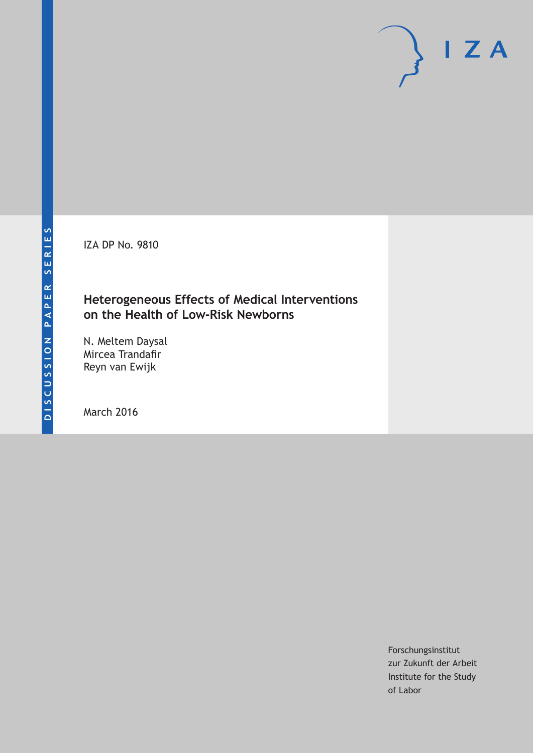DISCUSSION PAPER SERIES

IZA DP No. 9810

# Heterogeneous Effects of Medical Interventions on the Health of Low-Risk Newborns

N. Meltem Daysal
Mircea Trandafir
Reyn van Ewijk

March 2016

Forschungsinstitut
zur Zukunft der Arbeit
Institute for the Study
of Labor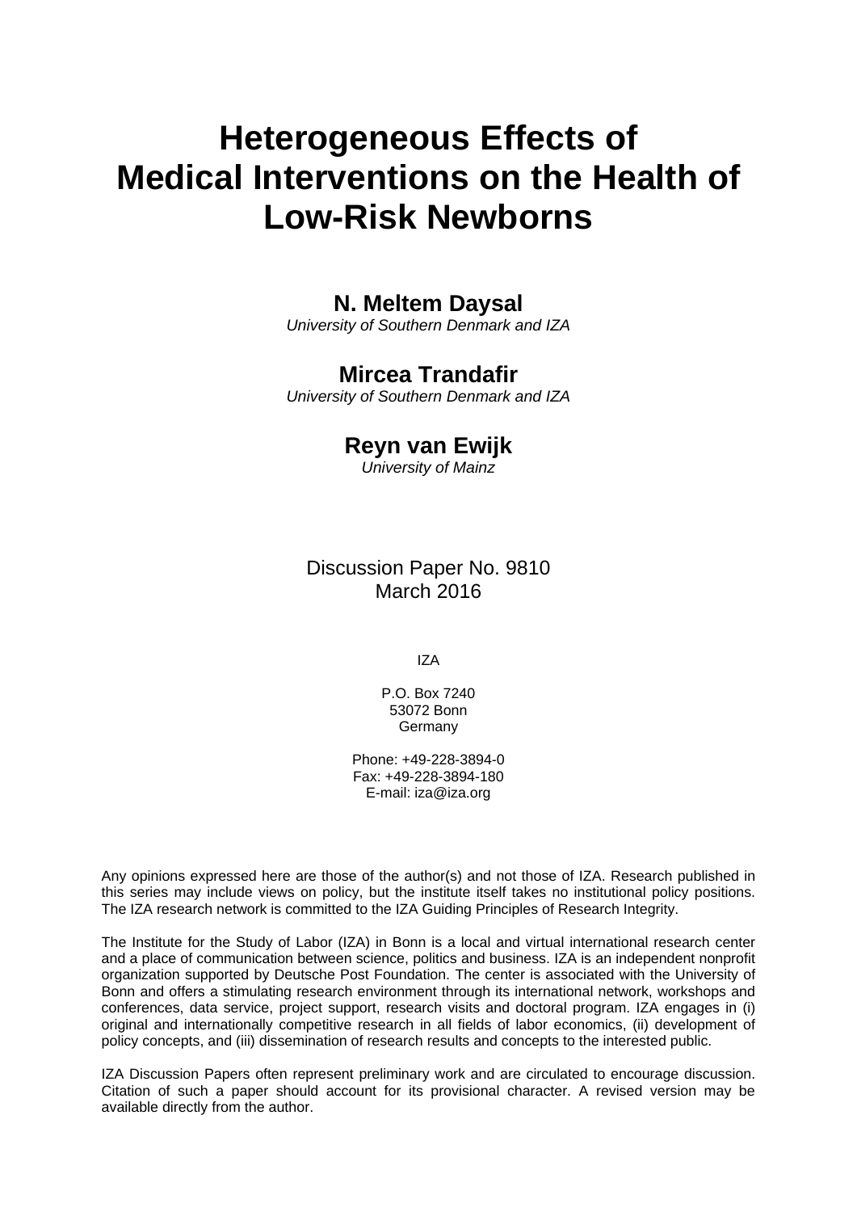# Heterogeneous Effects of Medical Interventions on the Health of Low-Risk Newborns

**N. Meltem Daysal**
*University of Southern Denmark and IZA*

**Mircea Trandafir**
*University of Southern Denmark and IZA*

**Reyn van Ewijk**
*University of Mainz*

Discussion Paper No. 9810
March 2016

IZA

P.O. Box 7240
53072 Bonn
Germany

Phone: +49-228-3894-0
Fax: +49-228-3894-180
E-mail: iza@iza.org

Any opinions expressed here are those of the author(s) and not those of IZA. Research published in this series may include views on policy, but the institute itself takes no institutional policy positions. The IZA research network is committed to the IZA Guiding Principles of Research Integrity.

The Institute for the Study of Labor (IZA) in Bonn is a local and virtual international research center and a place of communication between science, politics and business. IZA is an independent nonprofit organization supported by Deutsche Post Foundation. The center is associated with the University of Bonn and offers a stimulating research environment through its international network, workshops and conferences, data service, project support, research visits and doctoral program. IZA engages in (i) original and internationally competitive research in all fields of labor economics, (ii) development of policy concepts, and (iii) dissemination of research results and concepts to the interested public.

IZA Discussion Papers often represent preliminary work and are circulated to encourage discussion. Citation of such a paper should account for its provisional character. A revised version may be available directly from the author.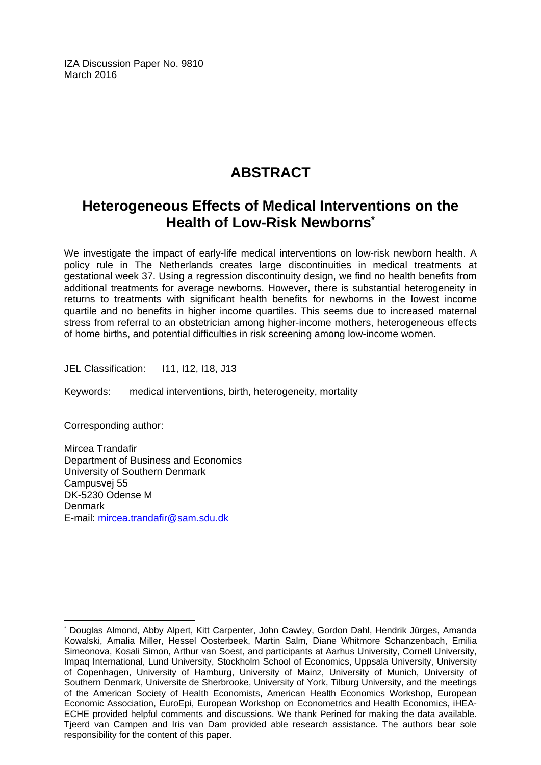IZA Discussion Paper No. 9810
March 2016

# ABSTRACT

## Heterogeneous Effects of Medical Interventions on the Health of Low-Risk Newborns*

We investigate the impact of early-life medical interventions on low-risk newborn health. A policy rule in The Netherlands creates large discontinuities in medical treatments at gestational week 37. Using a regression discontinuity design, we find no health benefits from additional treatments for average newborns. However, there is substantial heterogeneity in returns to treatments with significant health benefits for newborns in the lowest income quartile and no benefits in higher income quartiles. This seems due to increased maternal stress from referral to an obstetrician among higher-income mothers, heterogeneous effects of home births, and potential difficulties in risk screening among low-income women.

JEL Classification: I11, I12, I18, J13

Keywords: medical interventions, birth, heterogeneity, mortality

Corresponding author:

Mircea Trandafir
Department of Business and Economics
University of Southern Denmark
Campusvej 55
DK-5230 Odense M
Denmark
E-mail: mircea.trandafir@sam.sdu.dk

---

* Douglas Almond, Abby Alpert, Kitt Carpenter, John Cawley, Gordon Dahl, Hendrik Jürges, Amanda Kowalski, Amalia Miller, Hessel Oosterbeek, Martin Salm, Diane Whitmore Schanzenbach, Emilia Simeonova, Kosali Simon, Arthur van Soest, and participants at Aarhus University, Cornell University, Impaq International, Lund University, Stockholm School of Economics, Uppsala University, University of Copenhagen, University of Hamburg, University of Mainz, University of Munich, University of Southern Denmark, Universite de Sherbrooke, University of York, Tilburg University, and the meetings of the American Society of Health Economists, American Health Economics Workshop, European Economic Association, EuroEpi, European Workshop on Econometrics and Health Economics, iHEA-ECHE provided helpful comments and discussions. We thank Perined for making the data available. Tjeerd van Campen and Iris van Dam provided able research assistance. The authors bear sole responsibility for the content of this paper.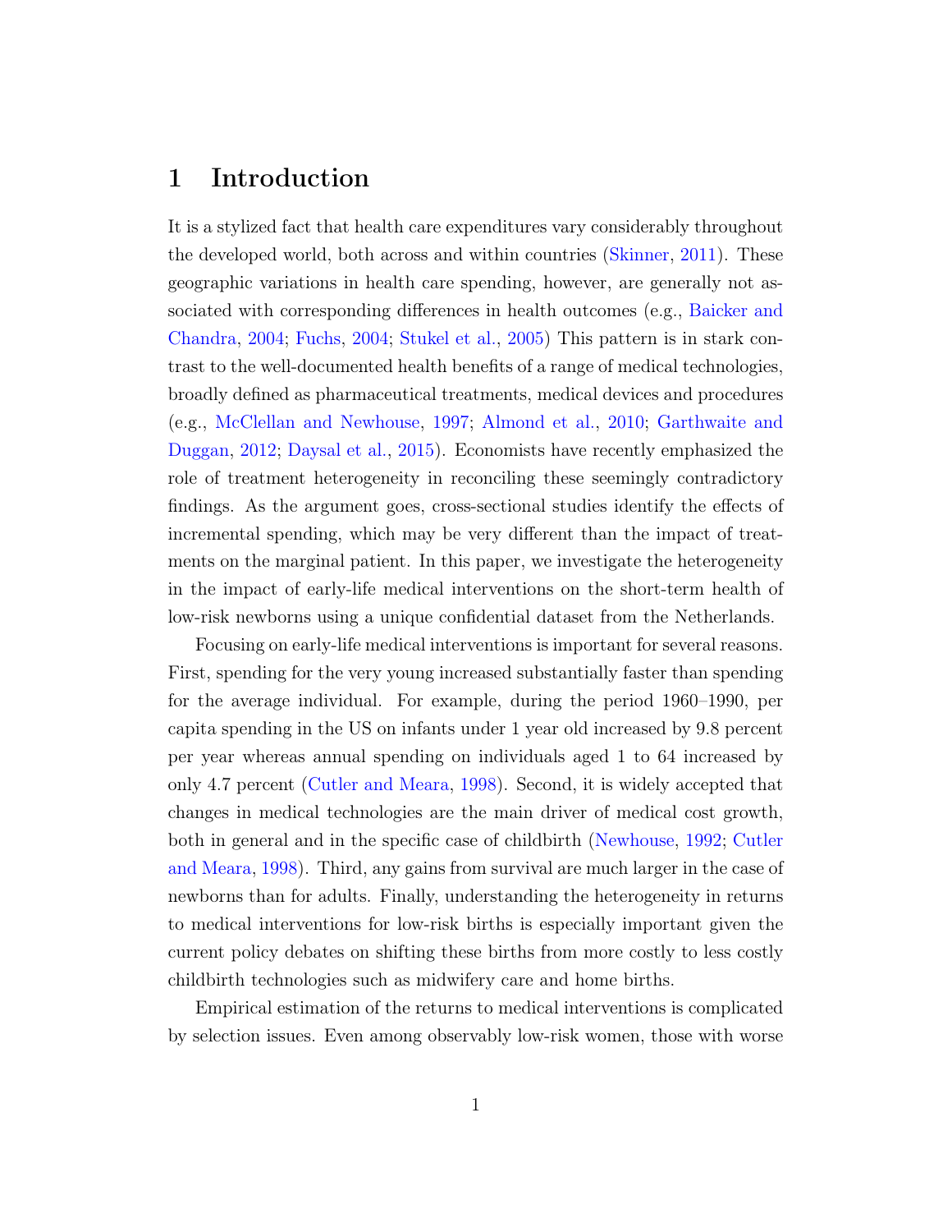# 1 Introduction

It is a stylized fact that health care expenditures vary considerably throughout the developed world, both across and within countries (Skinner, 2011). These geographic variations in health care spending, however, are generally not associated with corresponding differences in health outcomes (e.g., Baicker and Chandra, 2004; Fuchs, 2004; Stukel et al., 2005) This pattern is in stark contrast to the well-documented health benefits of a range of medical technologies, broadly defined as pharmaceutical treatments, medical devices and procedures (e.g., McClellan and Newhouse, 1997; Almond et al., 2010; Garthwaite and Duggan, 2012; Daysal et al., 2015). Economists have recently emphasized the role of treatment heterogeneity in reconciling these seemingly contradictory findings. As the argument goes, cross-sectional studies identify the effects of incremental spending, which may be very different than the impact of treatments on the marginal patient. In this paper, we investigate the heterogeneity in the impact of early-life medical interventions on the short-term health of low-risk newborns using a unique confidential dataset from the Netherlands.

Focusing on early-life medical interventions is important for several reasons. First, spending for the very young increased substantially faster than spending for the average individual. For example, during the period 1960–1990, per capita spending in the US on infants under 1 year old increased by 9.8 percent per year whereas annual spending on individuals aged 1 to 64 increased by only 4.7 percent (Cutler and Meara, 1998). Second, it is widely accepted that changes in medical technologies are the main driver of medical cost growth, both in general and in the specific case of childbirth (Newhouse, 1992; Cutler and Meara, 1998). Third, any gains from survival are much larger in the case of newborns than for adults. Finally, understanding the heterogeneity in returns to medical interventions for low-risk births is especially important given the current policy debates on shifting these births from more costly to less costly childbirth technologies such as midwifery care and home births.

Empirical estimation of the returns to medical interventions is complicated by selection issues. Even among observably low-risk women, those with worse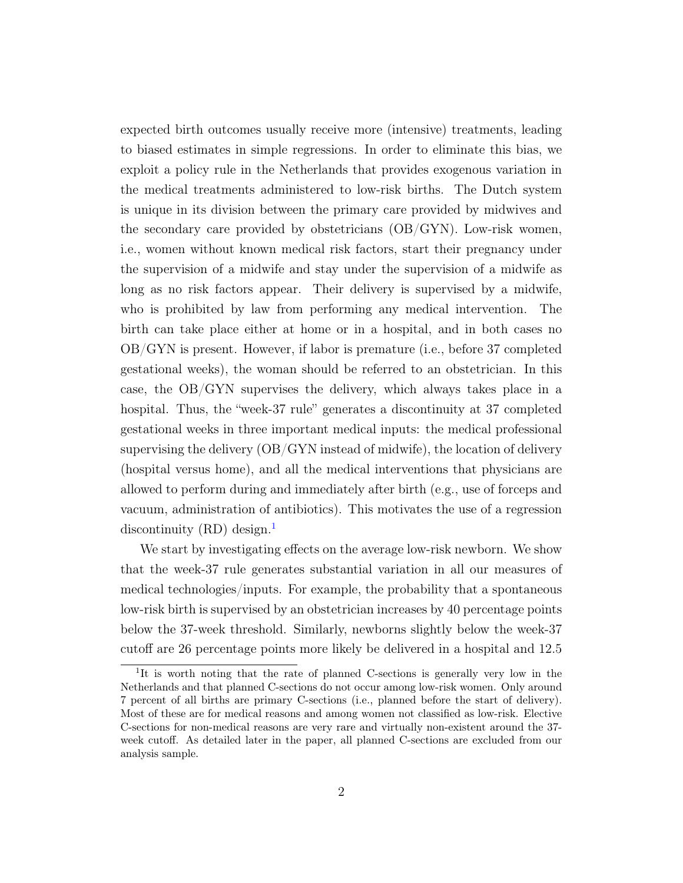expected birth outcomes usually receive more (intensive) treatments, leading to biased estimates in simple regressions. In order to eliminate this bias, we exploit a policy rule in the Netherlands that provides exogenous variation in the medical treatments administered to low-risk births. The Dutch system is unique in its division between the primary care provided by midwives and the secondary care provided by obstetricians (OB/GYN). Low-risk women, i.e., women without known medical risk factors, start their pregnancy under the supervision of a midwife and stay under the supervision of a midwife as long as no risk factors appear. Their delivery is supervised by a midwife, who is prohibited by law from performing any medical intervention. The birth can take place either at home or in a hospital, and in both cases no OB/GYN is present. However, if labor is premature (i.e., before 37 completed gestational weeks), the woman should be referred to an obstetrician. In this case, the OB/GYN supervises the delivery, which always takes place in a hospital. Thus, the "week-37 rule" generates a discontinuity at 37 completed gestational weeks in three important medical inputs: the medical professional supervising the delivery (OB/GYN instead of midwife), the location of delivery (hospital versus home), and all the medical interventions that physicians are allowed to perform during and immediately after birth (e.g., use of forceps and vacuum, administration of antibiotics). This motivates the use of a regression discontinuity (RD) design.[1]

We start by investigating effects on the average low-risk newborn. We show that the week-37 rule generates substantial variation in all our measures of medical technologies/inputs. For example, the probability that a spontaneous low-risk birth is supervised by an obstetrician increases by 40 percentage points below the 37-week threshold. Similarly, newborns slightly below the week-37 cutoff are 26 percentage points more likely be delivered in a hospital and 12.5

[1] It is worth noting that the rate of planned C-sections is generally very low in the Netherlands and that planned C-sections do not occur among low-risk women. Only around 7 percent of all births are primary C-sections (i.e., planned before the start of delivery). Most of these are for medical reasons and among women not classified as low-risk. Elective C-sections for non-medical reasons are very rare and virtually non-existent around the 37-week cutoff. As detailed later in the paper, all planned C-sections are excluded from our analysis sample.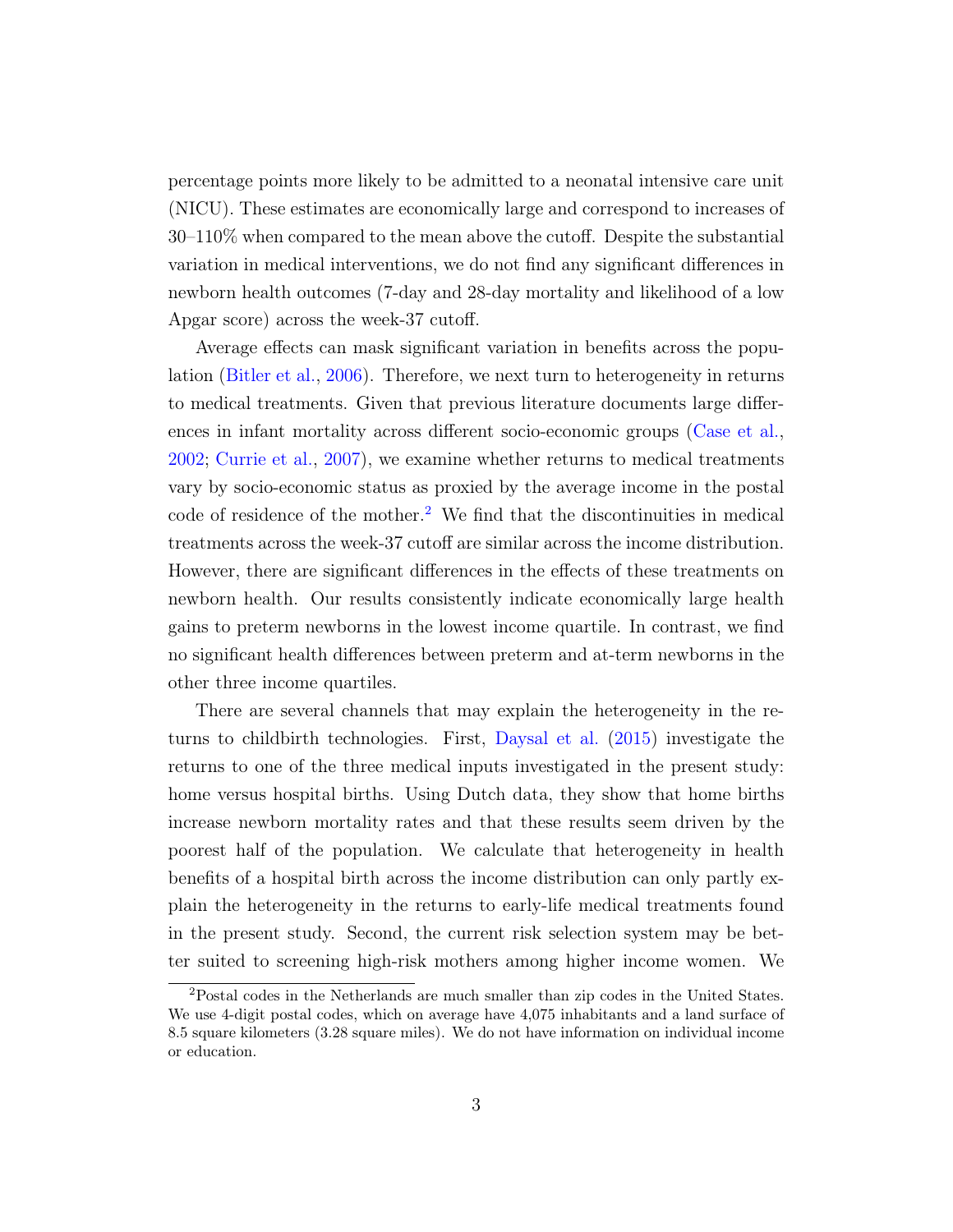percentage points more likely to be admitted to a neonatal intensive care unit (NICU). These estimates are economically large and correspond to increases of 30–110% when compared to the mean above the cutoff. Despite the substantial variation in medical interventions, we do not find any significant differences in newborn health outcomes (7-day and 28-day mortality and likelihood of a low Apgar score) across the week-37 cutoff.

Average effects can mask significant variation in benefits across the population (Bitler et al., 2006). Therefore, we next turn to heterogeneity in returns to medical treatments. Given that previous literature documents large differences in infant mortality across different socio-economic groups (Case et al., 2002; Currie et al., 2007), we examine whether returns to medical treatments vary by socio-economic status as proxied by the average income in the postal code of residence of the mother.[2] We find that the discontinuities in medical treatments across the week-37 cutoff are similar across the income distribution. However, there are significant differences in the effects of these treatments on newborn health. Our results consistently indicate economically large health gains to preterm newborns in the lowest income quartile. In contrast, we find no significant health differences between preterm and at-term newborns in the other three income quartiles.

There are several channels that may explain the heterogeneity in the returns to childbirth technologies. First, Daysal et al. (2015) investigate the returns to one of the three medical inputs investigated in the present study: home versus hospital births. Using Dutch data, they show that home births increase newborn mortality rates and that these results seem driven by the poorest half of the population. We calculate that heterogeneity in health benefits of a hospital birth across the income distribution can only partly explain the heterogeneity in the returns to early-life medical treatments found in the present study. Second, the current risk selection system may be better suited to screening high-risk mothers among higher income women. We

[2] Postal codes in the Netherlands are much smaller than zip codes in the United States. We use 4-digit postal codes, which on average have 4,075 inhabitants and a land surface of 8.5 square kilometers (3.28 square miles). We do not have information on individual income or education.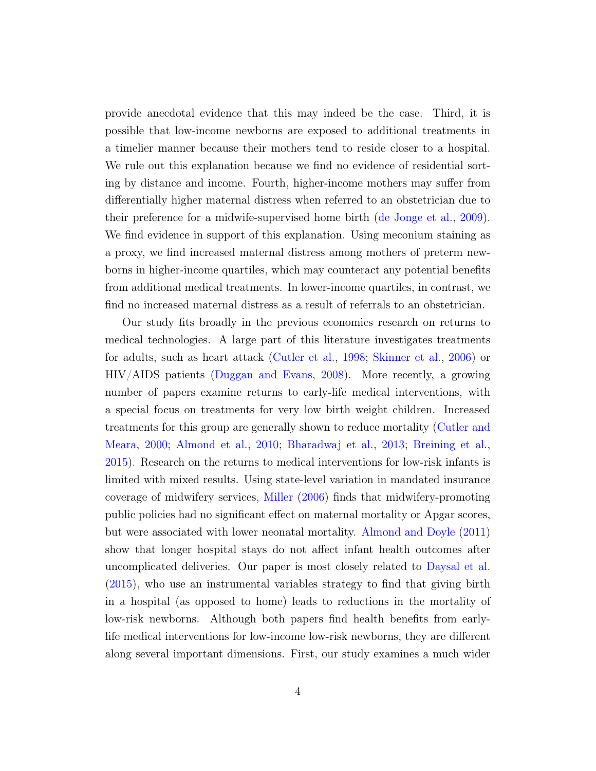provide anecdotal evidence that this may indeed be the case. Third, it is possible that low-income newborns are exposed to additional treatments in a timelier manner because their mothers tend to reside closer to a hospital. We rule out this explanation because we find no evidence of residential sorting by distance and income. Fourth, higher-income mothers may suffer from differentially higher maternal distress when referred to an obstetrician due to their preference for a midwife-supervised home birth (de Jonge et al., 2009). We find evidence in support of this explanation. Using meconium staining as a proxy, we find increased maternal distress among mothers of preterm newborns in higher-income quartiles, which may counteract any potential benefits from additional medical treatments. In lower-income quartiles, in contrast, we find no increased maternal distress as a result of referrals to an obstetrician.

Our study fits broadly in the previous economics research on returns to medical technologies. A large part of this literature investigates treatments for adults, such as heart attack (Cutler et al., 1998; Skinner et al., 2006) or HIV/AIDS patients (Duggan and Evans, 2008). More recently, a growing number of papers examine returns to early-life medical interventions, with a special focus on treatments for very low birth weight children. Increased treatments for this group are generally shown to reduce mortality (Cutler and Meara, 2000; Almond et al., 2010; Bharadwaj et al., 2013; Breining et al., 2015). Research on the returns to medical interventions for low-risk infants is limited with mixed results. Using state-level variation in mandated insurance coverage of midwifery services, Miller (2006) finds that midwifery-promoting public policies had no significant effect on maternal mortality or Apgar scores, but were associated with lower neonatal mortality. Almond and Doyle (2011) show that longer hospital stays do not affect infant health outcomes after uncomplicated deliveries. Our paper is most closely related to Daysal et al. (2015), who use an instrumental variables strategy to find that giving birth in a hospital (as opposed to home) leads to reductions in the mortality of low-risk newborns. Although both papers find health benefits from early-life medical interventions for low-income low-risk newborns, they are different along several important dimensions. First, our study examines a much wider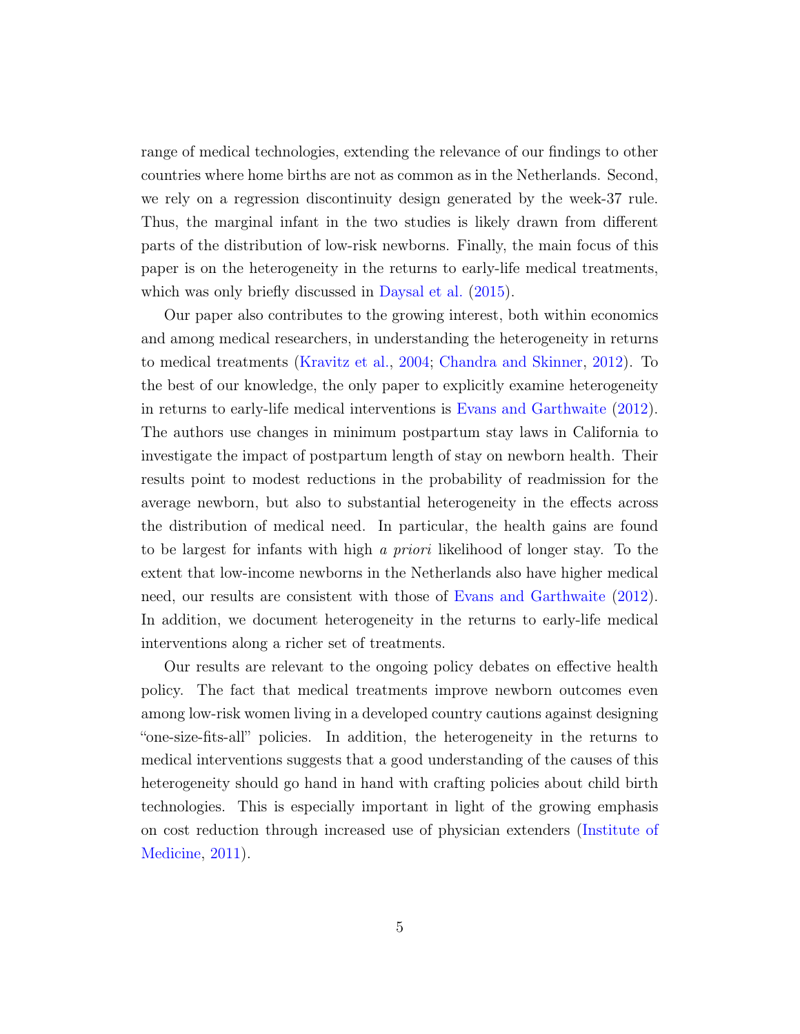range of medical technologies, extending the relevance of our findings to other countries where home births are not as common as in the Netherlands. Second, we rely on a regression discontinuity design generated by the week-37 rule. Thus, the marginal infant in the two studies is likely drawn from different parts of the distribution of low-risk newborns. Finally, the main focus of this paper is on the heterogeneity in the returns to early-life medical treatments, which was only briefly discussed in Daysal et al. (2015).

Our paper also contributes to the growing interest, both within economics and among medical researchers, in understanding the heterogeneity in returns to medical treatments (Kravitz et al., 2004; Chandra and Skinner, 2012). To the best of our knowledge, the only paper to explicitly examine heterogeneity in returns to early-life medical interventions is Evans and Garthwaite (2012). The authors use changes in minimum postpartum stay laws in California to investigate the impact of postpartum length of stay on newborn health. Their results point to modest reductions in the probability of readmission for the average newborn, but also to substantial heterogeneity in the effects across the distribution of medical need. In particular, the health gains are found to be largest for infants with high *a priori* likelihood of longer stay. To the extent that low-income newborns in the Netherlands also have higher medical need, our results are consistent with those of Evans and Garthwaite (2012). In addition, we document heterogeneity in the returns to early-life medical interventions along a richer set of treatments.

Our results are relevant to the ongoing policy debates on effective health policy. The fact that medical treatments improve newborn outcomes even among low-risk women living in a developed country cautions against designing "one-size-fits-all" policies. In addition, the heterogeneity in the returns to medical interventions suggests that a good understanding of the causes of this heterogeneity should go hand in hand with crafting policies about child birth technologies. This is especially important in light of the growing emphasis on cost reduction through increased use of physician extenders (Institute of Medicine, 2011).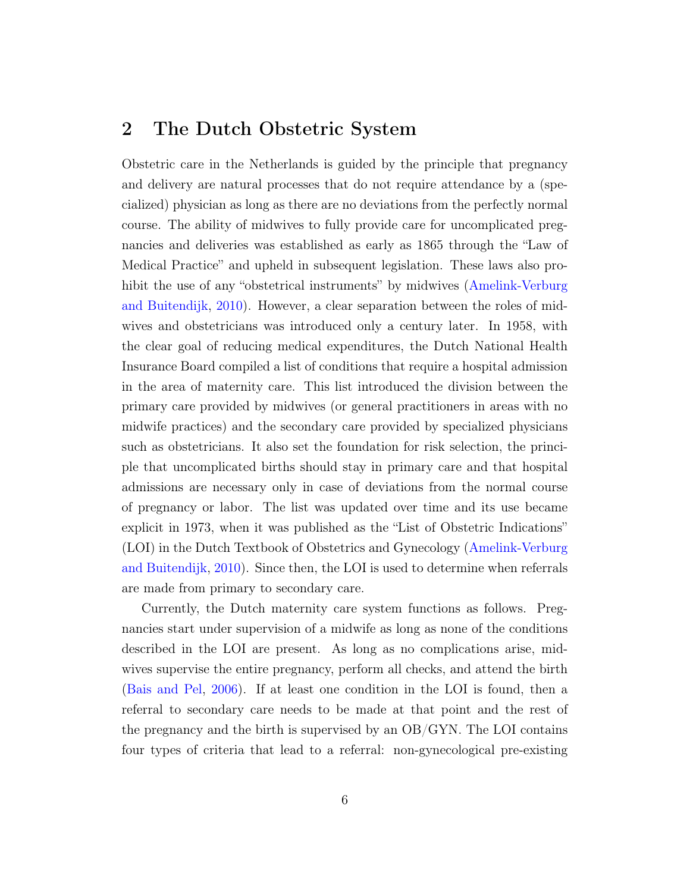## 2 The Dutch Obstetric System

Obstetric care in the Netherlands is guided by the principle that pregnancy and delivery are natural processes that do not require attendance by a (specialized) physician as long as there are no deviations from the perfectly normal course. The ability of midwives to fully provide care for uncomplicated pregnancies and deliveries was established as early as 1865 through the "Law of Medical Practice" and upheld in subsequent legislation. These laws also prohibit the use of any "obstetrical instruments" by midwives (Amelink-Verburg and Buitendijk, 2010). However, a clear separation between the roles of midwives and obstetricians was introduced only a century later. In 1958, with the clear goal of reducing medical expenditures, the Dutch National Health Insurance Board compiled a list of conditions that require a hospital admission in the area of maternity care. This list introduced the division between the primary care provided by midwives (or general practitioners in areas with no midwife practices) and the secondary care provided by specialized physicians such as obstetricians. It also set the foundation for risk selection, the principle that uncomplicated births should stay in primary care and that hospital admissions are necessary only in case of deviations from the normal course of pregnancy or labor. The list was updated over time and its use became explicit in 1973, when it was published as the "List of Obstetric Indications" (LOI) in the Dutch Textbook of Obstetrics and Gynecology (Amelink-Verburg and Buitendijk, 2010). Since then, the LOI is used to determine when referrals are made from primary to secondary care.

Currently, the Dutch maternity care system functions as follows. Pregnancies start under supervision of a midwife as long as none of the conditions described in the LOI are present. As long as no complications arise, midwives supervise the entire pregnancy, perform all checks, and attend the birth (Bais and Pel, 2006). If at least one condition in the LOI is found, then a referral to secondary care needs to be made at that point and the rest of the pregnancy and the birth is supervised by an OB/GYN. The LOI contains four types of criteria that lead to a referral: non-gynecological pre-existing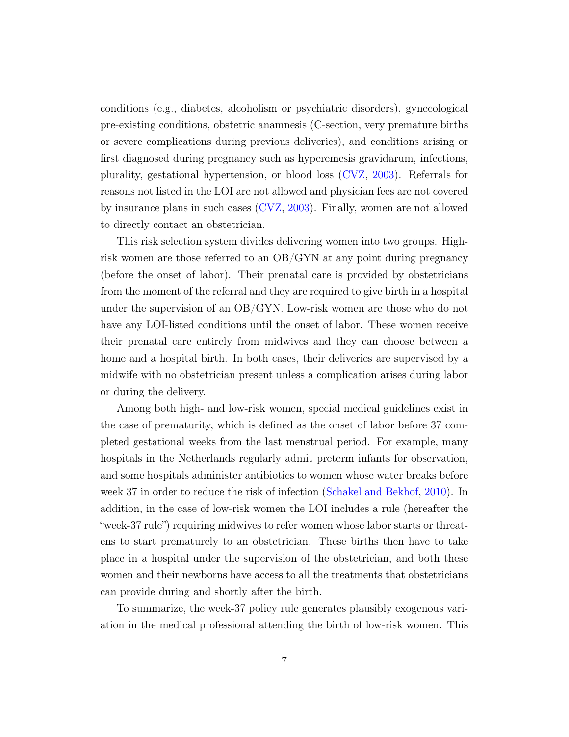conditions (e.g., diabetes, alcoholism or psychiatric disorders), gynecological pre-existing conditions, obstetric anamnesis (C-section, very premature births or severe complications during previous deliveries), and conditions arising or first diagnosed during pregnancy such as hyperemesis gravidarum, infections, plurality, gestational hypertension, or blood loss (CVZ, 2003). Referrals for reasons not listed in the LOI are not allowed and physician fees are not covered by insurance plans in such cases (CVZ, 2003). Finally, women are not allowed to directly contact an obstetrician.

This risk selection system divides delivering women into two groups. High-risk women are those referred to an OB/GYN at any point during pregnancy (before the onset of labor). Their prenatal care is provided by obstetricians from the moment of the referral and they are required to give birth in a hospital under the supervision of an OB/GYN. Low-risk women are those who do not have any LOI-listed conditions until the onset of labor. These women receive their prenatal care entirely from midwives and they can choose between a home and a hospital birth. In both cases, their deliveries are supervised by a midwife with no obstetrician present unless a complication arises during labor or during the delivery.

Among both high- and low-risk women, special medical guidelines exist in the case of prematurity, which is defined as the onset of labor before 37 completed gestational weeks from the last menstrual period. For example, many hospitals in the Netherlands regularly admit preterm infants for observation, and some hospitals administer antibiotics to women whose water breaks before week 37 in order to reduce the risk of infection (Schakel and Bekhof, 2010). In addition, in the case of low-risk women the LOI includes a rule (hereafter the "week-37 rule") requiring midwives to refer women whose labor starts or threatens to start prematurely to an obstetrician. These births then have to take place in a hospital under the supervision of the obstetrician, and both these women and their newborns have access to all the treatments that obstetricians can provide during and shortly after the birth.

To summarize, the week-37 policy rule generates plausibly exogenous variation in the medical professional attending the birth of low-risk women. This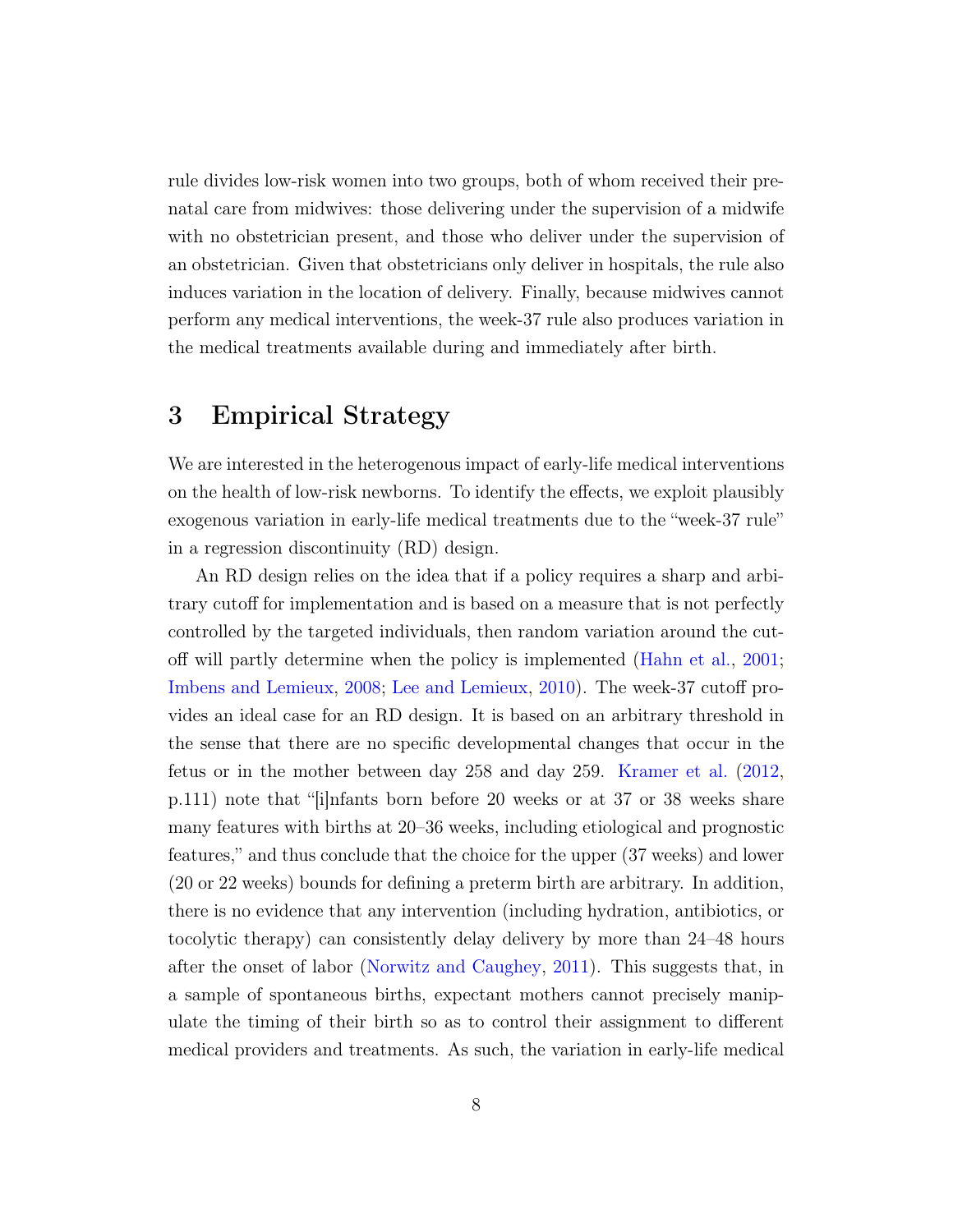rule divides low-risk women into two groups, both of whom received their prenatal care from midwives: those delivering under the supervision of a midwife with no obstetrician present, and those who deliver under the supervision of an obstetrician. Given that obstetricians only deliver in hospitals, the rule also induces variation in the location of delivery. Finally, because midwives cannot perform any medical interventions, the week-37 rule also produces variation in the medical treatments available during and immediately after birth.

# 3 Empirical Strategy

We are interested in the heterogenous impact of early-life medical interventions on the health of low-risk newborns. To identify the effects, we exploit plausibly exogenous variation in early-life medical treatments due to the "week-37 rule" in a regression discontinuity (RD) design.

An RD design relies on the idea that if a policy requires a sharp and arbitrary cutoff for implementation and is based on a measure that is not perfectly controlled by the targeted individuals, then random variation around the cutoff will partly determine when the policy is implemented (Hahn et al., 2001; Imbens and Lemieux, 2008; Lee and Lemieux, 2010). The week-37 cutoff provides an ideal case for an RD design. It is based on an arbitrary threshold in the sense that there are no specific developmental changes that occur in the fetus or in the mother between day 258 and day 259. Kramer et al. (2012, p.111) note that "[i]nfants born before 20 weeks or at 37 or 38 weeks share many features with births at 20–36 weeks, including etiological and prognostic features," and thus conclude that the choice for the upper (37 weeks) and lower (20 or 22 weeks) bounds for defining a preterm birth are arbitrary. In addition, there is no evidence that any intervention (including hydration, antibiotics, or tocolytic therapy) can consistently delay delivery by more than 24–48 hours after the onset of labor (Norwitz and Caughey, 2011). This suggests that, in a sample of spontaneous births, expectant mothers cannot precisely manipulate the timing of their birth so as to control their assignment to different medical providers and treatments. As such, the variation in early-life medical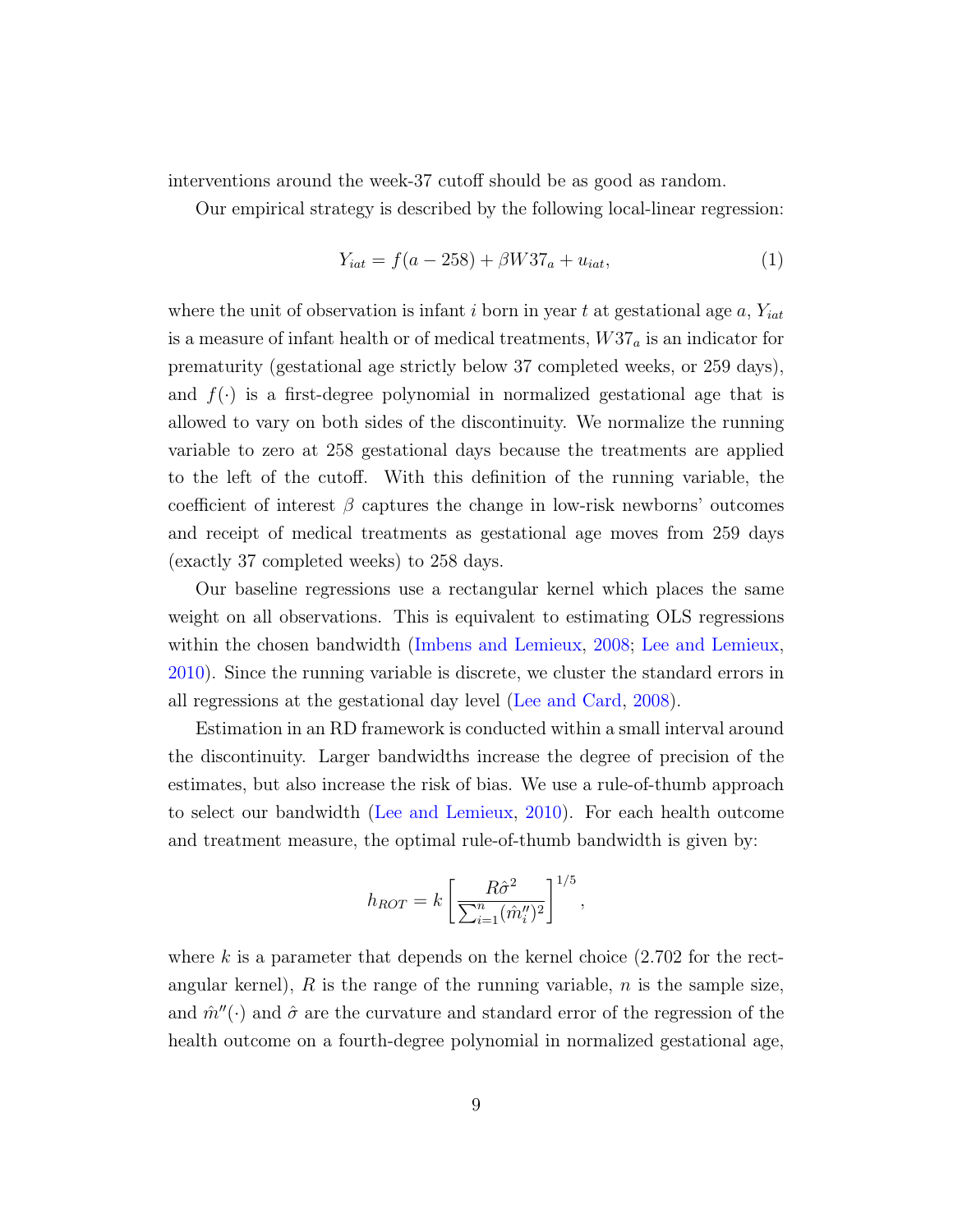interventions around the week-37 cutoff should be as good as random.

Our empirical strategy is described by the following local-linear regression:

$$Y_{iat} = f(a - 258) + \beta W37_a + u_{iat}, \tag{1}$$

where the unit of observation is infant $i$ born in year $t$ at gestational age $a$, $Y_{iat}$ is a measure of infant health or of medical treatments, $W37_a$ is an indicator for prematurity (gestational age strictly below 37 completed weeks, or 259 days), and $f(\cdot)$ is a first-degree polynomial in normalized gestational age that is allowed to vary on both sides of the discontinuity. We normalize the running variable to zero at 258 gestational days because the treatments are applied to the left of the cutoff. With this definition of the running variable, the coefficient of interest $\beta$ captures the change in low-risk newborns' outcomes and receipt of medical treatments as gestational age moves from 259 days (exactly 37 completed weeks) to 258 days.

Our baseline regressions use a rectangular kernel which places the same weight on all observations. This is equivalent to estimating OLS regressions within the chosen bandwidth (Imbens and Lemieux, 2008; Lee and Lemieux, 2010). Since the running variable is discrete, we cluster the standard errors in all regressions at the gestational day level (Lee and Card, 2008).

Estimation in an RD framework is conducted within a small interval around the discontinuity. Larger bandwidths increase the degree of precision of the estimates, but also increase the risk of bias. We use a rule-of-thumb approach to select our bandwidth (Lee and Lemieux, 2010). For each health outcome and treatment measure, the optimal rule-of-thumb bandwidth is given by:

$$h_{ROT} = k \left[ \frac{R\hat{\sigma}^2}{\sum_{i=1}^{n} (\hat{m}_i'')^2} \right]^{1/5},$$

where $k$ is a parameter that depends on the kernel choice (2.702 for the rectangular kernel), $R$ is the range of the running variable, $n$ is the sample size, and $\hat{m}''(\cdot)$ and $\hat{\sigma}$ are the curvature and standard error of the regression of the health outcome on a fourth-degree polynomial in normalized gestational age,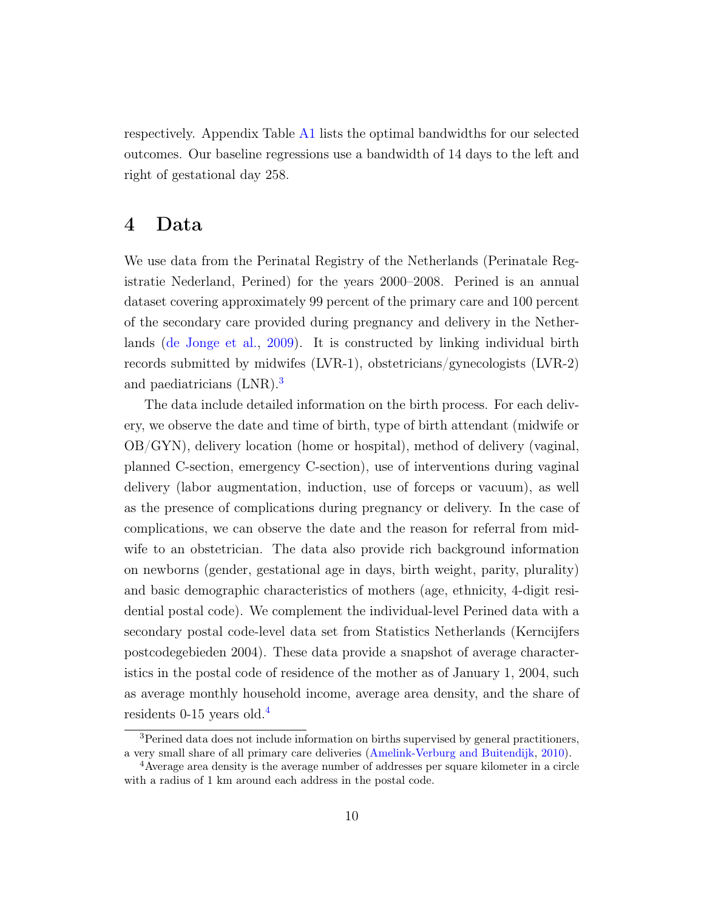respectively. Appendix Table A1 lists the optimal bandwidths for our selected outcomes. Our baseline regressions use a bandwidth of 14 days to the left and right of gestational day 258.

# 4 Data

We use data from the Perinatal Registry of the Netherlands (Perinatale Registratie Nederland, Perined) for the years 2000–2008. Perined is an annual dataset covering approximately 99 percent of the primary care and 100 percent of the secondary care provided during pregnancy and delivery in the Netherlands (de Jonge et al., 2009). It is constructed by linking individual birth records submitted by midwifes (LVR-1), obstetricians/gynecologists (LVR-2) and paediatricians (LNR).[3]

The data include detailed information on the birth process. For each delivery, we observe the date and time of birth, type of birth attendant (midwife or OB/GYN), delivery location (home or hospital), method of delivery (vaginal, planned C-section, emergency C-section), use of interventions during vaginal delivery (labor augmentation, induction, use of forceps or vacuum), as well as the presence of complications during pregnancy or delivery. In the case of complications, we can observe the date and the reason for referral from midwife to an obstetrician. The data also provide rich background information on newborns (gender, gestational age in days, birth weight, parity, plurality) and basic demographic characteristics of mothers (age, ethnicity, 4-digit residential postal code). We complement the individual-level Perined data with a secondary postal code-level data set from Statistics Netherlands (Kerncijfers postcodegebieden 2004). These data provide a snapshot of average characteristics in the postal code of residence of the mother as of January 1, 2004, such as average monthly household income, average area density, and the share of residents 0-15 years old.[4]

[3] Perined data does not include information on births supervised by general practitioners, a very small share of all primary care deliveries (Amelink-Verburg and Buitendijk, 2010).

[4] Average area density is the average number of addresses per square kilometer in a circle with a radius of 1 km around each address in the postal code.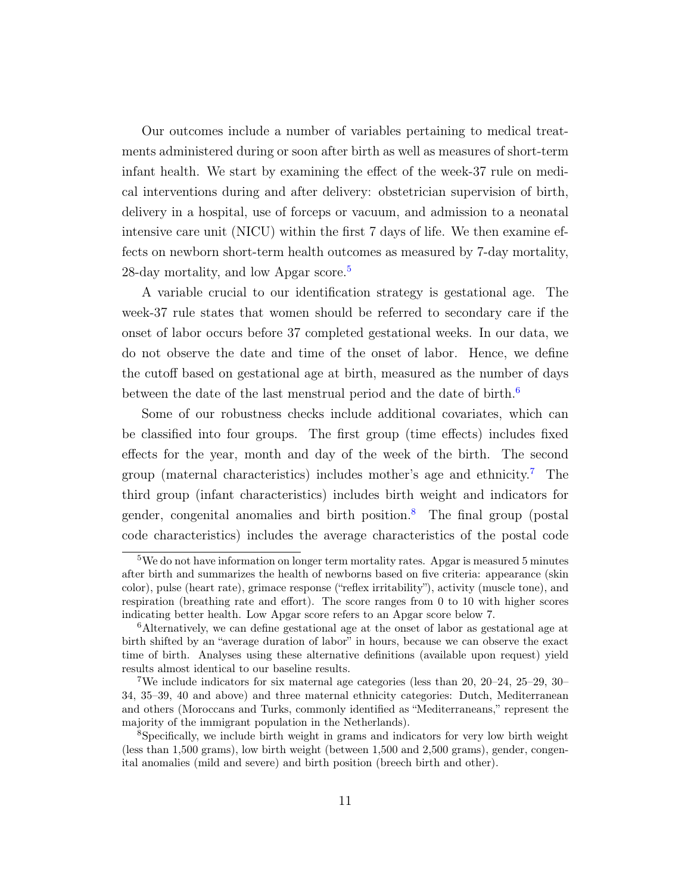Our outcomes include a number of variables pertaining to medical treatments administered during or soon after birth as well as measures of short-term infant health. We start by examining the effect of the week-37 rule on medical interventions during and after delivery: obstetrician supervision of birth, delivery in a hospital, use of forceps or vacuum, and admission to a neonatal intensive care unit (NICU) within the first 7 days of life. We then examine effects on newborn short-term health outcomes as measured by 7-day mortality, 28-day mortality, and low Apgar score.[5]

A variable crucial to our identification strategy is gestational age. The week-37 rule states that women should be referred to secondary care if the onset of labor occurs before 37 completed gestational weeks. In our data, we do not observe the date and time of the onset of labor. Hence, we define the cutoff based on gestational age at birth, measured as the number of days between the date of the last menstrual period and the date of birth.[6]

Some of our robustness checks include additional covariates, which can be classified into four groups. The first group (time effects) includes fixed effects for the year, month and day of the week of the birth. The second group (maternal characteristics) includes mother's age and ethnicity.[7] The third group (infant characteristics) includes birth weight and indicators for gender, congenital anomalies and birth position.[8] The final group (postal code characteristics) includes the average characteristics of the postal code

[5] We do not have information on longer term mortality rates. Apgar is measured 5 minutes after birth and summarizes the health of newborns based on five criteria: appearance (skin color), pulse (heart rate), grimace response ("reflex irritability"), activity (muscle tone), and respiration (breathing rate and effort). The score ranges from 0 to 10 with higher scores indicating better health. Low Apgar score refers to an Apgar score below 7.

[6] Alternatively, we can define gestational age at the onset of labor as gestational age at birth shifted by an "average duration of labor" in hours, because we can observe the exact time of birth. Analyses using these alternative definitions (available upon request) yield results almost identical to our baseline results.

[7] We include indicators for six maternal age categories (less than 20, 20–24, 25–29, 30–34, 35–39, 40 and above) and three maternal ethnicity categories: Dutch, Mediterranean and others (Moroccans and Turks, commonly identified as "Mediterraneans," represent the majority of the immigrant population in the Netherlands).

[8] Specifically, we include birth weight in grams and indicators for very low birth weight (less than 1,500 grams), low birth weight (between 1,500 and 2,500 grams), gender, congenital anomalies (mild and severe) and birth position (breech birth and other).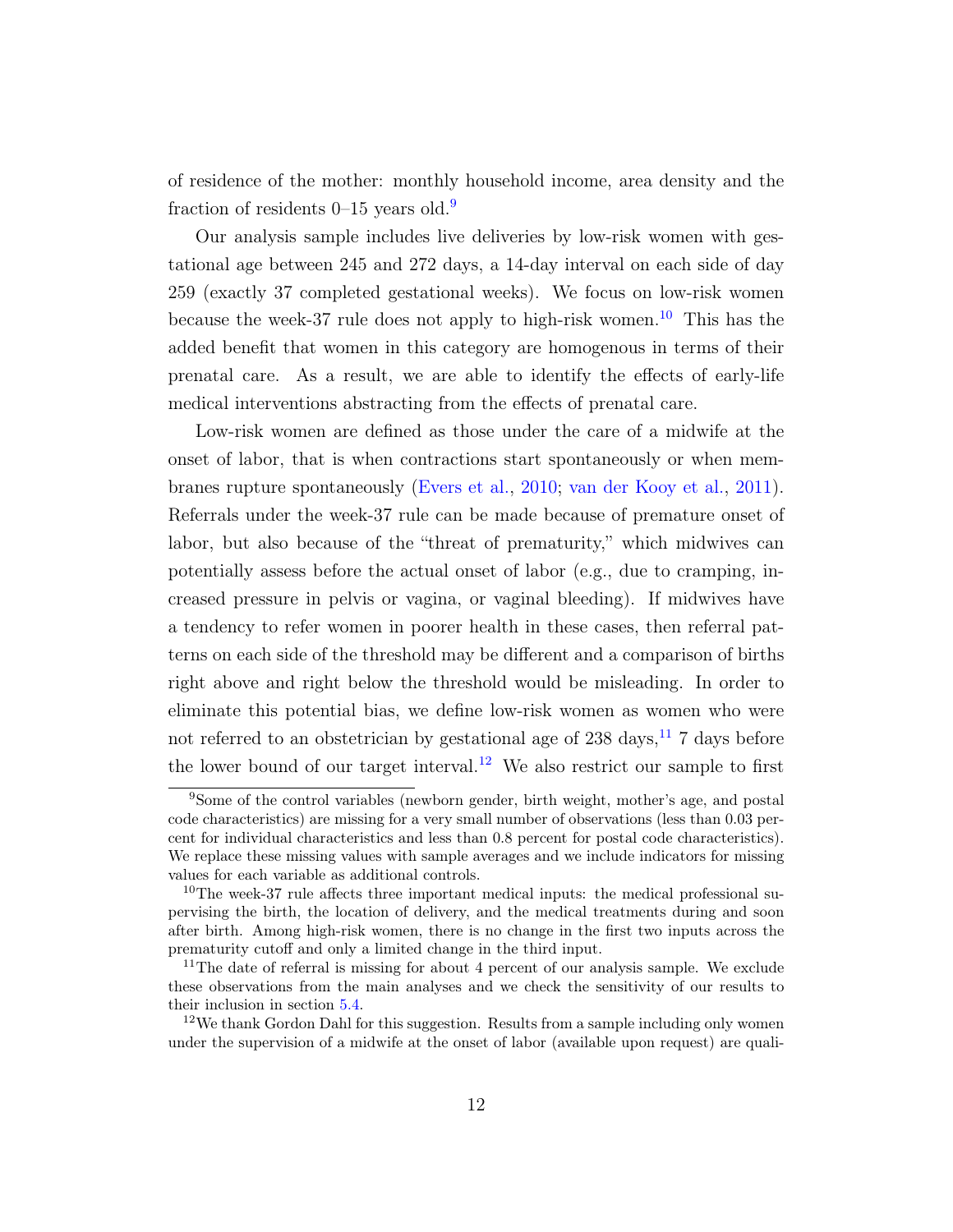of residence of the mother: monthly household income, area density and the fraction of residents 0–15 years old.[9]

Our analysis sample includes live deliveries by low-risk women with gestational age between 245 and 272 days, a 14-day interval on each side of day 259 (exactly 37 completed gestational weeks). We focus on low-risk women because the week-37 rule does not apply to high-risk women.[10] This has the added benefit that women in this category are homogenous in terms of their prenatal care. As a result, we are able to identify the effects of early-life medical interventions abstracting from the effects of prenatal care.

Low-risk women are defined as those under the care of a midwife at the onset of labor, that is when contractions start spontaneously or when membranes rupture spontaneously (Evers et al., 2010; van der Kooy et al., 2011). Referrals under the week-37 rule can be made because of premature onset of labor, but also because of the "threat of prematurity," which midwives can potentially assess before the actual onset of labor (e.g., due to cramping, increased pressure in pelvis or vagina, or vaginal bleeding). If midwives have a tendency to refer women in poorer health in these cases, then referral patterns on each side of the threshold may be different and a comparison of births right above and right below the threshold would be misleading. In order to eliminate this potential bias, we define low-risk women as women who were not referred to an obstetrician by gestational age of 238 days,[11] 7 days before the lower bound of our target interval.[12] We also restrict our sample to first

[9]Some of the control variables (newborn gender, birth weight, mother's age, and postal code characteristics) are missing for a very small number of observations (less than 0.03 percent for individual characteristics and less than 0.8 percent for postal code characteristics). We replace these missing values with sample averages and we include indicators for missing values for each variable as additional controls.

[10]The week-37 rule affects three important medical inputs: the medical professional supervising the birth, the location of delivery, and the medical treatments during and soon after birth. Among high-risk women, there is no change in the first two inputs across the prematurity cutoff and only a limited change in the third input.

[11]The date of referral is missing for about 4 percent of our analysis sample. We exclude these observations from the main analyses and we check the sensitivity of our results to their inclusion in section 5.4.

[12]We thank Gordon Dahl for this suggestion. Results from a sample including only women under the supervision of a midwife at the onset of labor (available upon request) are quali-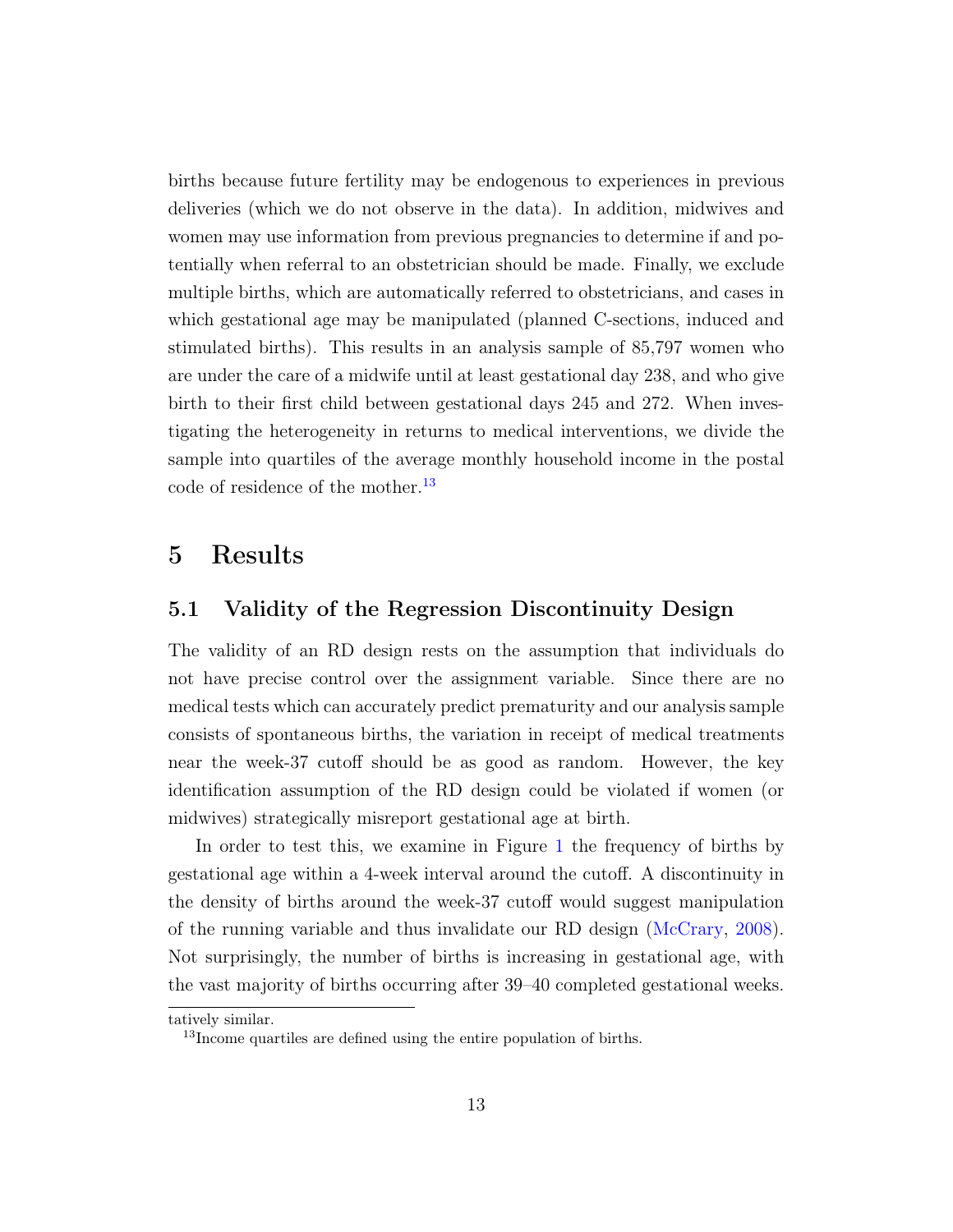births because future fertility may be endogenous to experiences in previous deliveries (which we do not observe in the data). In addition, midwives and women may use information from previous pregnancies to determine if and potentially when referral to an obstetrician should be made. Finally, we exclude multiple births, which are automatically referred to obstetricians, and cases in which gestational age may be manipulated (planned C-sections, induced and stimulated births). This results in an analysis sample of 85,797 women who are under the care of a midwife until at least gestational day 238, and who give birth to their first child between gestational days 245 and 272. When investigating the heterogeneity in returns to medical interventions, we divide the sample into quartiles of the average monthly household income in the postal code of residence of the mother.[13]

# 5 Results

## 5.1 Validity of the Regression Discontinuity Design

The validity of an RD design rests on the assumption that individuals do not have precise control over the assignment variable. Since there are no medical tests which can accurately predict prematurity and our analysis sample consists of spontaneous births, the variation in receipt of medical treatments near the week-37 cutoff should be as good as random. However, the key identification assumption of the RD design could be violated if women (or midwives) strategically misreport gestational age at birth.

In order to test this, we examine in Figure 1 the frequency of births by gestational age within a 4-week interval around the cutoff. A discontinuity in the density of births around the week-37 cutoff would suggest manipulation of the running variable and thus invalidate our RD design (McCrary, 2008). Not surprisingly, the number of births is increasing in gestational age, with the vast majority of births occurring after 39–40 completed gestational weeks.

tatively similar.

[13] Income quartiles are defined using the entire population of births.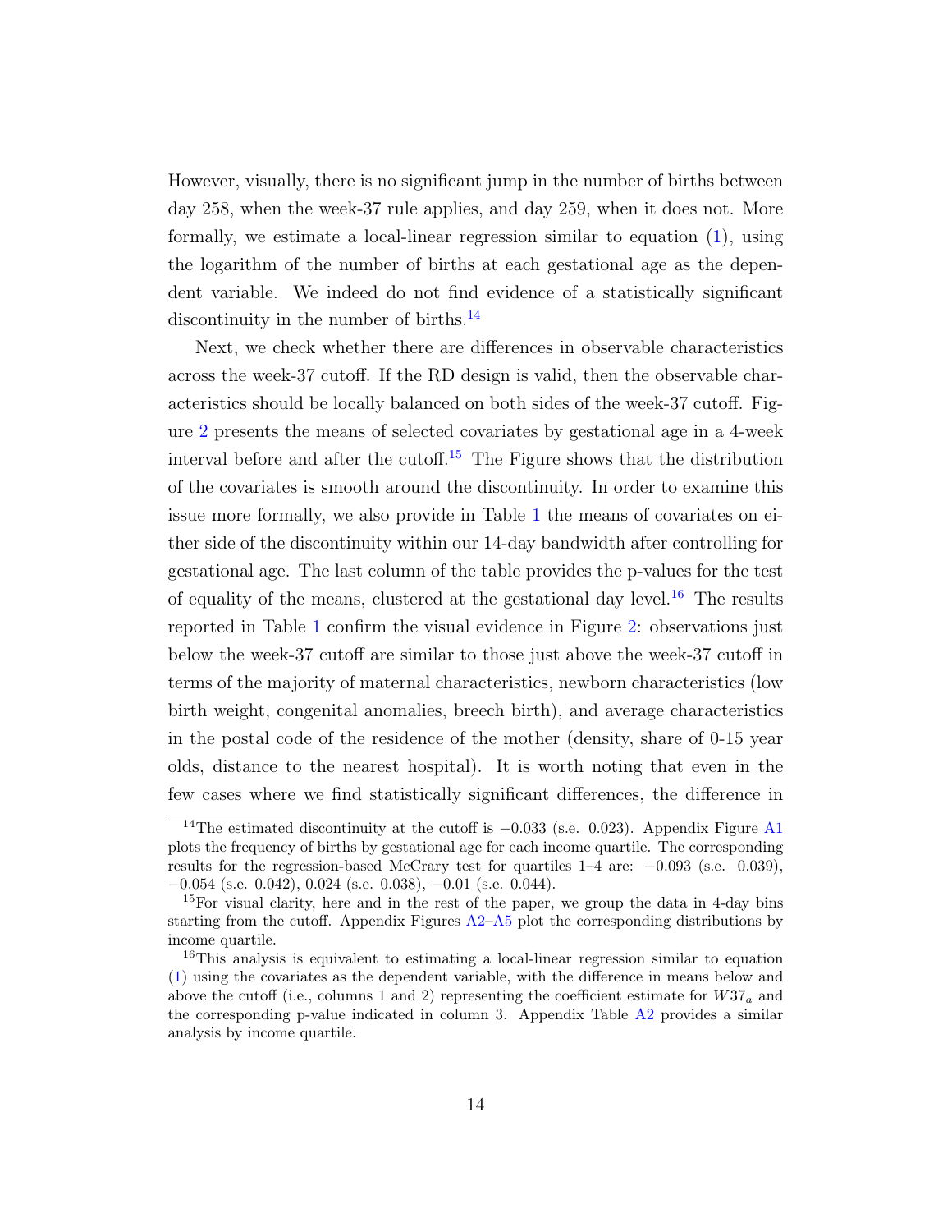However, visually, there is no significant jump in the number of births between day 258, when the week-37 rule applies, and day 259, when it does not. More formally, we estimate a local-linear regression similar to equation (1), using the logarithm of the number of births at each gestational age as the dependent variable. We indeed do not find evidence of a statistically significant discontinuity in the number of births.[14]

Next, we check whether there are differences in observable characteristics across the week-37 cutoff. If the RD design is valid, then the observable characteristics should be locally balanced on both sides of the week-37 cutoff. Figure 2 presents the means of selected covariates by gestational age in a 4-week interval before and after the cutoff.[15] The Figure shows that the distribution of the covariates is smooth around the discontinuity. In order to examine this issue more formally, we also provide in Table 1 the means of covariates on either side of the discontinuity within our 14-day bandwidth after controlling for gestational age. The last column of the table provides the p-values for the test of equality of the means, clustered at the gestational day level.[16] The results reported in Table 1 confirm the visual evidence in Figure 2: observations just below the week-37 cutoff are similar to those just above the week-37 cutoff in terms of the majority of maternal characteristics, newborn characteristics (low birth weight, congenital anomalies, breech birth), and average characteristics in the postal code of the residence of the mother (density, share of 0-15 year olds, distance to the nearest hospital). It is worth noting that even in the few cases where we find statistically significant differences, the difference in

[14] The estimated discontinuity at the cutoff is $-0.033$ (s.e. 0.023). Appendix Figure A1 plots the frequency of births by gestational age for each income quartile. The corresponding results for the regression-based McCrary test for quartiles 1–4 are: $-0.093$ (s.e. 0.039), $-0.054$ (s.e. 0.042), 0.024 (s.e. 0.038), $-0.01$ (s.e. 0.044).

[15] For visual clarity, here and in the rest of the paper, we group the data in 4-day bins starting from the cutoff. Appendix Figures A2–A5 plot the corresponding distributions by income quartile.

[16] This analysis is equivalent to estimating a local-linear regression similar to equation (1) using the covariates as the dependent variable, with the difference in means below and above the cutoff (i.e., columns 1 and 2) representing the coefficient estimate for $W37_a$ and the corresponding p-value indicated in column 3. Appendix Table A2 provides a similar analysis by income quartile.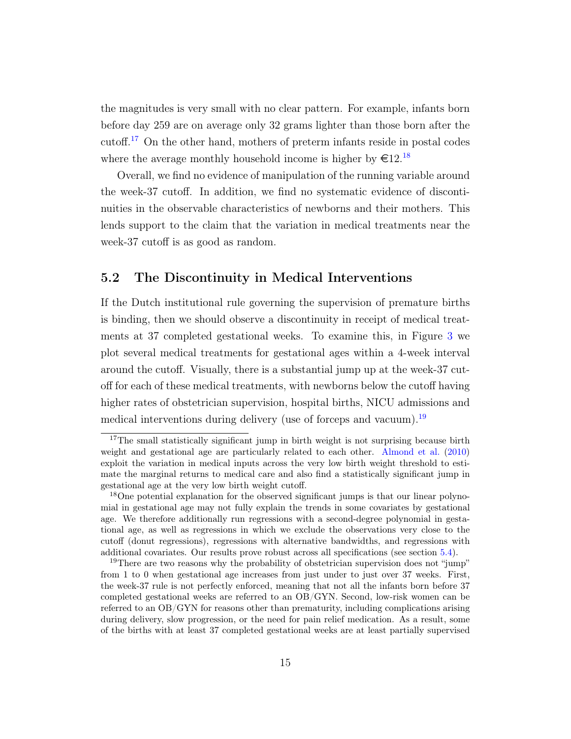the magnitudes is very small with no clear pattern. For example, infants born before day 259 are on average only 32 grams lighter than those born after the cutoff.[17] On the other hand, mothers of preterm infants reside in postal codes where the average monthly household income is higher by €12.[18]

Overall, we find no evidence of manipulation of the running variable around the week-37 cutoff. In addition, we find no systematic evidence of discontinuities in the observable characteristics of newborns and their mothers. This lends support to the claim that the variation in medical treatments near the week-37 cutoff is as good as random.

## 5.2 The Discontinuity in Medical Interventions

If the Dutch institutional rule governing the supervision of premature births is binding, then we should observe a discontinuity in receipt of medical treatments at 37 completed gestational weeks. To examine this, in Figure 3 we plot several medical treatments for gestational ages within a 4-week interval around the cutoff. Visually, there is a substantial jump up at the week-37 cutoff for each of these medical treatments, with newborns below the cutoff having higher rates of obstetrician supervision, hospital births, NICU admissions and medical interventions during delivery (use of forceps and vacuum).[19]

---

[17] The small statistically significant jump in birth weight is not surprising because birth weight and gestational age are particularly related to each other. Almond et al. (2010) exploit the variation in medical inputs across the very low birth weight threshold to estimate the marginal returns to medical care and also find a statistically significant jump in gestational age at the very low birth weight cutoff.

[18] One potential explanation for the observed significant jumps is that our linear polynomial in gestational age may not fully explain the trends in some covariates by gestational age. We therefore additionally run regressions with a second-degree polynomial in gestational age, as well as regressions in which we exclude the observations very close to the cutoff (donut regressions), regressions with alternative bandwidths, and regressions with additional covariates. Our results prove robust across all specifications (see section 5.4).

[19] There are two reasons why the probability of obstetrician supervision does not "jump" from 1 to 0 when gestational age increases from just under to just over 37 weeks. First, the week-37 rule is not perfectly enforced, meaning that not all the infants born before 37 completed gestational weeks are referred to an OB/GYN. Second, low-risk women can be referred to an OB/GYN for reasons other than prematurity, including complications arising during delivery, slow progression, or the need for pain relief medication. As a result, some of the births with at least 37 completed gestational weeks are at least partially supervised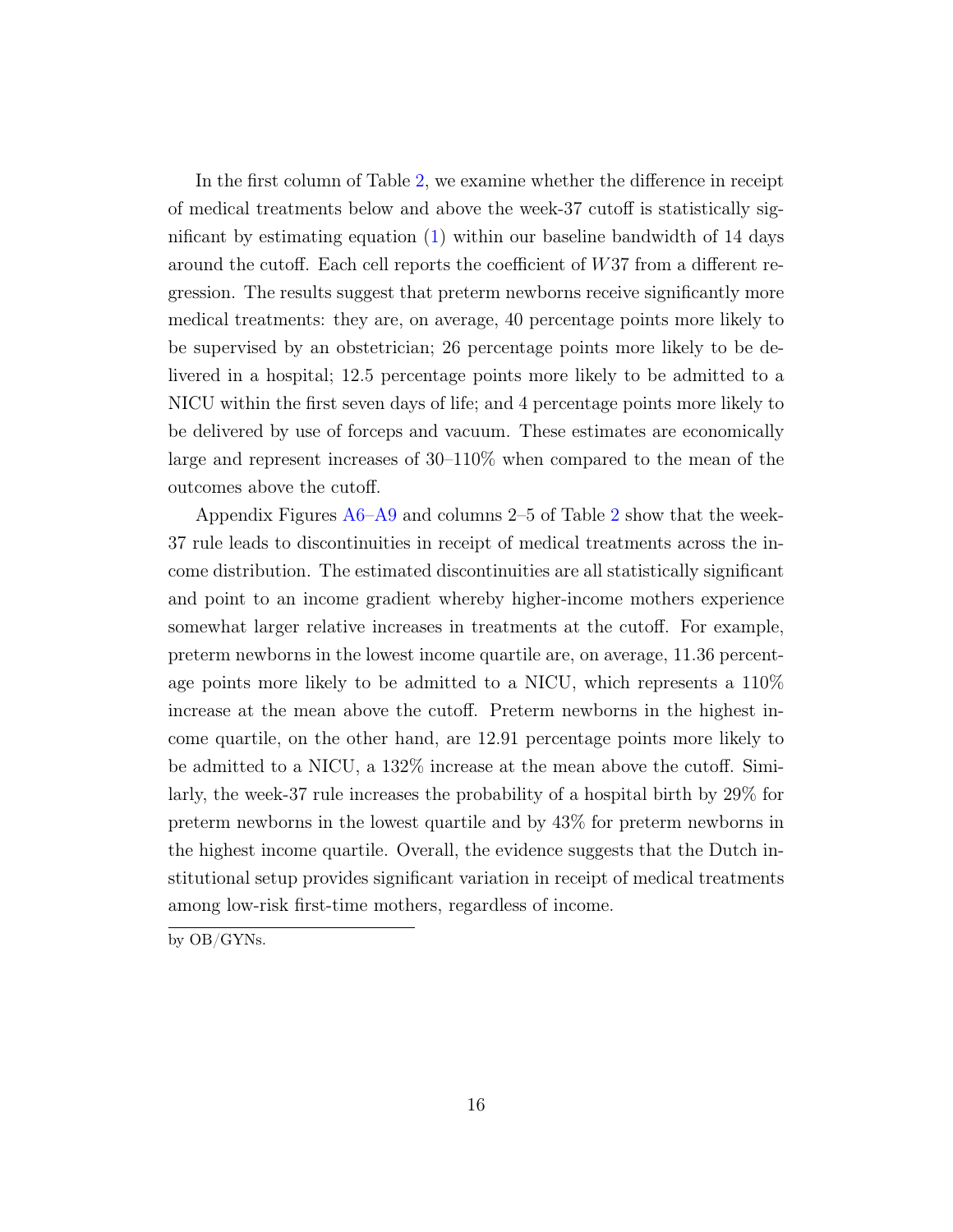In the first column of Table 2, we examine whether the difference in receipt of medical treatments below and above the week-37 cutoff is statistically significant by estimating equation (1) within our baseline bandwidth of 14 days around the cutoff. Each cell reports the coefficient of $W37$ from a different regression. The results suggest that preterm newborns receive significantly more medical treatments: they are, on average, 40 percentage points more likely to be supervised by an obstetrician; 26 percentage points more likely to be delivered in a hospital; 12.5 percentage points more likely to be admitted to a NICU within the first seven days of life; and 4 percentage points more likely to be delivered by use of forceps and vacuum. These estimates are economically large and represent increases of 30–110% when compared to the mean of the outcomes above the cutoff.

Appendix Figures A6–A9 and columns 2–5 of Table 2 show that the week-37 rule leads to discontinuities in receipt of medical treatments across the income distribution. The estimated discontinuities are all statistically significant and point to an income gradient whereby higher-income mothers experience somewhat larger relative increases in treatments at the cutoff. For example, preterm newborns in the lowest income quartile are, on average, 11.36 percentage points more likely to be admitted to a NICU, which represents a 110% increase at the mean above the cutoff. Preterm newborns in the highest income quartile, on the other hand, are 12.91 percentage points more likely to be admitted to a NICU, a 132% increase at the mean above the cutoff. Similarly, the week-37 rule increases the probability of a hospital birth by 29% for preterm newborns in the lowest quartile and by 43% for preterm newborns in the highest income quartile. Overall, the evidence suggests that the Dutch institutional setup provides significant variation in receipt of medical treatments among low-risk first-time mothers, regardless of income.

---

by OB/GYNs.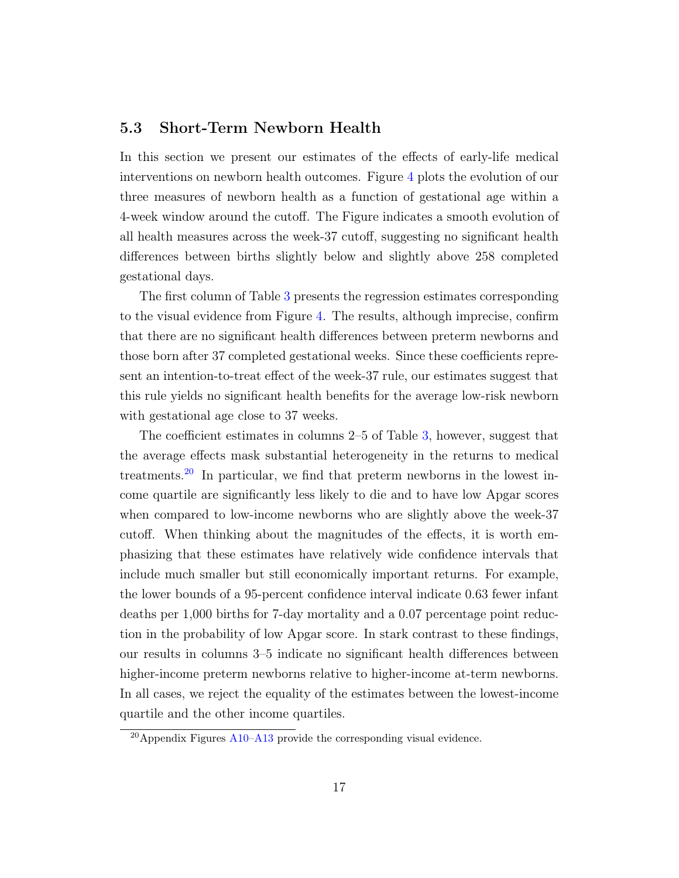### 5.3 Short-Term Newborn Health

In this section we present our estimates of the effects of early-life medical interventions on newborn health outcomes. Figure 4 plots the evolution of our three measures of newborn health as a function of gestational age within a 4-week window around the cutoff. The Figure indicates a smooth evolution of all health measures across the week-37 cutoff, suggesting no significant health differences between births slightly below and slightly above 258 completed gestational days.

The first column of Table 3 presents the regression estimates corresponding to the visual evidence from Figure 4. The results, although imprecise, confirm that there are no significant health differences between preterm newborns and those born after 37 completed gestational weeks. Since these coefficients represent an intention-to-treat effect of the week-37 rule, our estimates suggest that this rule yields no significant health benefits for the average low-risk newborn with gestational age close to 37 weeks.

The coefficient estimates in columns 2–5 of Table 3, however, suggest that the average effects mask substantial heterogeneity in the returns to medical treatments.[20] In particular, we find that preterm newborns in the lowest income quartile are significantly less likely to die and to have low Apgar scores when compared to low-income newborns who are slightly above the week-37 cutoff. When thinking about the magnitudes of the effects, it is worth emphasizing that these estimates have relatively wide confidence intervals that include much smaller but still economically important returns. For example, the lower bounds of a 95-percent confidence interval indicate 0.63 fewer infant deaths per 1,000 births for 7-day mortality and a 0.07 percentage point reduction in the probability of low Apgar score. In stark contrast to these findings, our results in columns 3–5 indicate no significant health differences between higher-income preterm newborns relative to higher-income at-term newborns. In all cases, we reject the equality of the estimates between the lowest-income quartile and the other income quartiles.

[20] Appendix Figures A10–A13 provide the corresponding visual evidence.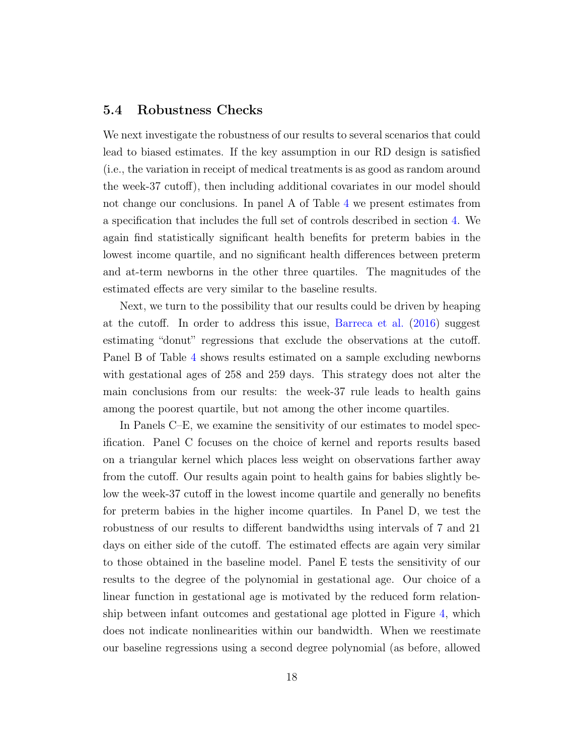### 5.4 Robustness Checks

We next investigate the robustness of our results to several scenarios that could lead to biased estimates. If the key assumption in our RD design is satisfied (i.e., the variation in receipt of medical treatments is as good as random around the week-37 cutoff), then including additional covariates in our model should not change our conclusions. In panel A of Table 4 we present estimates from a specification that includes the full set of controls described in section 4. We again find statistically significant health benefits for preterm babies in the lowest income quartile, and no significant health differences between preterm and at-term newborns in the other three quartiles. The magnitudes of the estimated effects are very similar to the baseline results.

Next, we turn to the possibility that our results could be driven by heaping at the cutoff. In order to address this issue, Barreca et al. (2016) suggest estimating "donut" regressions that exclude the observations at the cutoff. Panel B of Table 4 shows results estimated on a sample excluding newborns with gestational ages of 258 and 259 days. This strategy does not alter the main conclusions from our results: the week-37 rule leads to health gains among the poorest quartile, but not among the other income quartiles.

In Panels C–E, we examine the sensitivity of our estimates to model specification. Panel C focuses on the choice of kernel and reports results based on a triangular kernel which places less weight on observations farther away from the cutoff. Our results again point to health gains for babies slightly below the week-37 cutoff in the lowest income quartile and generally no benefits for preterm babies in the higher income quartiles. In Panel D, we test the robustness of our results to different bandwidths using intervals of 7 and 21 days on either side of the cutoff. The estimated effects are again very similar to those obtained in the baseline model. Panel E tests the sensitivity of our results to the degree of the polynomial in gestational age. Our choice of a linear function in gestational age is motivated by the reduced form relationship between infant outcomes and gestational age plotted in Figure 4, which does not indicate nonlinearities within our bandwidth. When we reestimate our baseline regressions using a second degree polynomial (as before, allowed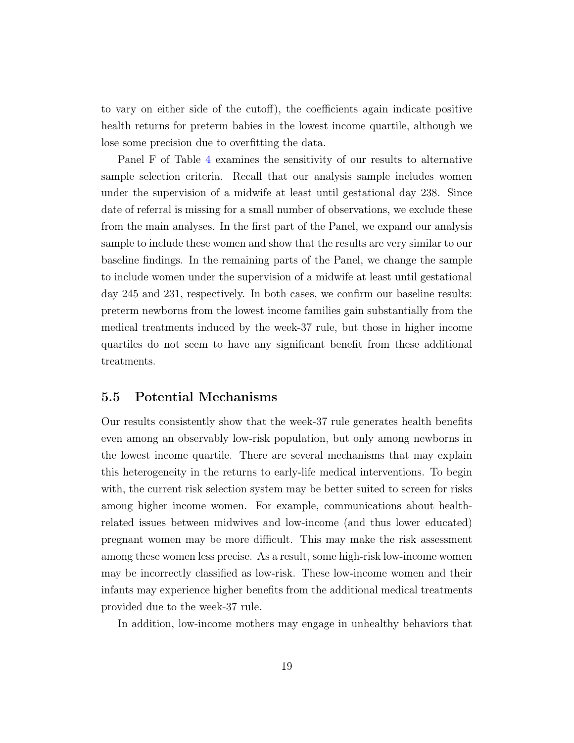to vary on either side of the cutoff), the coefficients again indicate positive health returns for preterm babies in the lowest income quartile, although we lose some precision due to overfitting the data.

Panel F of Table 4 examines the sensitivity of our results to alternative sample selection criteria. Recall that our analysis sample includes women under the supervision of a midwife at least until gestational day 238. Since date of referral is missing for a small number of observations, we exclude these from the main analyses. In the first part of the Panel, we expand our analysis sample to include these women and show that the results are very similar to our baseline findings. In the remaining parts of the Panel, we change the sample to include women under the supervision of a midwife at least until gestational day 245 and 231, respectively. In both cases, we confirm our baseline results: preterm newborns from the lowest income families gain substantially from the medical treatments induced by the week-37 rule, but those in higher income quartiles do not seem to have any significant benefit from these additional treatments.

### 5.5 Potential Mechanisms

Our results consistently show that the week-37 rule generates health benefits even among an observably low-risk population, but only among newborns in the lowest income quartile. There are several mechanisms that may explain this heterogeneity in the returns to early-life medical interventions. To begin with, the current risk selection system may be better suited to screen for risks among higher income women. For example, communications about health-related issues between midwives and low-income (and thus lower educated) pregnant women may be more difficult. This may make the risk assessment among these women less precise. As a result, some high-risk low-income women may be incorrectly classified as low-risk. These low-income women and their infants may experience higher benefits from the additional medical treatments provided due to the week-37 rule.

In addition, low-income mothers may engage in unhealthy behaviors that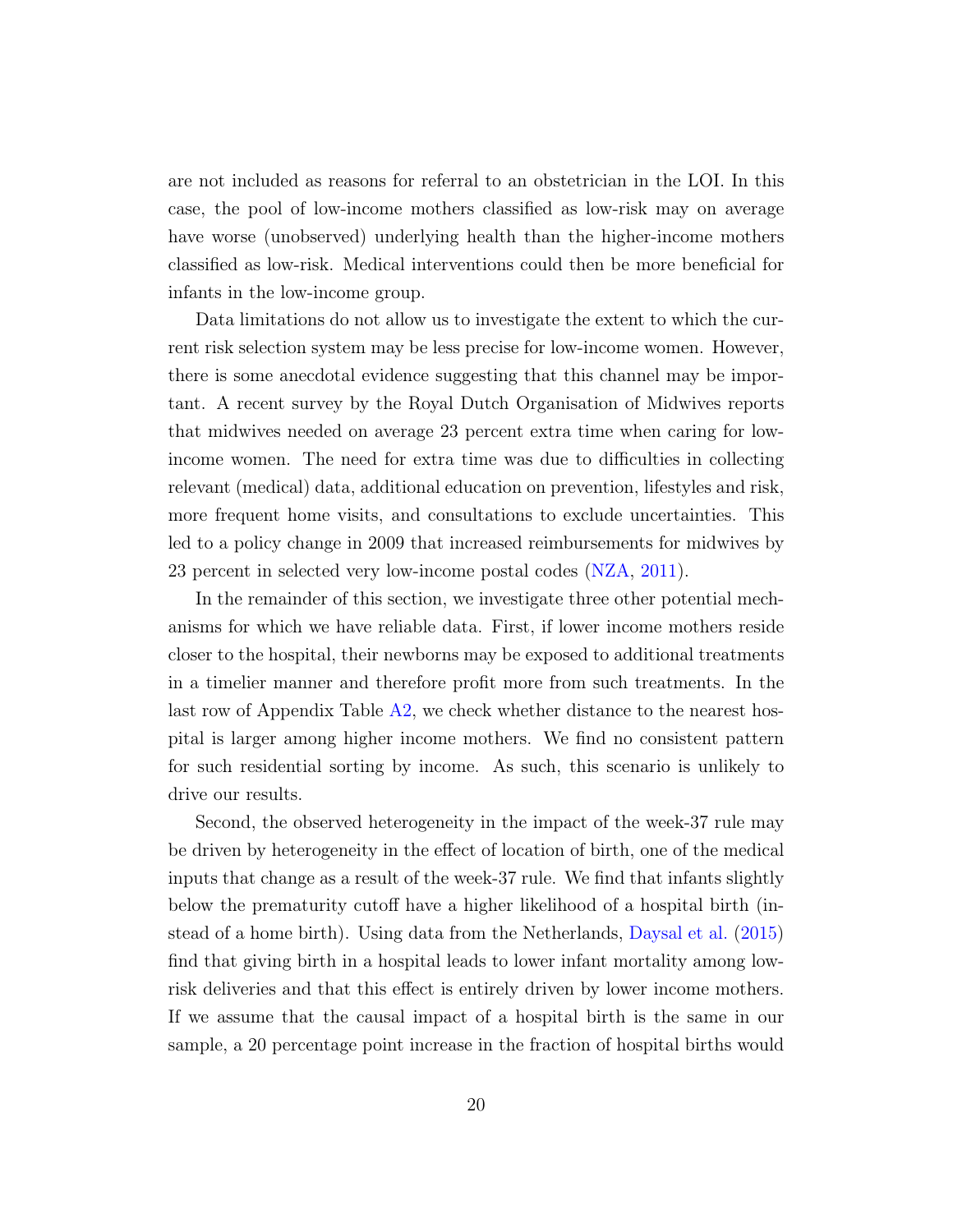are not included as reasons for referral to an obstetrician in the LOI. In this case, the pool of low-income mothers classified as low-risk may on average have worse (unobserved) underlying health than the higher-income mothers classified as low-risk. Medical interventions could then be more beneficial for infants in the low-income group.

Data limitations do not allow us to investigate the extent to which the current risk selection system may be less precise for low-income women. However, there is some anecdotal evidence suggesting that this channel may be important. A recent survey by the Royal Dutch Organisation of Midwives reports that midwives needed on average 23 percent extra time when caring for low-income women. The need for extra time was due to difficulties in collecting relevant (medical) data, additional education on prevention, lifestyles and risk, more frequent home visits, and consultations to exclude uncertainties. This led to a policy change in 2009 that increased reimbursements for midwives by 23 percent in selected very low-income postal codes (NZA, 2011).

In the remainder of this section, we investigate three other potential mechanisms for which we have reliable data. First, if lower income mothers reside closer to the hospital, their newborns may be exposed to additional treatments in a timelier manner and therefore profit more from such treatments. In the last row of Appendix Table A2, we check whether distance to the nearest hospital is larger among higher income mothers. We find no consistent pattern for such residential sorting by income. As such, this scenario is unlikely to drive our results.

Second, the observed heterogeneity in the impact of the week-37 rule may be driven by heterogeneity in the effect of location of birth, one of the medical inputs that change as a result of the week-37 rule. We find that infants slightly below the prematurity cutoff have a higher likelihood of a hospital birth (instead of a home birth). Using data from the Netherlands, Daysal et al. (2015) find that giving birth in a hospital leads to lower infant mortality among low-risk deliveries and that this effect is entirely driven by lower income mothers. If we assume that the causal impact of a hospital birth is the same in our sample, a 20 percentage point increase in the fraction of hospital births would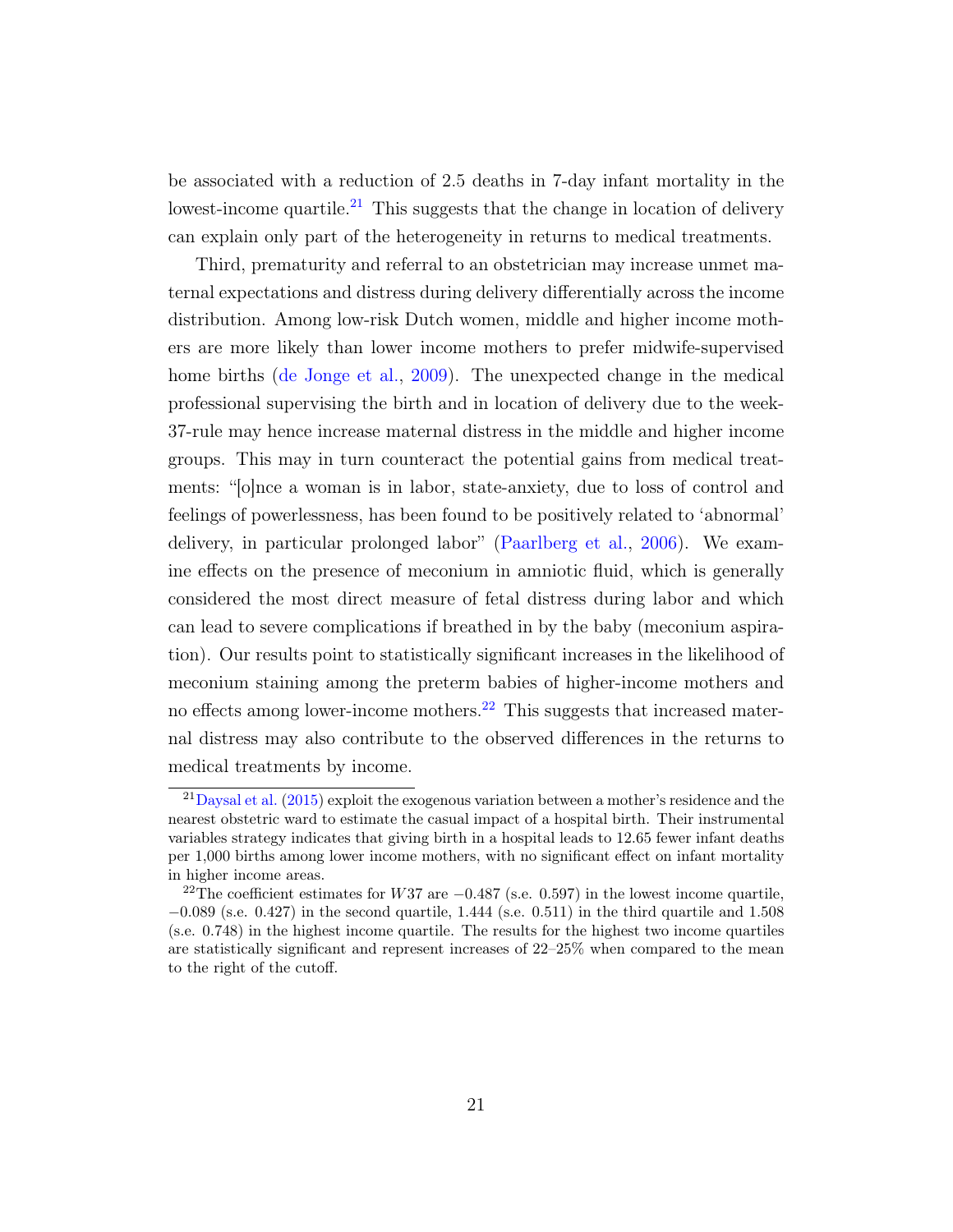be associated with a reduction of 2.5 deaths in 7-day infant mortality in the lowest-income quartile.[21] This suggests that the change in location of delivery can explain only part of the heterogeneity in returns to medical treatments.

Third, prematurity and referral to an obstetrician may increase unmet maternal expectations and distress during delivery differentially across the income distribution. Among low-risk Dutch women, middle and higher income mothers are more likely than lower income mothers to prefer midwife-supervised home births (de Jonge et al., 2009). The unexpected change in the medical professional supervising the birth and in location of delivery due to the week-37-rule may hence increase maternal distress in the middle and higher income groups. This may in turn counteract the potential gains from medical treatments: "[o]nce a woman is in labor, state-anxiety, due to loss of control and feelings of powerlessness, has been found to be positively related to 'abnormal' delivery, in particular prolonged labor" (Paarlberg et al., 2006). We examine effects on the presence of meconium in amniotic fluid, which is generally considered the most direct measure of fetal distress during labor and which can lead to severe complications if breathed in by the baby (meconium aspiration). Our results point to statistically significant increases in the likelihood of meconium staining among the preterm babies of higher-income mothers and no effects among lower-income mothers.[22] This suggests that increased maternal distress may also contribute to the observed differences in the returns to medical treatments by income.

[21] Daysal et al. (2015) exploit the exogenous variation between a mother's residence and the nearest obstetric ward to estimate the casual impact of a hospital birth. Their instrumental variables strategy indicates that giving birth in a hospital leads to 12.65 fewer infant deaths per 1,000 births among lower income mothers, with no significant effect on infant mortality in higher income areas.

[22] The coefficient estimates for $W37$ are $-0.487$ (s.e. 0.597) in the lowest income quartile, $-0.089$ (s.e. 0.427) in the second quartile, 1.444 (s.e. 0.511) in the third quartile and 1.508 (s.e. 0.748) in the highest income quartile. The results for the highest two income quartiles are statistically significant and represent increases of 22–25% when compared to the mean to the right of the cutoff.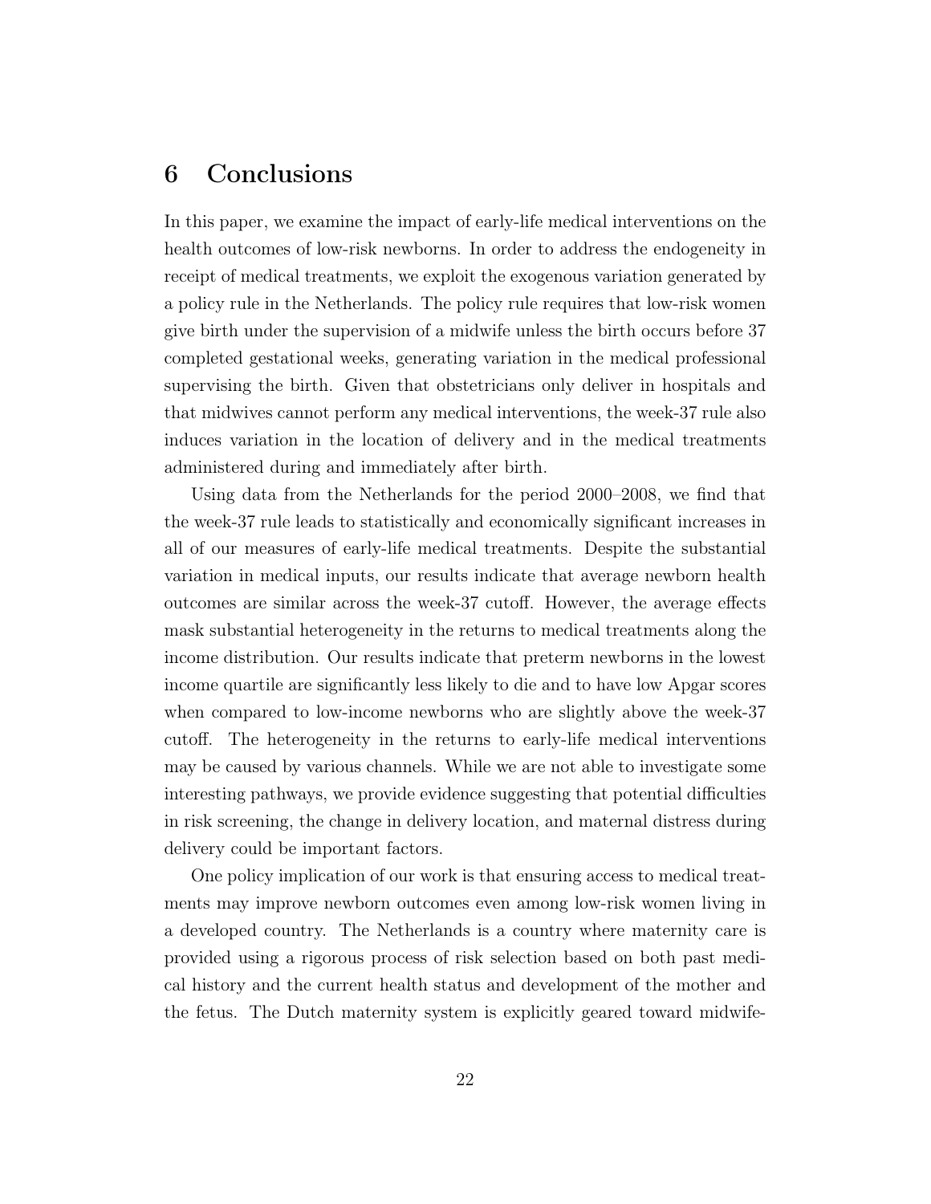# 6 Conclusions

In this paper, we examine the impact of early-life medical interventions on the health outcomes of low-risk newborns. In order to address the endogeneity in receipt of medical treatments, we exploit the exogenous variation generated by a policy rule in the Netherlands. The policy rule requires that low-risk women give birth under the supervision of a midwife unless the birth occurs before 37 completed gestational weeks, generating variation in the medical professional supervising the birth. Given that obstetricians only deliver in hospitals and that midwives cannot perform any medical interventions, the week-37 rule also induces variation in the location of delivery and in the medical treatments administered during and immediately after birth.

Using data from the Netherlands for the period 2000–2008, we find that the week-37 rule leads to statistically and economically significant increases in all of our measures of early-life medical treatments. Despite the substantial variation in medical inputs, our results indicate that average newborn health outcomes are similar across the week-37 cutoff. However, the average effects mask substantial heterogeneity in the returns to medical treatments along the income distribution. Our results indicate that preterm newborns in the lowest income quartile are significantly less likely to die and to have low Apgar scores when compared to low-income newborns who are slightly above the week-37 cutoff. The heterogeneity in the returns to early-life medical interventions may be caused by various channels. While we are not able to investigate some interesting pathways, we provide evidence suggesting that potential difficulties in risk screening, the change in delivery location, and maternal distress during delivery could be important factors.

One policy implication of our work is that ensuring access to medical treatments may improve newborn outcomes even among low-risk women living in a developed country. The Netherlands is a country where maternity care is provided using a rigorous process of risk selection based on both past medical history and the current health status and development of the mother and the fetus. The Dutch maternity system is explicitly geared toward midwife-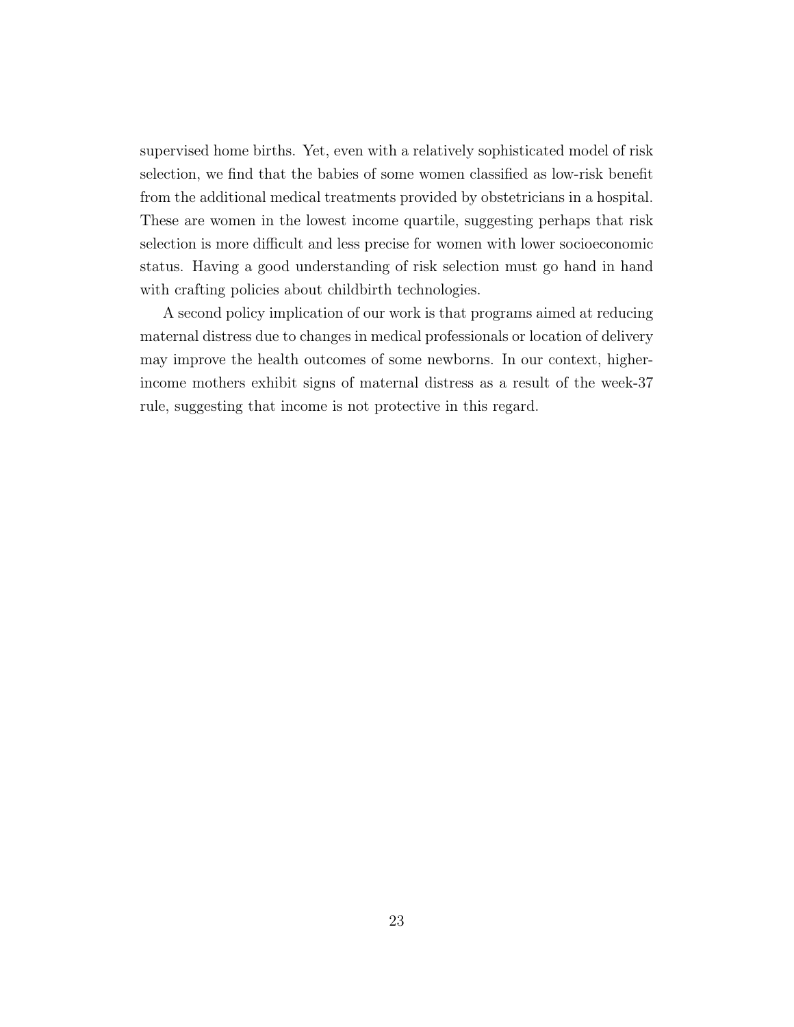supervised home births. Yet, even with a relatively sophisticated model of risk selection, we find that the babies of some women classified as low-risk benefit from the additional medical treatments provided by obstetricians in a hospital. These are women in the lowest income quartile, suggesting perhaps that risk selection is more difficult and less precise for women with lower socioeconomic status. Having a good understanding of risk selection must go hand in hand with crafting policies about childbirth technologies.

A second policy implication of our work is that programs aimed at reducing maternal distress due to changes in medical professionals or location of delivery may improve the health outcomes of some newborns. In our context, higher-income mothers exhibit signs of maternal distress as a result of the week-37 rule, suggesting that income is not protective in this regard.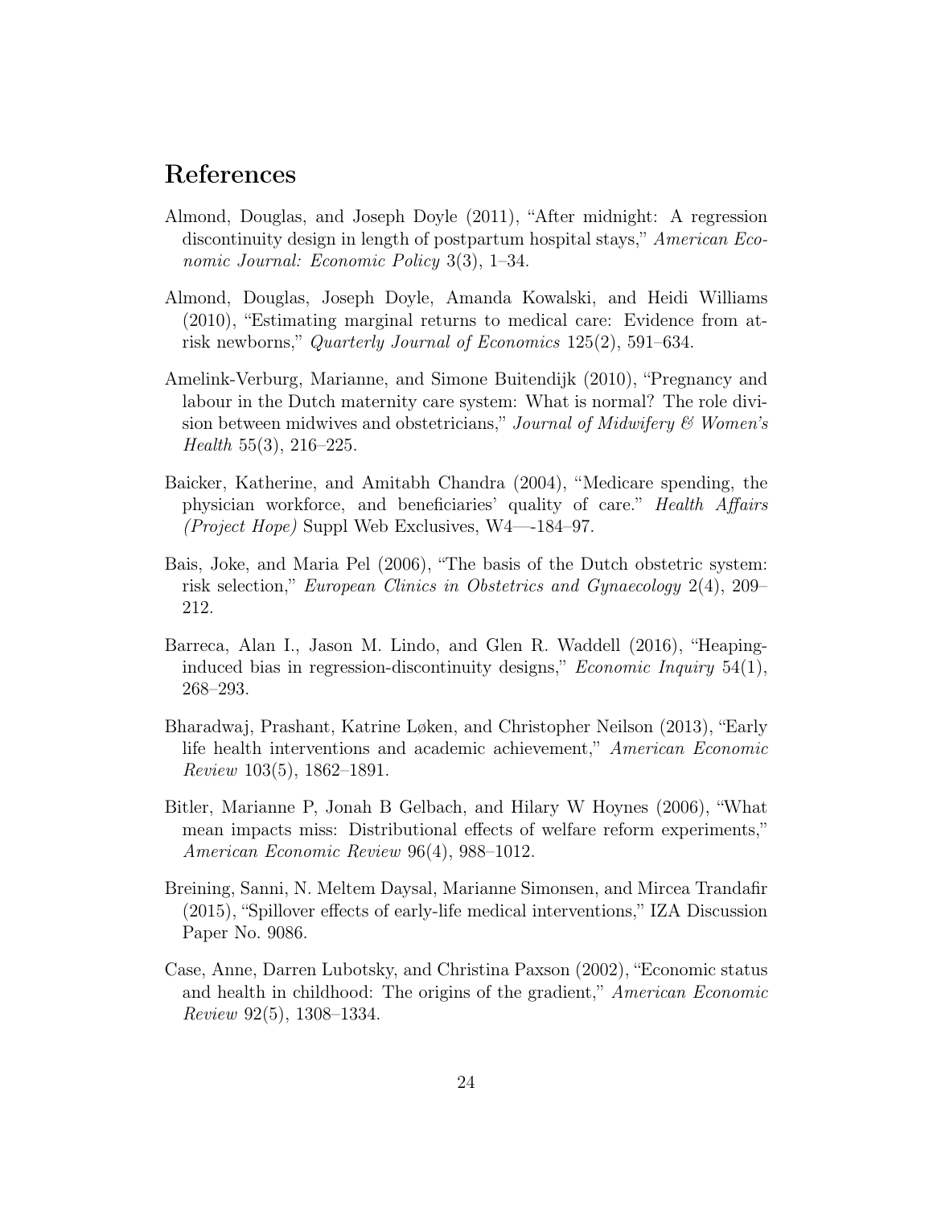## References

Almond, Douglas, and Joseph Doyle (2011), "After midnight: A regression discontinuity design in length of postpartum hospital stays," *American Economic Journal: Economic Policy* 3(3), 1–34.

Almond, Douglas, Joseph Doyle, Amanda Kowalski, and Heidi Williams (2010), "Estimating marginal returns to medical care: Evidence from at-risk newborns," *Quarterly Journal of Economics* 125(2), 591–634.

Amelink-Verburg, Marianne, and Simone Buitendijk (2010), "Pregnancy and labour in the Dutch maternity care system: What is normal? The role division between midwives and obstetricians," *Journal of Midwifery & Women's Health* 55(3), 216–225.

Baicker, Katherine, and Amitabh Chandra (2004), "Medicare spending, the physician workforce, and beneficiaries' quality of care." *Health Affairs (Project Hope)* Suppl Web Exclusives, W4—-184–97.

Bais, Joke, and Maria Pel (2006), "The basis of the Dutch obstetric system: risk selection," *European Clinics in Obstetrics and Gynaecology* 2(4), 209–212.

Barreca, Alan I., Jason M. Lindo, and Glen R. Waddell (2016), "Heaping-induced bias in regression-discontinuity designs," *Economic Inquiry* 54(1), 268–293.

Bharadwaj, Prashant, Katrine Løken, and Christopher Neilson (2013), "Early life health interventions and academic achievement," *American Economic Review* 103(5), 1862–1891.

Bitler, Marianne P, Jonah B Gelbach, and Hilary W Hoynes (2006), "What mean impacts miss: Distributional effects of welfare reform experiments," *American Economic Review* 96(4), 988–1012.

Breining, Sanni, N. Meltem Daysal, Marianne Simonsen, and Mircea Trandafir (2015), "Spillover effects of early-life medical interventions," IZA Discussion Paper No. 9086.

Case, Anne, Darren Lubotsky, and Christina Paxson (2002), "Economic status and health in childhood: The origins of the gradient," *American Economic Review* 92(5), 1308–1334.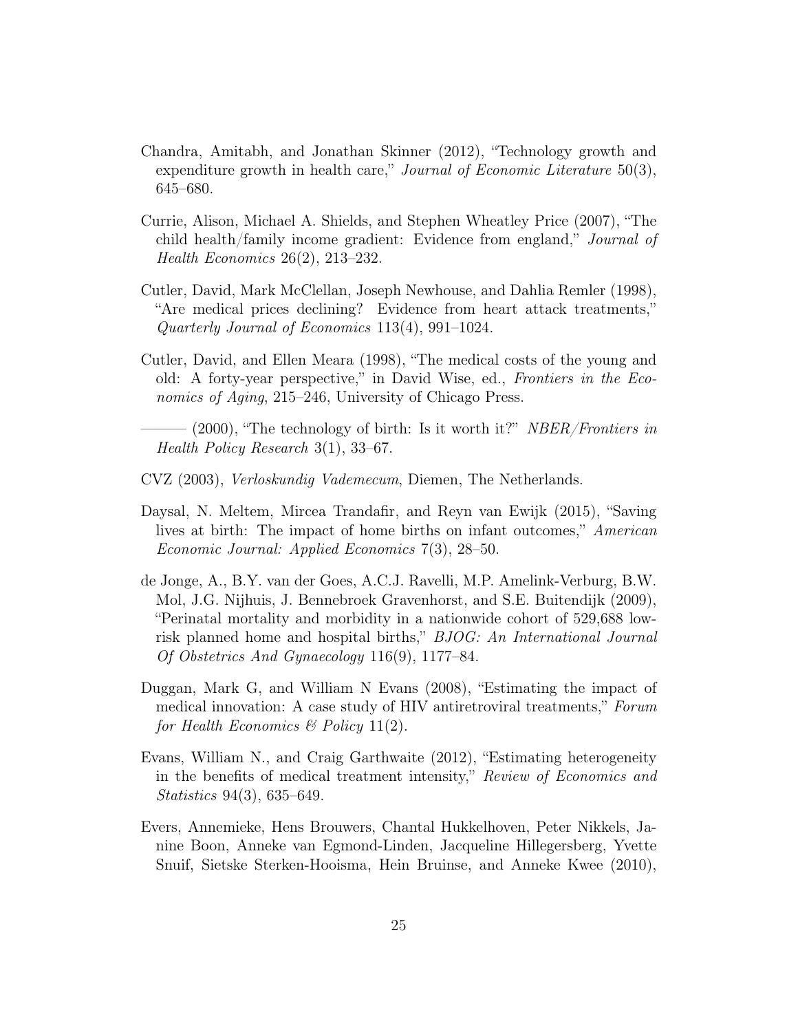Chandra, Amitabh, and Jonathan Skinner (2012), "Technology growth and expenditure growth in health care," *Journal of Economic Literature* 50(3), 645–680.

Currie, Alison, Michael A. Shields, and Stephen Wheatley Price (2007), "The child health/family income gradient: Evidence from england," *Journal of Health Economics* 26(2), 213–232.

Cutler, David, Mark McClellan, Joseph Newhouse, and Dahlia Remler (1998), "Are medical prices declining? Evidence from heart attack treatments," *Quarterly Journal of Economics* 113(4), 991–1024.

Cutler, David, and Ellen Meara (1998), "The medical costs of the young and old: A forty-year perspective," in David Wise, ed., *Frontiers in the Economics of Aging*, 215–246, University of Chicago Press.

——— (2000), "The technology of birth: Is it worth it?" *NBER/Frontiers in Health Policy Research* 3(1), 33–67.

CVZ (2003), *Verloskundig Vademecum*, Diemen, The Netherlands.

Daysal, N. Meltem, Mircea Trandafir, and Reyn van Ewijk (2015), "Saving lives at birth: The impact of home births on infant outcomes," *American Economic Journal: Applied Economics* 7(3), 28–50.

de Jonge, A., B.Y. van der Goes, A.C.J. Ravelli, M.P. Amelink-Verburg, B.W. Mol, J.G. Nijhuis, J. Bennebroek Gravenhorst, and S.E. Buitendijk (2009), "Perinatal mortality and morbidity in a nationwide cohort of 529,688 low-risk planned home and hospital births," *BJOG: An International Journal Of Obstetrics And Gynaecology* 116(9), 1177–84.

Duggan, Mark G, and William N Evans (2008), "Estimating the impact of medical innovation: A case study of HIV antiretroviral treatments," *Forum for Health Economics & Policy* 11(2).

Evans, William N., and Craig Garthwaite (2012), "Estimating heterogeneity in the benefits of medical treatment intensity," *Review of Economics and Statistics* 94(3), 635–649.

Evers, Annemieke, Hens Brouwers, Chantal Hukkelhoven, Peter Nikkels, Janine Boon, Anneke van Egmond-Linden, Jacqueline Hillegersberg, Yvette Snuif, Sietske Sterken-Hooisma, Hein Bruinse, and Anneke Kwee (2010),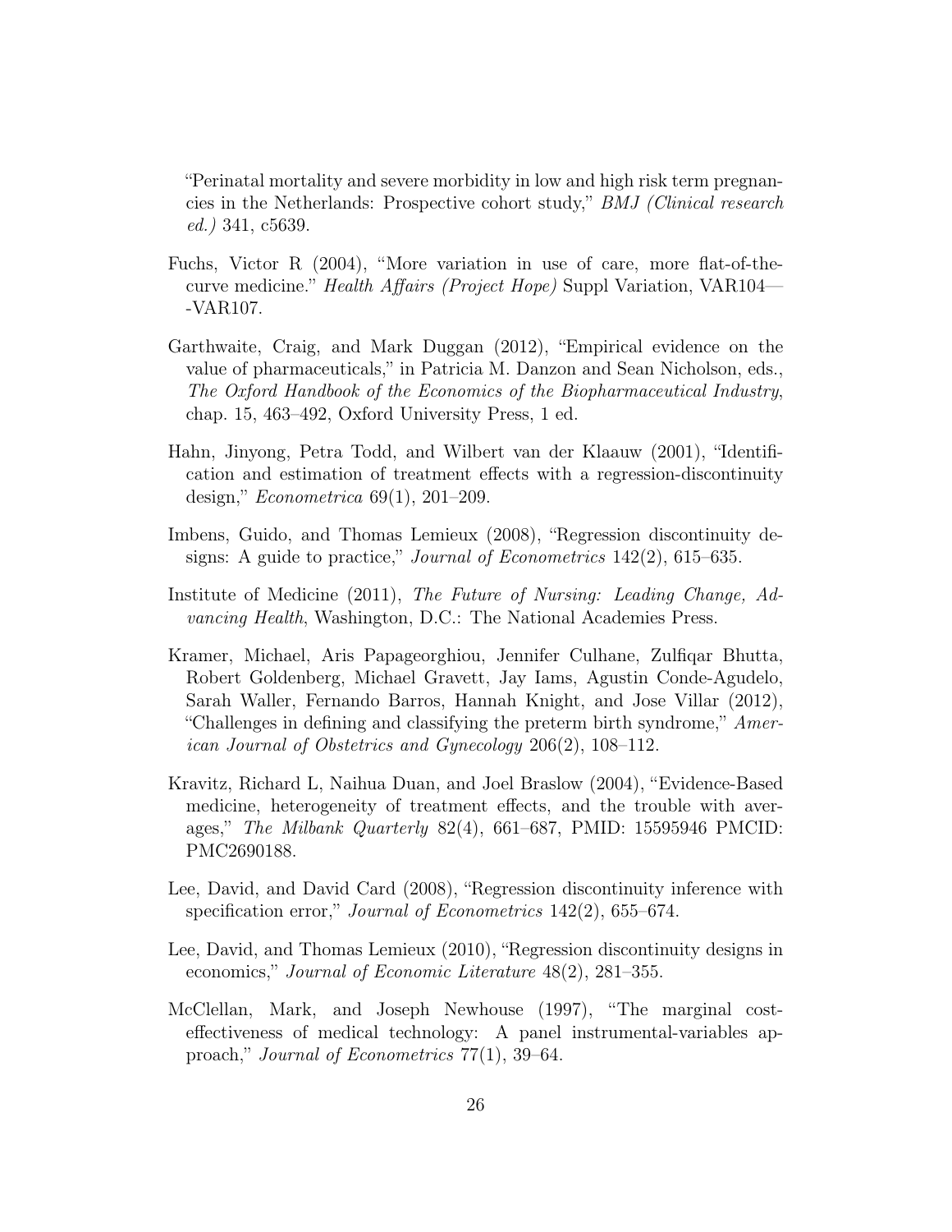"Perinatal mortality and severe morbidity in low and high risk term pregnancies in the Netherlands: Prospective cohort study," *BMJ (Clinical research ed.)* 341, c5639.

Fuchs, Victor R (2004), "More variation in use of care, more flat-of-the-curve medicine." *Health Affairs (Project Hope)* Suppl Variation, VAR104—-VAR107.

Garthwaite, Craig, and Mark Duggan (2012), "Empirical evidence on the value of pharmaceuticals," in Patricia M. Danzon and Sean Nicholson, eds., *The Oxford Handbook of the Economics of the Biopharmaceutical Industry*, chap. 15, 463–492, Oxford University Press, 1 ed.

Hahn, Jinyong, Petra Todd, and Wilbert van der Klaauw (2001), "Identification and estimation of treatment effects with a regression-discontinuity design," *Econometrica* 69(1), 201–209.

Imbens, Guido, and Thomas Lemieux (2008), "Regression discontinuity designs: A guide to practice," *Journal of Econometrics* 142(2), 615–635.

Institute of Medicine (2011), *The Future of Nursing: Leading Change, Advancing Health*, Washington, D.C.: The National Academies Press.

Kramer, Michael, Aris Papageorghiou, Jennifer Culhane, Zulfiqar Bhutta, Robert Goldenberg, Michael Gravett, Jay Iams, Agustin Conde-Agudelo, Sarah Waller, Fernando Barros, Hannah Knight, and Jose Villar (2012), "Challenges in defining and classifying the preterm birth syndrome," *American Journal of Obstetrics and Gynecology* 206(2), 108–112.

Kravitz, Richard L, Naihua Duan, and Joel Braslow (2004), "Evidence-Based medicine, heterogeneity of treatment effects, and the trouble with averages," *The Milbank Quarterly* 82(4), 661–687, PMID: 15595946 PMCID: PMC2690188.

Lee, David, and David Card (2008), "Regression discontinuity inference with specification error," *Journal of Econometrics* 142(2), 655–674.

Lee, David, and Thomas Lemieux (2010), "Regression discontinuity designs in economics," *Journal of Economic Literature* 48(2), 281–355.

McClellan, Mark, and Joseph Newhouse (1997), "The marginal cost-effectiveness of medical technology: A panel instrumental-variables approach," *Journal of Econometrics* 77(1), 39–64.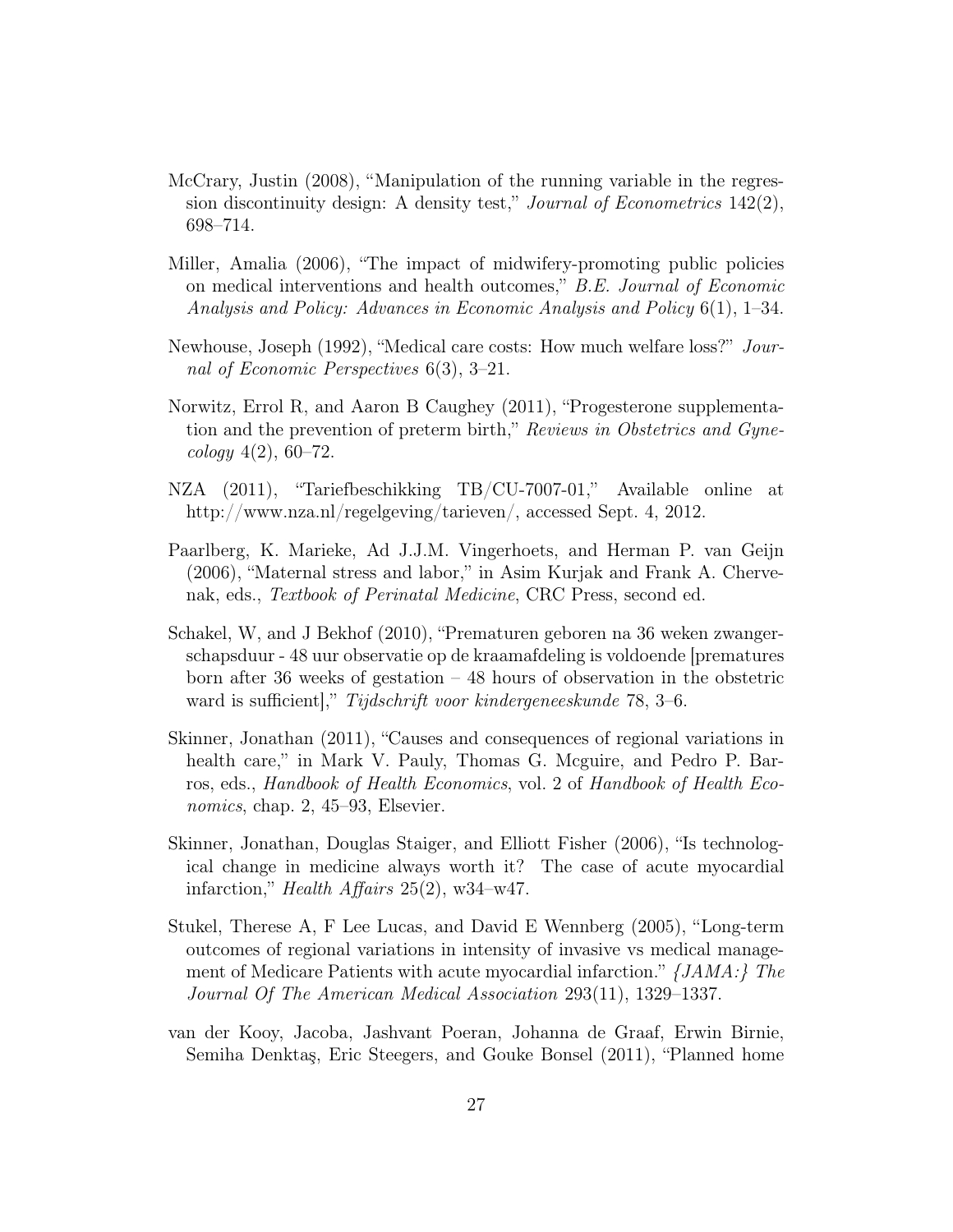McCrary, Justin (2008), "Manipulation of the running variable in the regression discontinuity design: A density test," *Journal of Econometrics* 142(2), 698–714.

Miller, Amalia (2006), "The impact of midwifery-promoting public policies on medical interventions and health outcomes," *B.E. Journal of Economic Analysis and Policy: Advances in Economic Analysis and Policy* 6(1), 1–34.

Newhouse, Joseph (1992), "Medical care costs: How much welfare loss?" *Journal of Economic Perspectives* 6(3), 3–21.

Norwitz, Errol R, and Aaron B Caughey (2011), "Progesterone supplementation and the prevention of preterm birth," *Reviews in Obstetrics and Gynecology* 4(2), 60–72.

NZA (2011), "Tariefbeschikking TB/CU-7007-01," Available online at http://www.nza.nl/regelgeving/tarieven/, accessed Sept. 4, 2012.

Paarlberg, K. Marieke, Ad J.J.M. Vingerhoets, and Herman P. van Geijn (2006), "Maternal stress and labor," in Asim Kurjak and Frank A. Chervenak, eds., *Textbook of Perinatal Medicine*, CRC Press, second ed.

Schakel, W, and J Bekhof (2010), "Prematuren geboren na 36 weken zwangerschapsduur - 48 uur observatie op de kraamafdeling is voldoende [prematures born after 36 weeks of gestation – 48 hours of observation in the obstetric ward is sufficient]," *Tijdschrift voor kindergeneeskunde* 78, 3–6.

Skinner, Jonathan (2011), "Causes and consequences of regional variations in health care," in Mark V. Pauly, Thomas G. Mcguire, and Pedro P. Barros, eds., *Handbook of Health Economics*, vol. 2 of *Handbook of Health Economics*, chap. 2, 45–93, Elsevier.

Skinner, Jonathan, Douglas Staiger, and Elliott Fisher (2006), "Is technological change in medicine always worth it? The case of acute myocardial infarction," *Health Affairs* 25(2), w34–w47.

Stukel, Therese A, F Lee Lucas, and David E Wennberg (2005), "Long-term outcomes of regional variations in intensity of invasive vs medical management of Medicare Patients with acute myocardial infarction." *{JAMA:} The Journal Of The American Medical Association* 293(11), 1329–1337.

van der Kooy, Jacoba, Jashvant Poeran, Johanna de Graaf, Erwin Birnie, Semiha Denktaş, Eric Steegers, and Gouke Bonsel (2011), "Planned home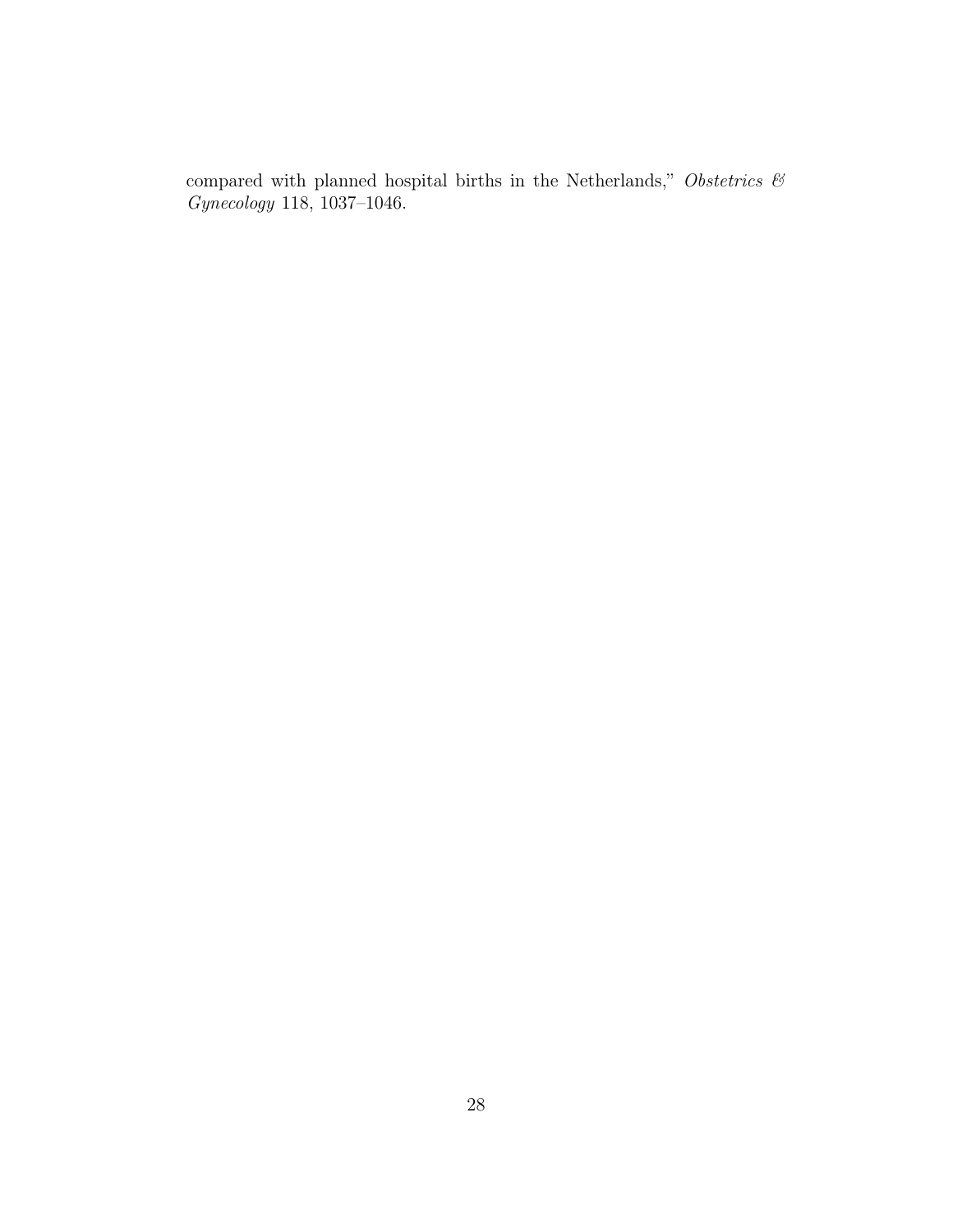compared with planned hospital births in the Netherlands," *Obstetrics & Gynecology* 118, 1037–1046.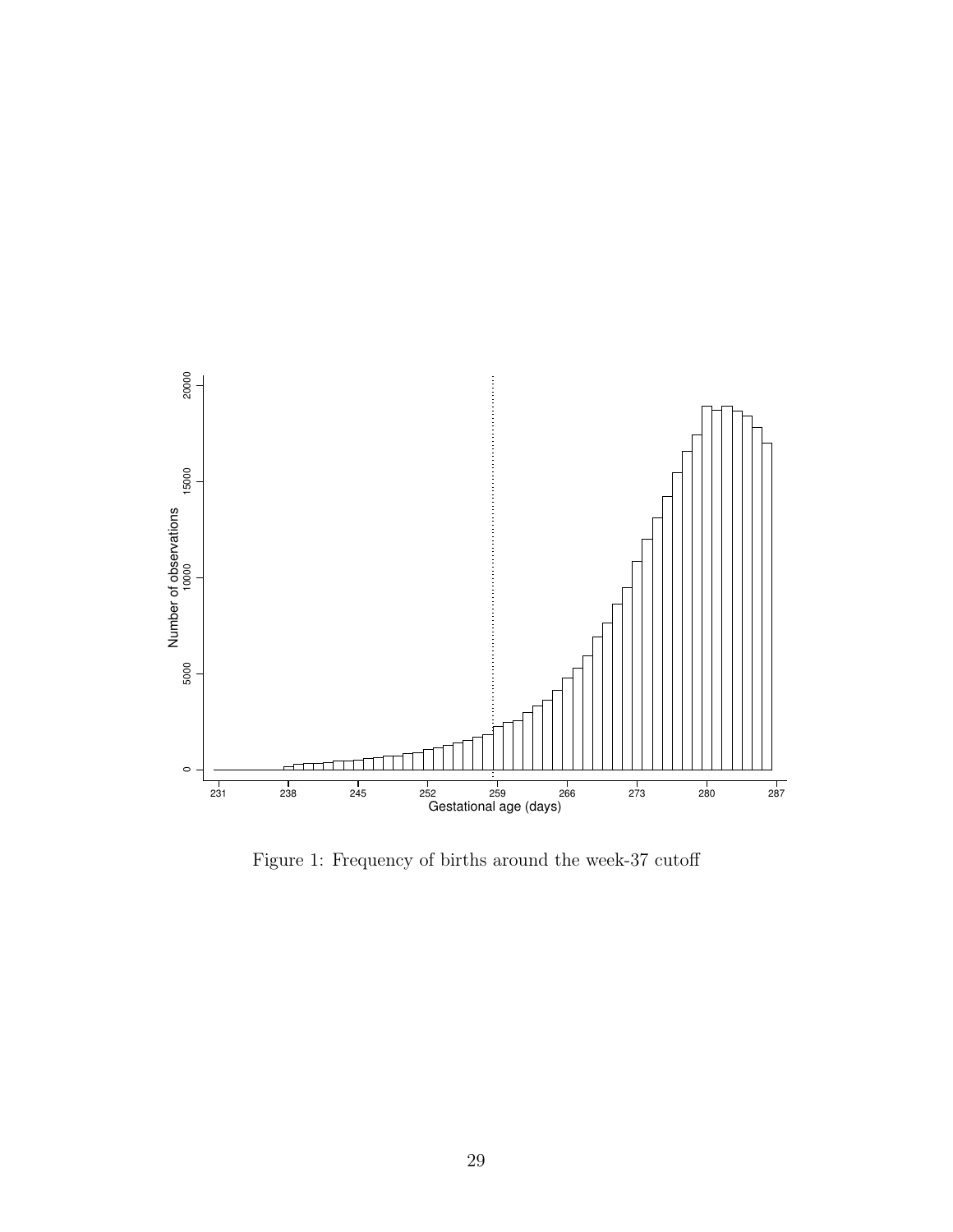Figure 1: Frequency of births around the week-37 cutoff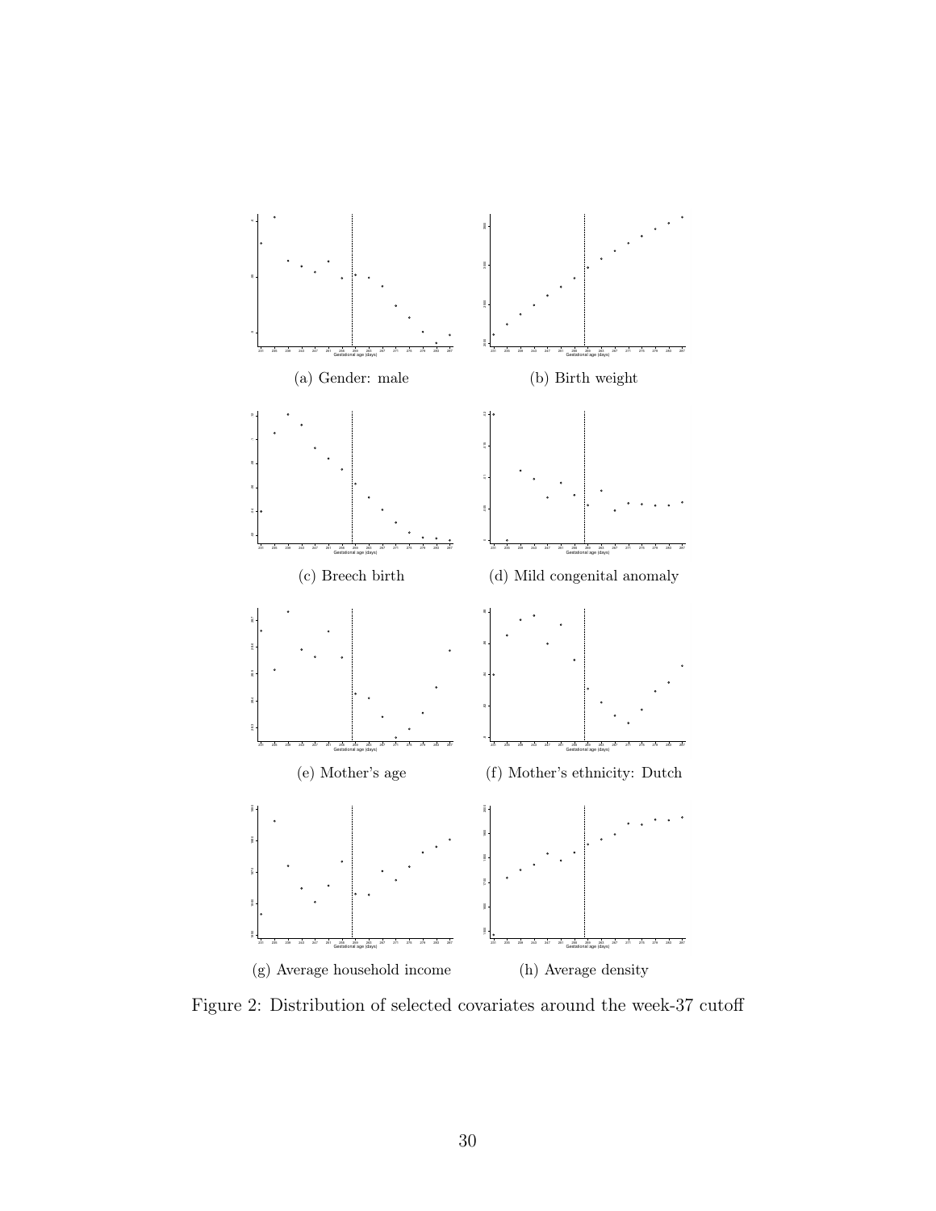(a) Gender: male

(b) Birth weight

(c) Breech birth

(d) Mild congenital anomaly

(e) Mother's age

(f) Mother's ethnicity: Dutch

(g) Average household income

(h) Average density

Figure 2: Distribution of selected covariates around the week-37 cutoff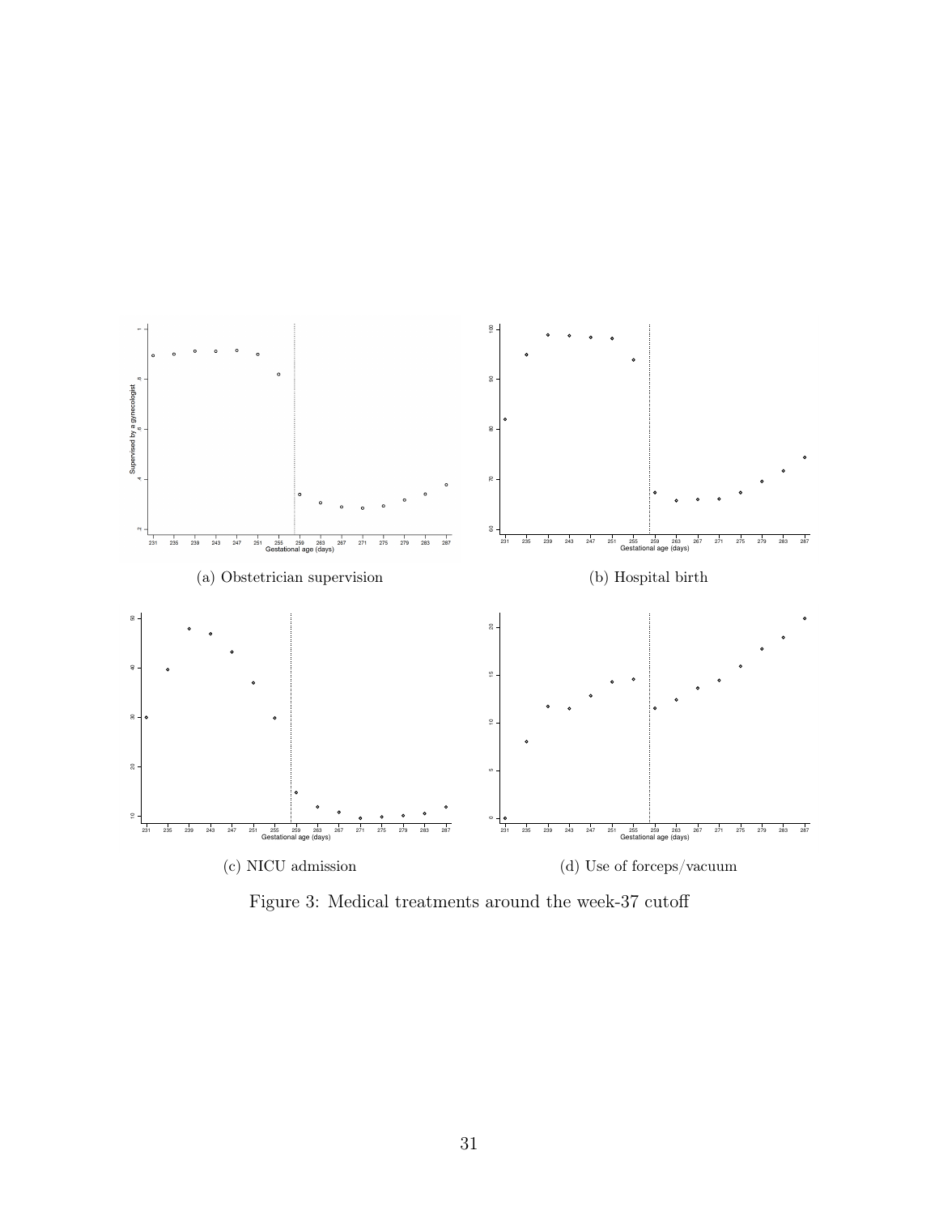(a) Obstetrician supervision

(b) Hospital birth

(c) NICU admission

(d) Use of forceps/vacuum

Figure 3: Medical treatments around the week-37 cutoff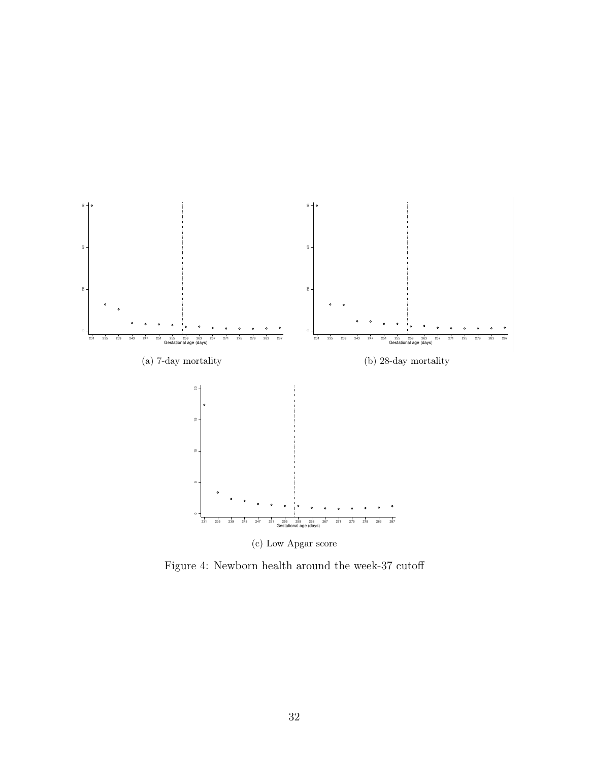(a) 7-day mortality

(b) 28-day mortality

(c) Low Apgar score

Figure 4: Newborn health around the week-37 cutoff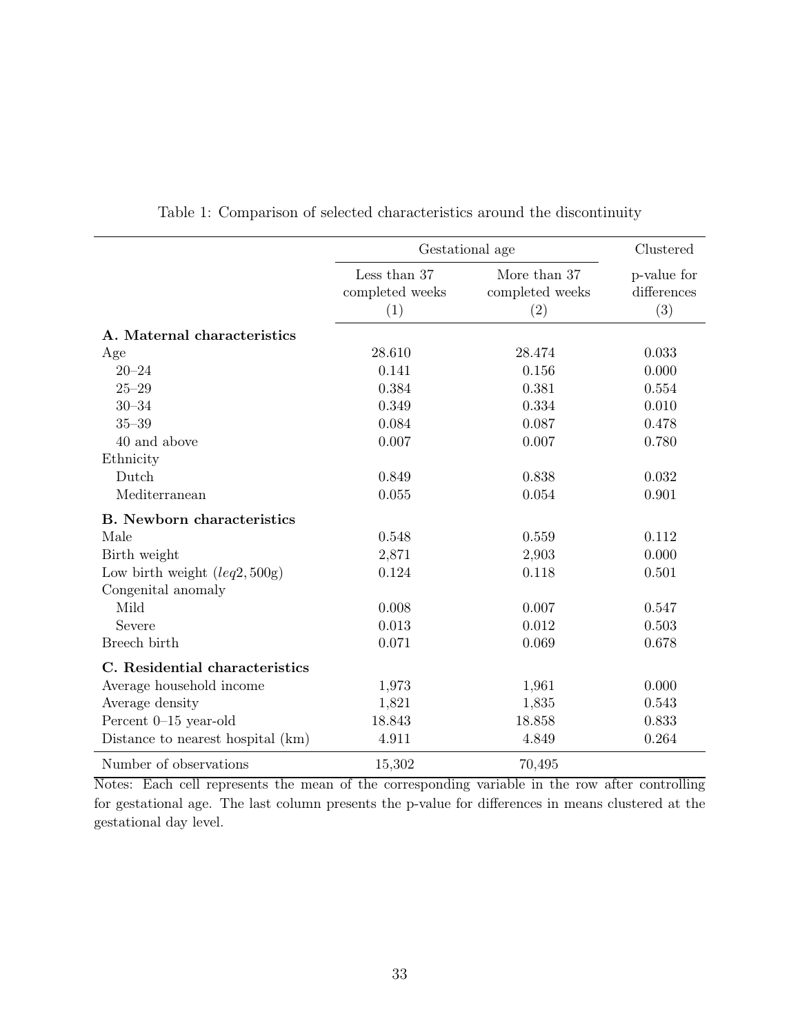Table 1: Comparison of selected characteristics around the discontinuity

| | Gestational age | | Clustered |
|---|---|---|---|
| | Less than 37 completed weeks (1) | More than 37 completed weeks (2) | p-value for differences (3) |
| **A. Maternal characteristics** | | | |
| Age | 28.610 | 28.474 | 0.033 |
| 20–24 | 0.141 | 0.156 | 0.000 |
| 25–29 | 0.384 | 0.381 | 0.554 |
| 30–34 | 0.349 | 0.334 | 0.010 |
| 35–39 | 0.084 | 0.087 | 0.478 |
| 40 and above | 0.007 | 0.007 | 0.780 |
| Ethnicity | | | |
| Dutch | 0.849 | 0.838 | 0.032 |
| Mediterranean | 0.055 | 0.054 | 0.901 |
| **B. Newborn characteristics** | | | |
| Male | 0.548 | 0.559 | 0.112 |
| Birth weight | 2,871 | 2,903 | 0.000 |
| Low birth weight ($leq2,500$g) | 0.124 | 0.118 | 0.501 |
| Congenital anomaly | | | |
| Mild | 0.008 | 0.007 | 0.547 |
| Severe | 0.013 | 0.012 | 0.503 |
| Breech birth | 0.071 | 0.069 | 0.678 |
| **C. Residential characteristics** | | | |
| Average household income | 1,973 | 1,961 | 0.000 |
| Average density | 1,821 | 1,835 | 0.543 |
| Percent 0–15 year-old | 18.843 | 18.858 | 0.833 |
| Distance to nearest hospital (km) | 4.911 | 4.849 | 0.264 |
| Number of observations | 15,302 | 70,495 | |

Notes: Each cell represents the mean of the corresponding variable in the row after controlling for gestational age. The last column presents the p-value for differences in means clustered at the gestational day level.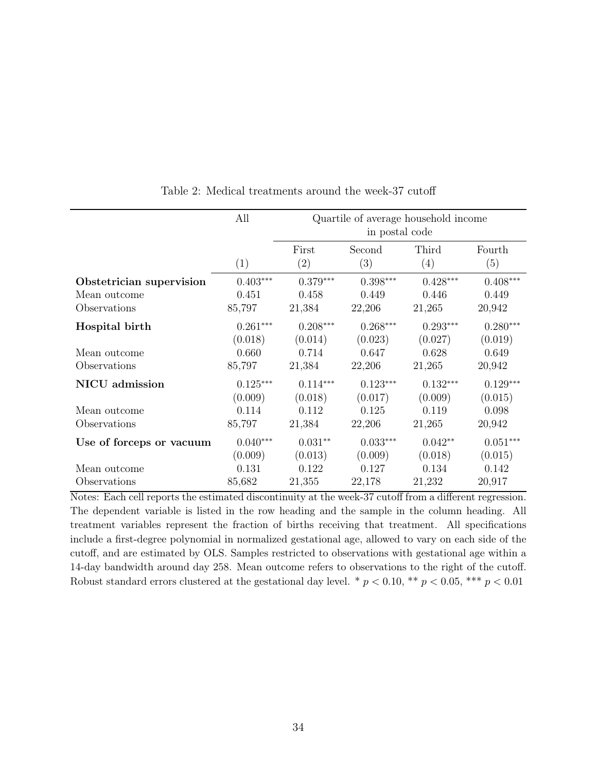Table 2: Medical treatments around the week-37 cutoff

| | All | Quartile of average household income in postal code | | | |
|---|---|---|---|---|---|
| | | First | Second | Third | Fourth |
| | (1) | (2) | (3) | (4) | (5) |
| **Obstetrician supervision** | 0.403*** | 0.379*** | 0.398*** | 0.428*** | 0.408*** |
| Mean outcome | 0.451 | 0.458 | 0.449 | 0.446 | 0.449 |
| Observations | 85,797 | 21,384 | 22,206 | 21,265 | 20,942 |
| **Hospital birth** | 0.261*** | 0.208*** | 0.268*** | 0.293*** | 0.280*** |
| | (0.018) | (0.014) | (0.023) | (0.027) | (0.019) |
| Mean outcome | 0.660 | 0.714 | 0.647 | 0.628 | 0.649 |
| Observations | 85,797 | 21,384 | 22,206 | 21,265 | 20,942 |
| **NICU admission** | 0.125*** | 0.114*** | 0.123*** | 0.132*** | 0.129*** |
| | (0.009) | (0.018) | (0.017) | (0.009) | (0.015) |
| Mean outcome | 0.114 | 0.112 | 0.125 | 0.119 | 0.098 |
| Observations | 85,797 | 21,384 | 22,206 | 21,265 | 20,942 |
| **Use of forceps or vacuum** | 0.040*** | 0.031** | 0.033*** | 0.042** | 0.051*** |
| | (0.009) | (0.013) | (0.009) | (0.018) | (0.015) |
| Mean outcome | 0.131 | 0.122 | 0.127 | 0.134 | 0.142 |
| Observations | 85,682 | 21,355 | 22,178 | 21,232 | 20,917 |

Notes: Each cell reports the estimated discontinuity at the week-37 cutoff from a different regression. The dependent variable is listed in the row heading and the sample in the column heading. All treatment variables represent the fraction of births receiving that treatment. All specifications include a first-degree polynomial in normalized gestational age, allowed to vary on each side of the cutoff, and are estimated by OLS. Samples restricted to observations with gestational age within a 14-day bandwidth around day 258. Mean outcome refers to observations to the right of the cutoff. Robust standard errors clustered at the gestational day level. * $p < 0.10$, ** $p < 0.05$, *** $p < 0.01$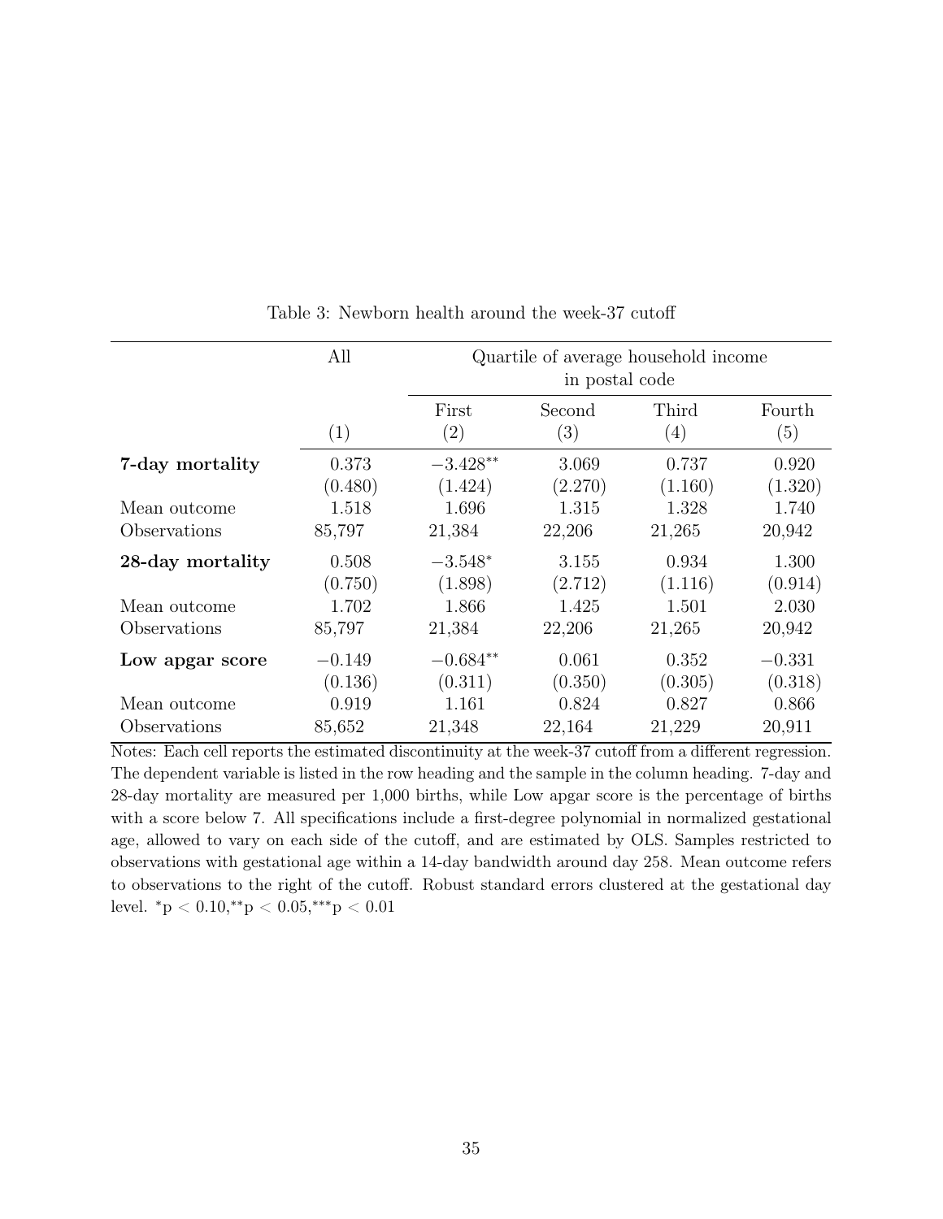Table 3: Newborn health around the week-37 cutoff

| | All | Quartile of average household income in postal code | | | |
|---|---|---|---|---|---|
| | | First | Second | Third | Fourth |
| | (1) | (2) | (3) | (4) | (5) |
| **7-day mortality** | 0.373 | $-3.428^{**}$ | 3.069 | 0.737 | 0.920 |
| | (0.480) | (1.424) | (2.270) | (1.160) | (1.320) |
| Mean outcome | 1.518 | 1.696 | 1.315 | 1.328 | 1.740 |
| Observations | 85,797 | 21,384 | 22,206 | 21,265 | 20,942 |
| **28-day mortality** | 0.508 | $-3.548^{*}$ | 3.155 | 0.934 | 1.300 |
| | (0.750) | (1.898) | (2.712) | (1.116) | (0.914) |
| Mean outcome | 1.702 | 1.866 | 1.425 | 1.501 | 2.030 |
| Observations | 85,797 | 21,384 | 22,206 | 21,265 | 20,942 |
| **Low apgar score** | $-0.149$ | $-0.684^{**}$ | 0.061 | 0.352 | $-0.331$ |
| | (0.136) | (0.311) | (0.350) | (0.305) | (0.318) |
| Mean outcome | 0.919 | 1.161 | 0.824 | 0.827 | 0.866 |
| Observations | 85,652 | 21,348 | 22,164 | 21,229 | 20,911 |

Notes: Each cell reports the estimated discontinuity at the week-37 cutoff from a different regression. The dependent variable is listed in the row heading and the sample in the column heading. 7-day and 28-day mortality are measured per 1,000 births, while Low apgar score is the percentage of births with a score below 7. All specifications include a first-degree polynomial in normalized gestational age, allowed to vary on each side of the cutoff, and are estimated by OLS. Samples restricted to observations with gestational age within a 14-day bandwidth around day 258. Mean outcome refers to observations to the right of the cutoff. Robust standard errors clustered at the gestational day level. $^{*}p < 0.10$, $^{**}p < 0.05$, $^{***}p < 0.01$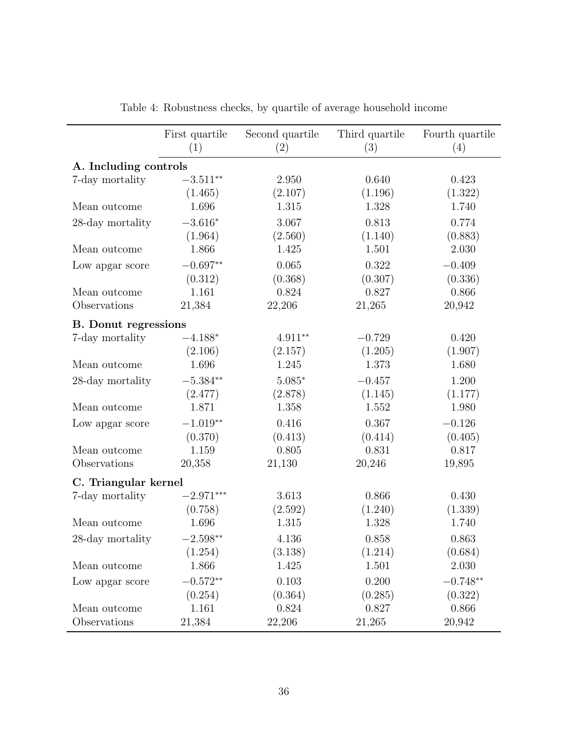Table 4: Robustness checks, by quartile of average household income

| | First quartile (1) | Second quartile (2) | Third quartile (3) | Fourth quartile (4) |
|---|---|---|---|---|
| **A. Including controls** | | | | |
| 7-day mortality | $-3.511^{**}$ | 2.950 | 0.640 | 0.423 |
| | (1.465) | (2.107) | (1.196) | (1.322) |
| Mean outcome | 1.696 | 1.315 | 1.328 | 1.740 |
| 28-day mortality | $-3.616^{*}$ | 3.067 | 0.813 | 0.774 |
| | (1.964) | (2.560) | (1.140) | (0.883) |
| Mean outcome | 1.866 | 1.425 | 1.501 | 2.030 |
| Low apgar score | $-0.697^{**}$ | 0.065 | 0.322 | $-0.409$ |
| | (0.312) | (0.368) | (0.307) | (0.336) |
| Mean outcome | 1.161 | 0.824 | 0.827 | 0.866 |
| Observations | 21,384 | 22,206 | 21,265 | 20,942 |
| **B. Donut regressions** | | | | |
| 7-day mortality | $-4.188^{*}$ | $4.911^{**}$ | $-0.729$ | 0.420 |
| | (2.106) | (2.157) | (1.205) | (1.907) |
| Mean outcome | 1.696 | 1.245 | 1.373 | 1.680 |
| 28-day mortality | $-5.384^{**}$ | $5.085^{*}$ | $-0.457$ | 1.200 |
| | (2.477) | (2.878) | (1.145) | (1.177) |
| Mean outcome | 1.871 | 1.358 | 1.552 | 1.980 |
| Low apgar score | $-1.019^{**}$ | 0.416 | 0.367 | $-0.126$ |
| | (0.370) | (0.413) | (0.414) | (0.405) |
| Mean outcome | 1.159 | 0.805 | 0.831 | 0.817 |
| Observations | 20,358 | 21,130 | 20,246 | 19,895 |
| **C. Triangular kernel** | | | | |
| 7-day mortality | $-2.971^{***}$ | 3.613 | 0.866 | 0.430 |
| | (0.758) | (2.592) | (1.240) | (1.339) |
| Mean outcome | 1.696 | 1.315 | 1.328 | 1.740 |
| 28-day mortality | $-2.598^{**}$ | 4.136 | 0.858 | 0.863 |
| | (1.254) | (3.138) | (1.214) | (0.684) |
| Mean outcome | 1.866 | 1.425 | 1.501 | 2.030 |
| Low apgar score | $-0.572^{**}$ | 0.103 | 0.200 | $-0.748^{**}$ |
| | (0.254) | (0.364) | (0.285) | (0.322) |
| Mean outcome | 1.161 | 0.824 | 0.827 | 0.866 |
| Observations | 21,384 | 22,206 | 21,265 | 20,942 |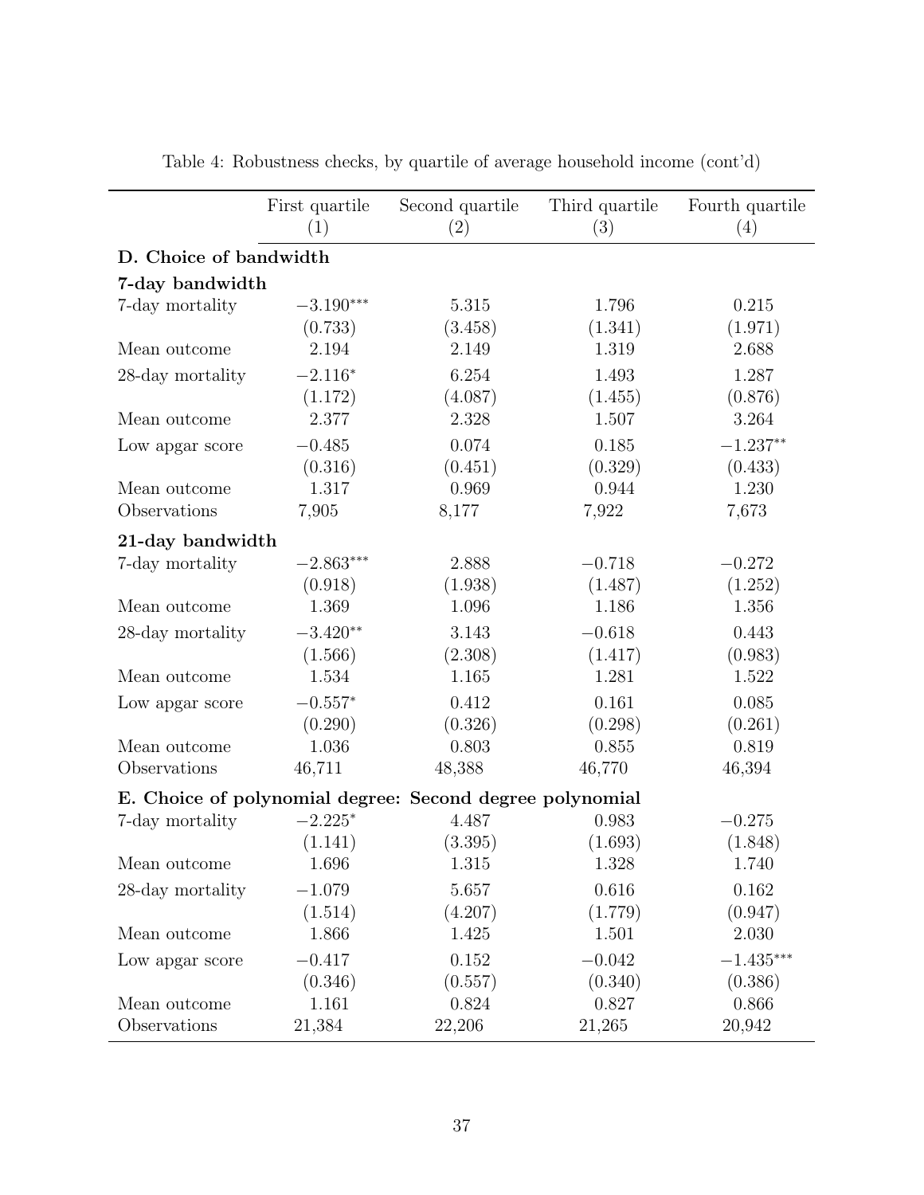Table 4: Robustness checks, by quartile of average household income (cont'd)

| | First quartile (1) | Second quartile (2) | Third quartile (3) | Fourth quartile (4) |
|---|---|---|---|---|
| **D. Choice of bandwidth** | | | | |
| **7-day bandwidth** | | | | |
| 7-day mortality | $-3.190^{***}$ | 5.315 | 1.796 | 0.215 |
| | (0.733) | (3.458) | (1.341) | (1.971) |
| Mean outcome | 2.194 | 2.149 | 1.319 | 2.688 |
| 28-day mortality | $-2.116^{*}$ | 6.254 | 1.493 | 1.287 |
| | (1.172) | (4.087) | (1.455) | (0.876) |
| Mean outcome | 2.377 | 2.328 | 1.507 | 3.264 |
| Low apgar score | $-0.485$ | 0.074 | 0.185 | $-1.237^{**}$ |
| | (0.316) | (0.451) | (0.329) | (0.433) |
| Mean outcome | 1.317 | 0.969 | 0.944 | 1.230 |
| Observations | 7,905 | 8,177 | 7,922 | 7,673 |
| **21-day bandwidth** | | | | |
| 7-day mortality | $-2.863^{***}$ | 2.888 | $-0.718$ | $-0.272$ |
| | (0.918) | (1.938) | (1.487) | (1.252) |
| Mean outcome | 1.369 | 1.096 | 1.186 | 1.356 |
| 28-day mortality | $-3.420^{**}$ | 3.143 | $-0.618$ | 0.443 |
| | (1.566) | (2.308) | (1.417) | (0.983) |
| Mean outcome | 1.534 | 1.165 | 1.281 | 1.522 |
| Low apgar score | $-0.557^{*}$ | 0.412 | 0.161 | 0.085 |
| | (0.290) | (0.326) | (0.298) | (0.261) |
| Mean outcome | 1.036 | 0.803 | 0.855 | 0.819 |
| Observations | 46,711 | 48,388 | 46,770 | 46,394 |
| **E. Choice of polynomial degree: Second degree polynomial** | | | | |
| 7-day mortality | $-2.225^{*}$ | 4.487 | 0.983 | $-0.275$ |
| | (1.141) | (3.395) | (1.693) | (1.848) |
| Mean outcome | 1.696 | 1.315 | 1.328 | 1.740 |
| 28-day mortality | $-1.079$ | 5.657 | 0.616 | 0.162 |
| | (1.514) | (4.207) | (1.779) | (0.947) |
| Mean outcome | 1.866 | 1.425 | 1.501 | 2.030 |
| Low apgar score | $-0.417$ | 0.152 | $-0.042$ | $-1.435^{***}$ |
| | (0.346) | (0.557) | (0.340) | (0.386) |
| Mean outcome | 1.161 | 0.824 | 0.827 | 0.866 |
| Observations | 21,384 | 22,206 | 21,265 | 20,942 |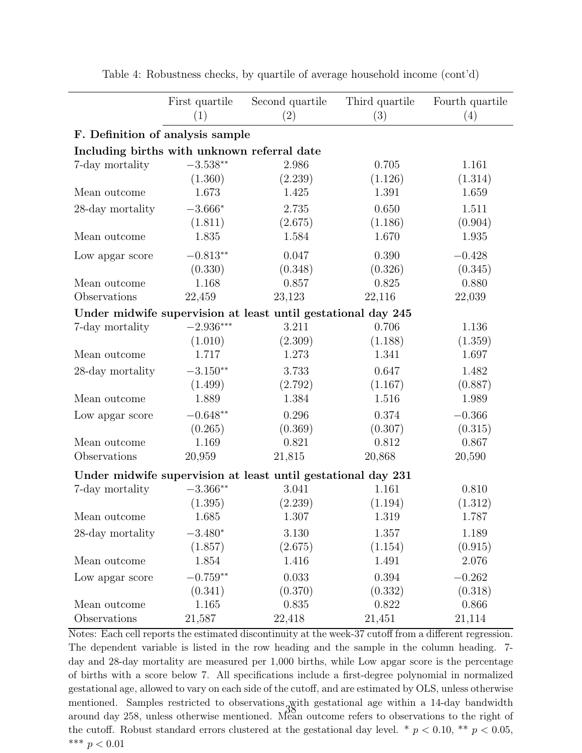Table 4: Robustness checks, by quartile of average household income (cont'd)

| | First quartile | Second quartile | Third quartile | Fourth quartile |
|---|---|---|---|---|
| | (1) | (2) | (3) | (4) |
| **F. Definition of analysis sample** | | | | |
| **Including births with unknown referral date** | | | | |
| 7-day mortality | $-3.538^{**}$ | 2.986 | 0.705 | 1.161 |
| | (1.360) | (2.239) | (1.126) | (1.314) |
| Mean outcome | 1.673 | 1.425 | 1.391 | 1.659 |
| 28-day mortality | $-3.666^{*}$ | 2.735 | 0.650 | 1.511 |
| | (1.811) | (2.675) | (1.186) | (0.904) |
| Mean outcome | 1.835 | 1.584 | 1.670 | 1.935 |
| Low apgar score | $-0.813^{**}$ | 0.047 | 0.390 | $-0.428$ |
| | (0.330) | (0.348) | (0.326) | (0.345) |
| Mean outcome | 1.168 | 0.857 | 0.825 | 0.880 |
| Observations | 22,459 | 23,123 | 22,116 | 22,039 |
| **Under midwife supervision at least until gestational day 245** | | | | |
| 7-day mortality | $-2.936^{***}$ | 3.211 | 0.706 | 1.136 |
| | (1.010) | (2.309) | (1.188) | (1.359) |
| Mean outcome | 1.717 | 1.273 | 1.341 | 1.697 |
| 28-day mortality | $-3.150^{**}$ | 3.733 | 0.647 | 1.482 |
| | (1.499) | (2.792) | (1.167) | (0.887) |
| Mean outcome | 1.889 | 1.384 | 1.516 | 1.989 |
| Low apgar score | $-0.648^{**}$ | 0.296 | 0.374 | $-0.366$ |
| | (0.265) | (0.369) | (0.307) | (0.315) |
| Mean outcome | 1.169 | 0.821 | 0.812 | 0.867 |
| Observations | 20,959 | 21,815 | 20,868 | 20,590 |
| **Under midwife supervision at least until gestational day 231** | | | | |
| 7-day mortality | $-3.366^{**}$ | 3.041 | 1.161 | 0.810 |
| | (1.395) | (2.239) | (1.194) | (1.312) |
| Mean outcome | 1.685 | 1.307 | 1.319 | 1.787 |
| 28-day mortality | $-3.480^{*}$ | 3.130 | 1.357 | 1.189 |
| | (1.857) | (2.675) | (1.154) | (0.915) |
| Mean outcome | 1.854 | 1.416 | 1.491 | 2.076 |
| Low apgar score | $-0.759^{**}$ | 0.033 | 0.394 | $-0.262$ |
| | (0.341) | (0.370) | (0.332) | (0.318) |
| Mean outcome | 1.165 | 0.835 | 0.822 | 0.866 |
| Observations | 21,587 | 22,418 | 21,451 | 21,114 |

Notes: Each cell reports the estimated discontinuity at the week-37 cutoff from a different regression. The dependent variable is listed in the row heading and the sample in the column heading. 7-day and 28-day mortality are measured per 1,000 births, while Low apgar score is the percentage of births with a score below 7. All specifications include a first-degree polynomial in normalized gestational age, allowed to vary on each side of the cutoff, and are estimated by OLS, unless otherwise mentioned. Samples restricted to observations with gestational age within a 14-day bandwidth around day 258, unless otherwise mentioned. Mean outcome refers to observations to the right of the cutoff. Robust standard errors clustered at the gestational day level. * $p < 0.10$, ** $p < 0.05$, *** $p < 0.01$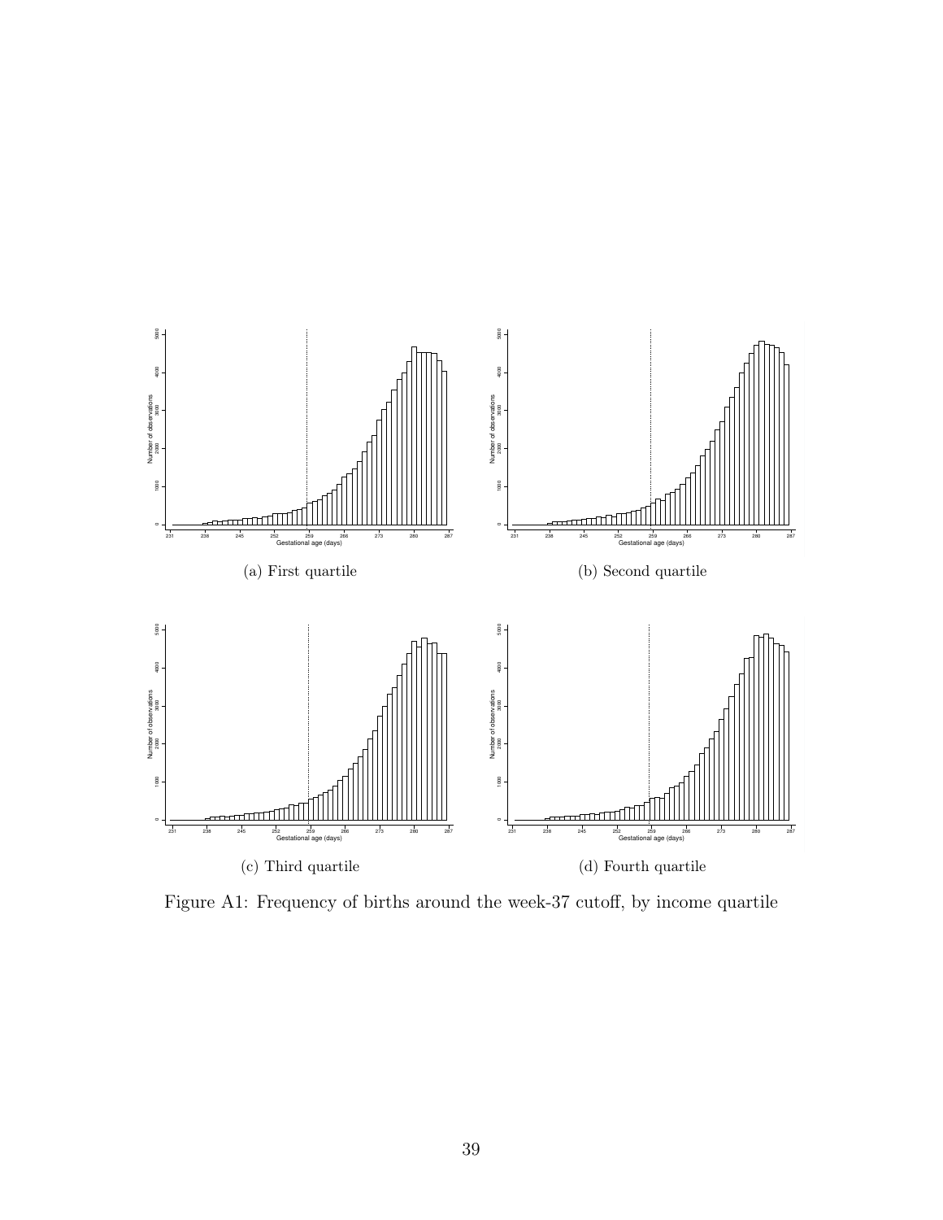(a) First quartile

(b) Second quartile

(c) Third quartile

(d) Fourth quartile

Figure A1: Frequency of births around the week-37 cutoff, by income quartile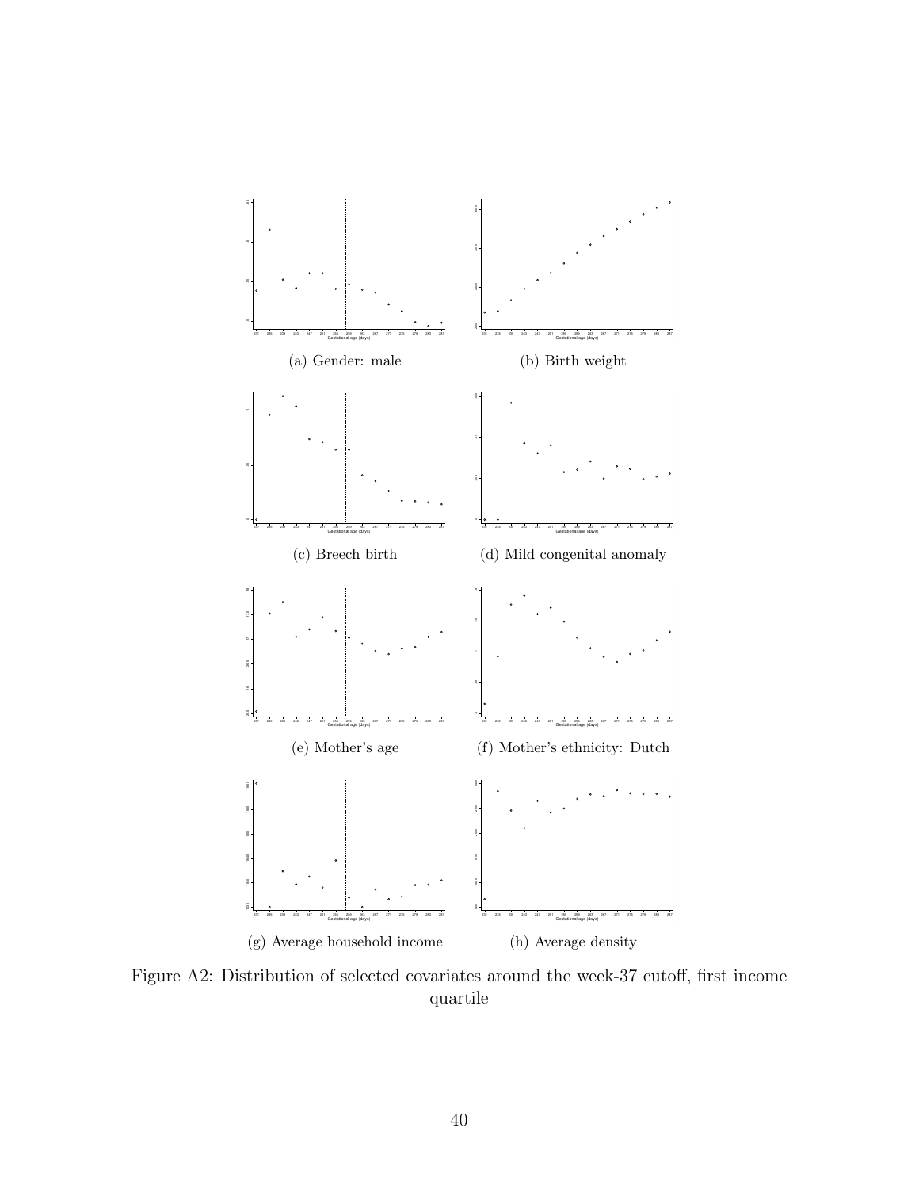(a) Gender: male

(b) Birth weight

(c) Breech birth

(d) Mild congenital anomaly

(e) Mother's age

(f) Mother's ethnicity: Dutch

(g) Average household income

(h) Average density

Figure A2: Distribution of selected covariates around the week-37 cutoff, first income quartile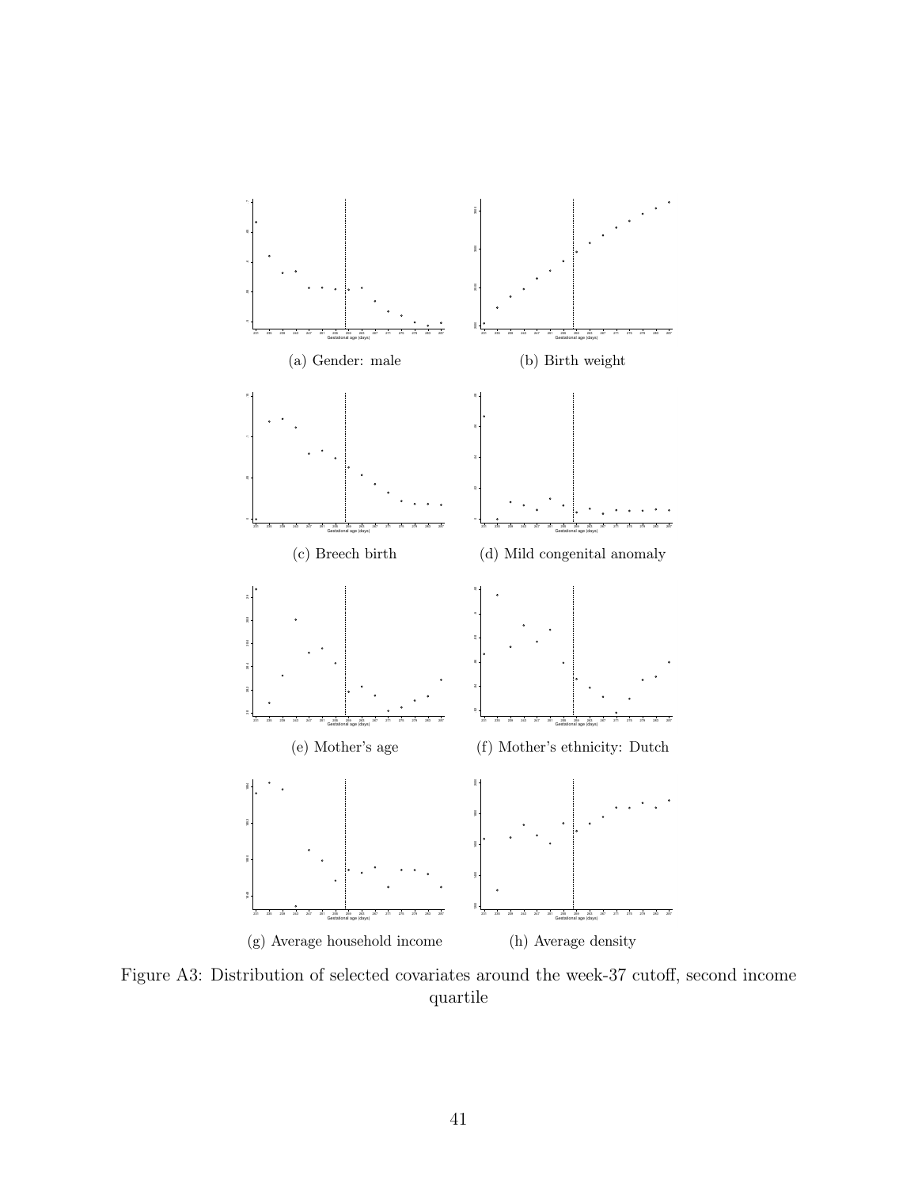(a) Gender: male

(b) Birth weight

(c) Breech birth

(d) Mild congenital anomaly

(e) Mother's age

(f) Mother's ethnicity: Dutch

(g) Average household income

(h) Average density

Figure A3: Distribution of selected covariates around the week-37 cutoff, second income quartile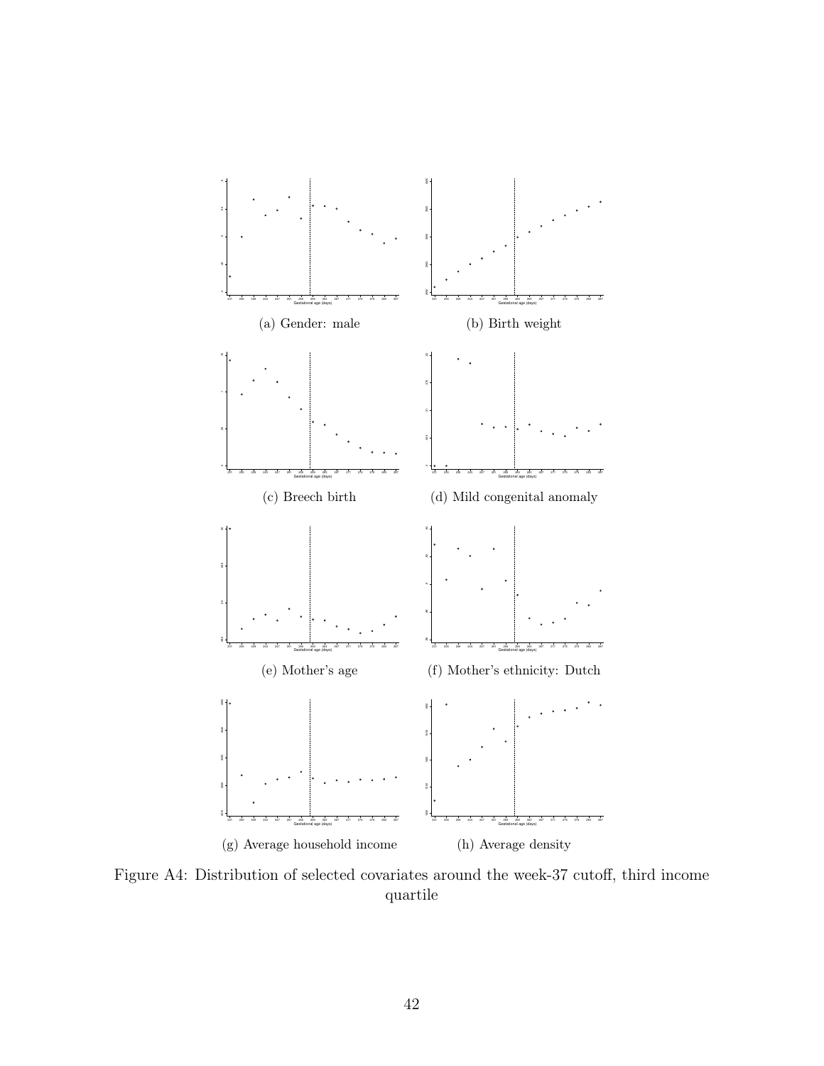(a) Gender: male

(b) Birth weight

(c) Breech birth

(d) Mild congenital anomaly

(e) Mother's age

(f) Mother's ethnicity: Dutch

(g) Average household income

(h) Average density

Figure A4: Distribution of selected covariates around the week-37 cutoff, third income quartile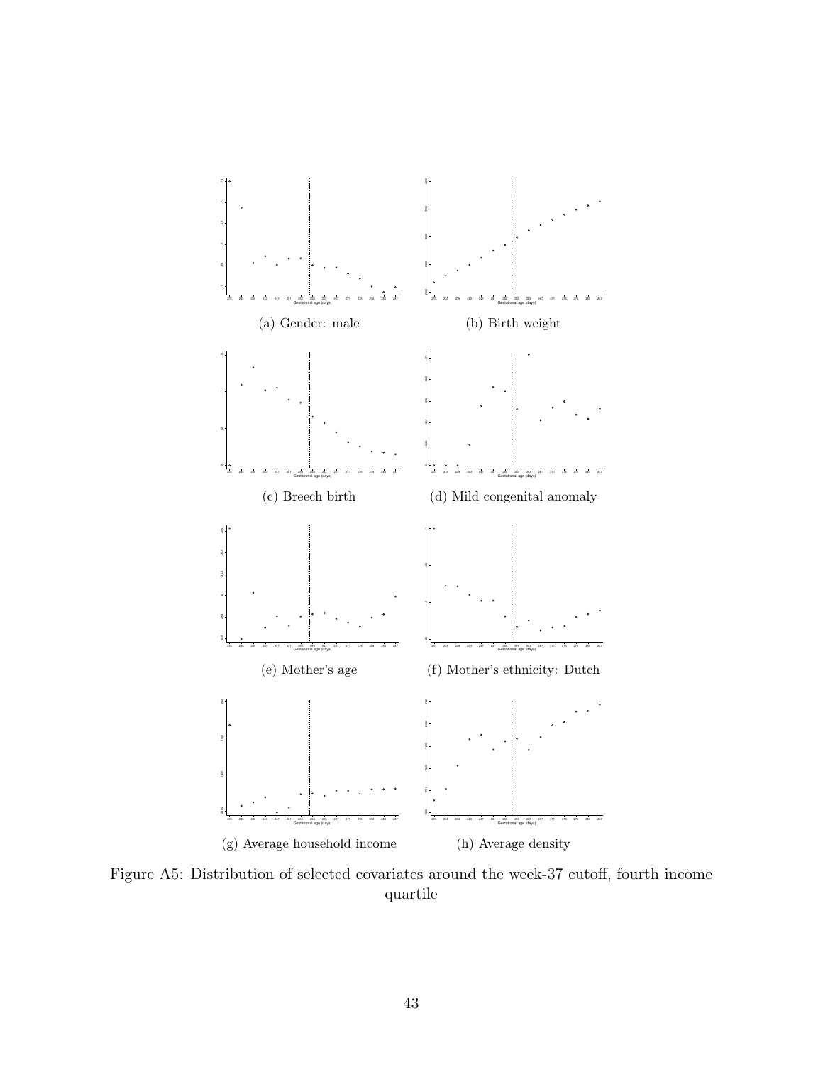(a) Gender: male

(b) Birth weight

(c) Breech birth

(d) Mild congenital anomaly

(e) Mother's age

(f) Mother's ethnicity: Dutch

(g) Average household income

(h) Average density

Figure A5: Distribution of selected covariates around the week-37 cutoff, fourth income quartile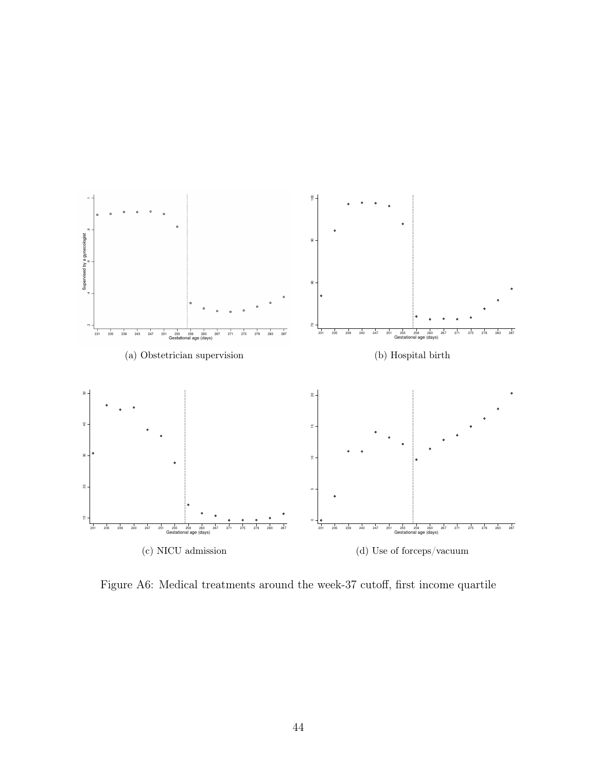(a) Obstetrician supervision

(b) Hospital birth

(c) NICU admission

(d) Use of forceps/vacuum

Figure A6: Medical treatments around the week-37 cutoff, first income quartile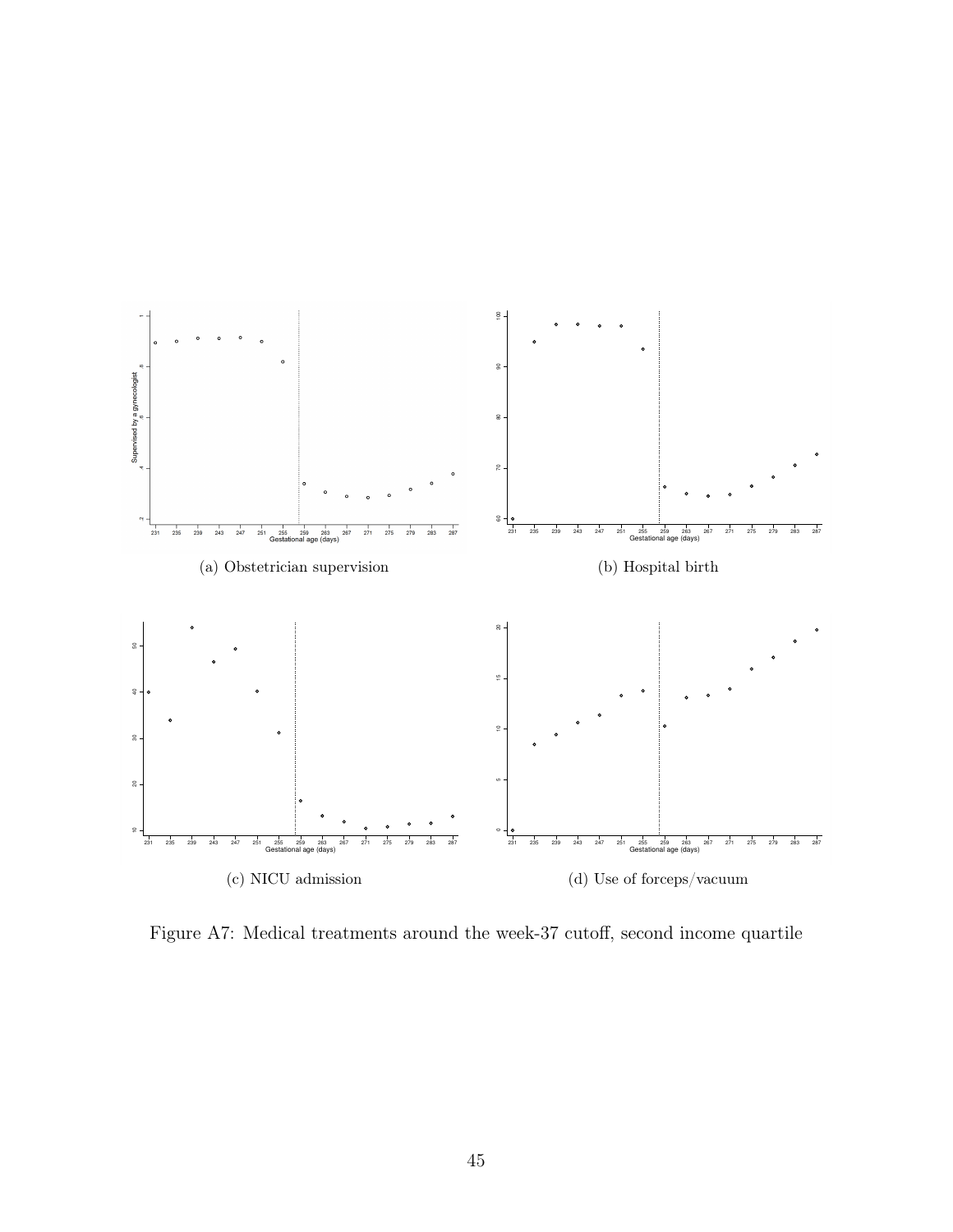(a) Obstetrician supervision

(b) Hospital birth

(c) NICU admission

(d) Use of forceps/vacuum

Figure A7: Medical treatments around the week-37 cutoff, second income quartile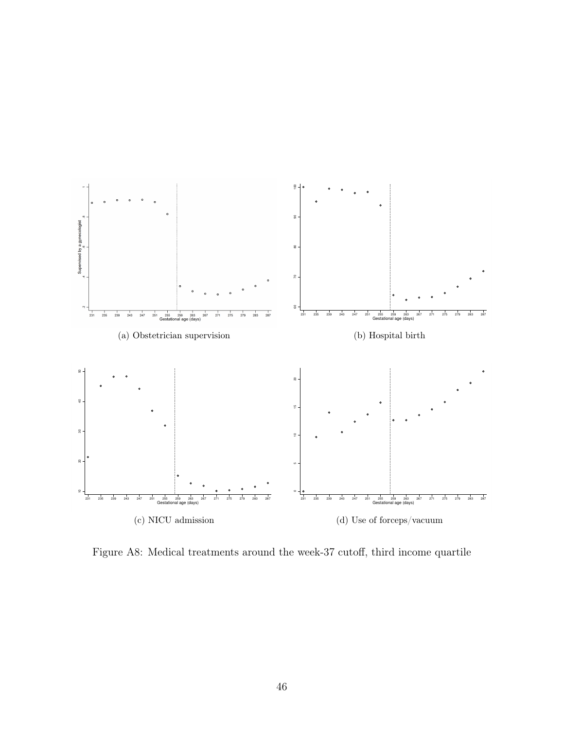(a) Obstetrician supervision

(b) Hospital birth

(c) NICU admission

(d) Use of forceps/vacuum

Figure A8: Medical treatments around the week-37 cutoff, third income quartile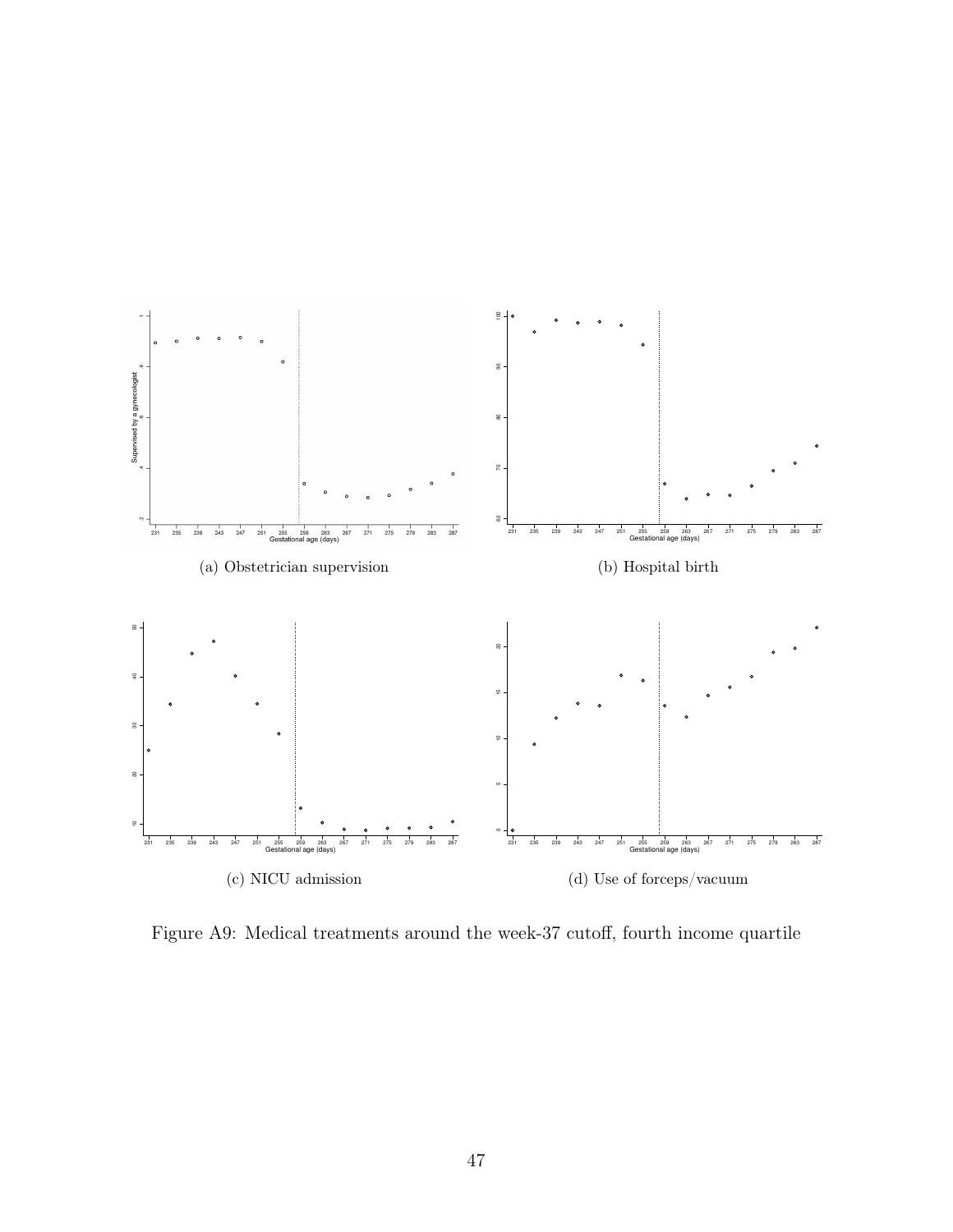(a) Obstetrician supervision

(b) Hospital birth

(c) NICU admission

(d) Use of forceps/vacuum

Figure A9: Medical treatments around the week-37 cutoff, fourth income quartile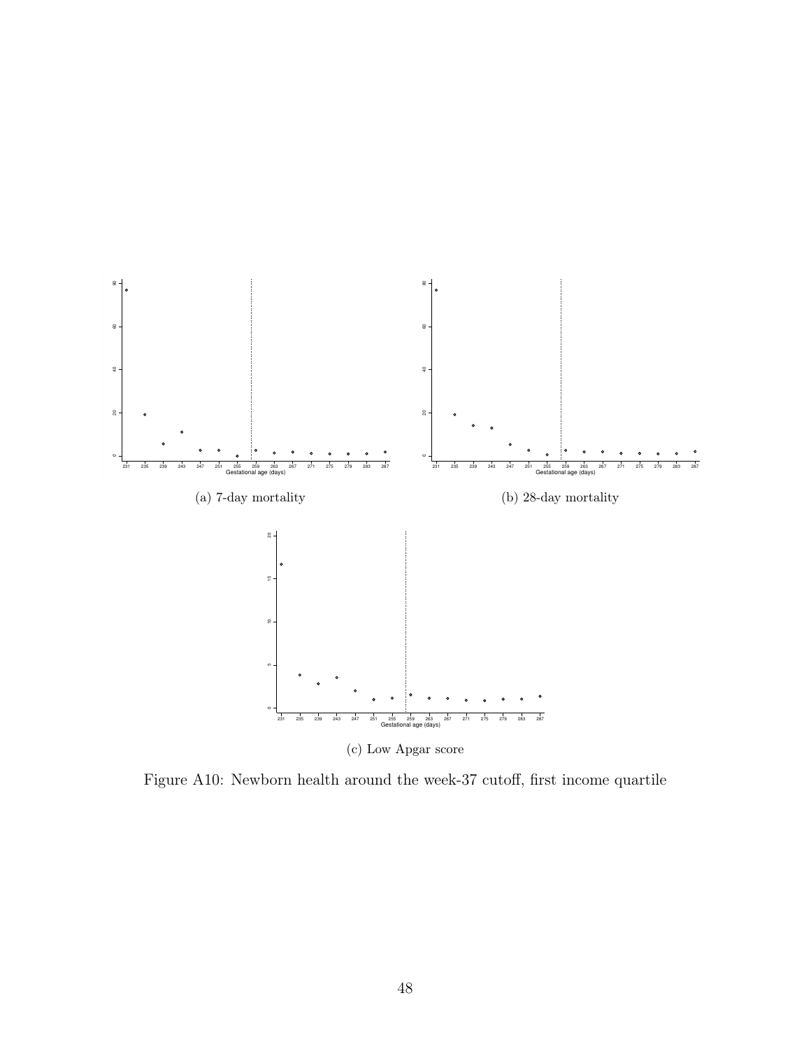(a) 7-day mortality

(b) 28-day mortality

(c) Low Apgar score

Figure A10: Newborn health around the week-37 cutoff, first income quartile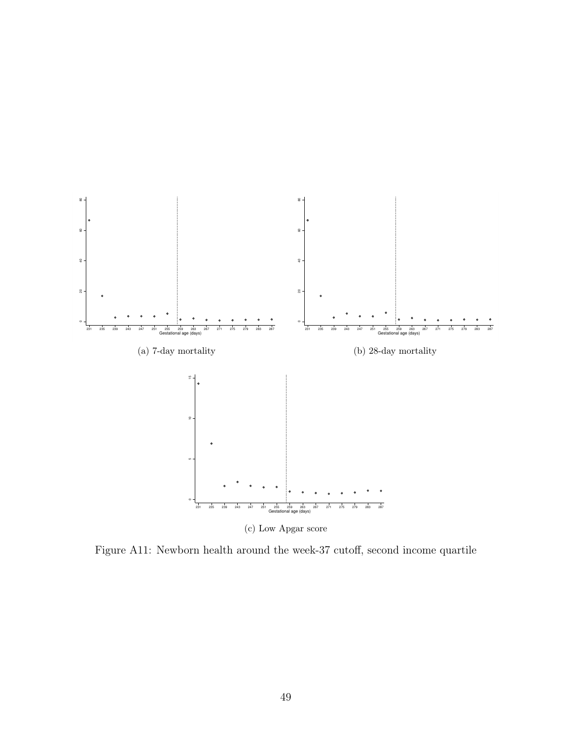(a) 7-day mortality

(b) 28-day mortality

(c) Low Apgar score

Figure A11: Newborn health around the week-37 cutoff, second income quartile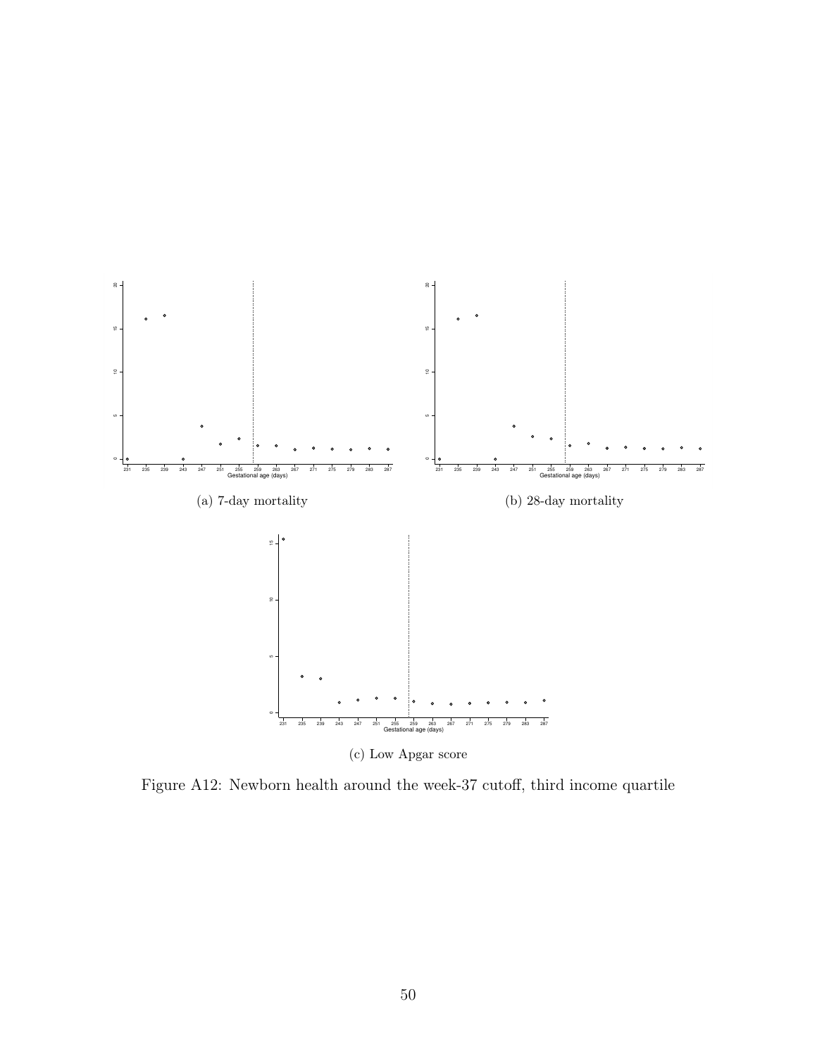(a) 7-day mortality

(b) 28-day mortality

(c) Low Apgar score

Figure A12: Newborn health around the week-37 cutoff, third income quartile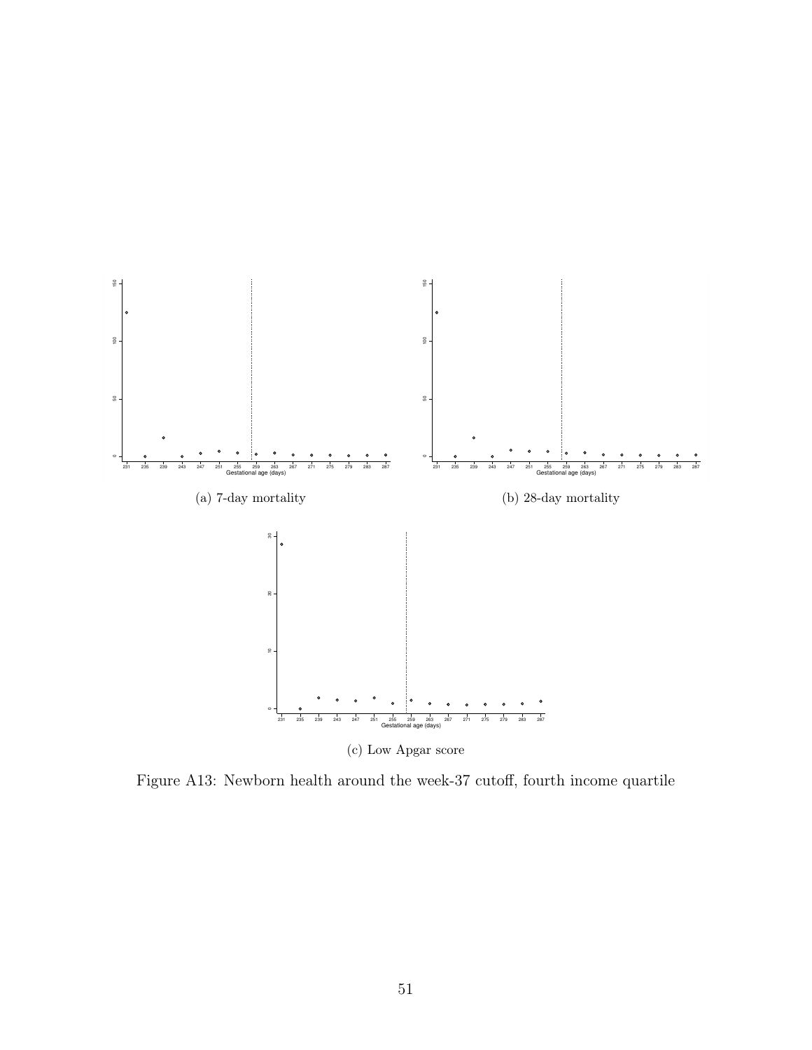(a) 7-day mortality

(b) 28-day mortality

(c) Low Apgar score

Figure A13: Newborn health around the week-37 cutoff, fourth income quartile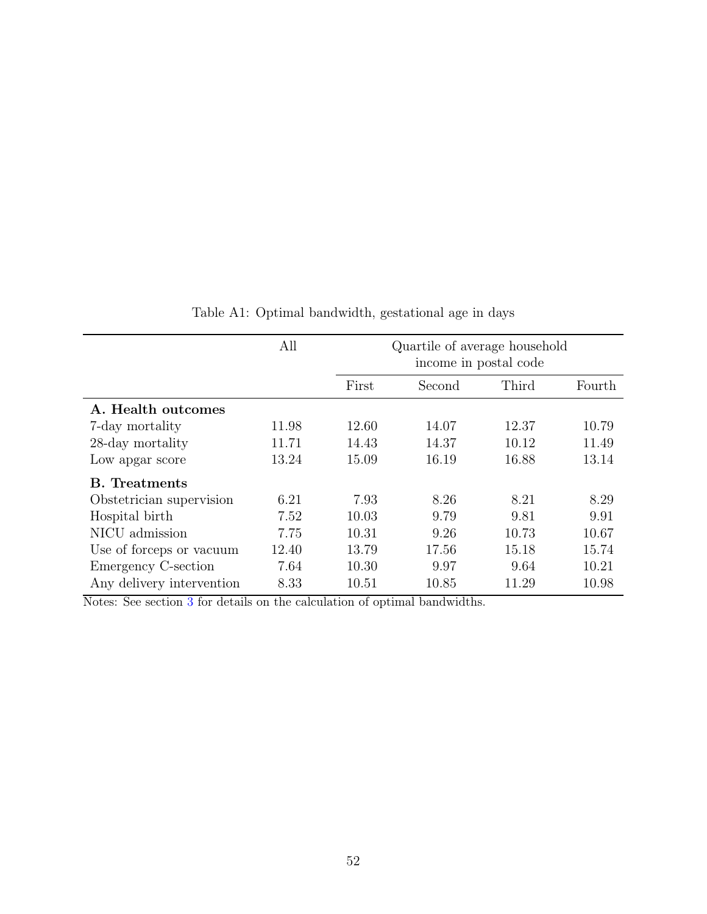Table A1: Optimal bandwidth, gestational age in days

| | All | Quartile of average household income in postal code | | | |
|---|---|---|---|---|---|
| | | First | Second | Third | Fourth |
| **A. Health outcomes** | | | | | |
| 7-day mortality | 11.98 | 12.60 | 14.07 | 12.37 | 10.79 |
| 28-day mortality | 11.71 | 14.43 | 14.37 | 10.12 | 11.49 |
| Low apgar score | 13.24 | 15.09 | 16.19 | 16.88 | 13.14 |
| **B. Treatments** | | | | | |
| Obstetrician supervision | 6.21 | 7.93 | 8.26 | 8.21 | 8.29 |
| Hospital birth | 7.52 | 10.03 | 9.79 | 9.81 | 9.91 |
| NICU admission | 7.75 | 10.31 | 9.26 | 10.73 | 10.67 |
| Use of forceps or vacuum | 12.40 | 13.79 | 17.56 | 15.18 | 15.74 |
| Emergency C-section | 7.64 | 10.30 | 9.97 | 9.64 | 10.21 |
| Any delivery intervention | 8.33 | 10.51 | 10.85 | 11.29 | 10.98 |

Notes: See section 3 for details on the calculation of optimal bandwidths.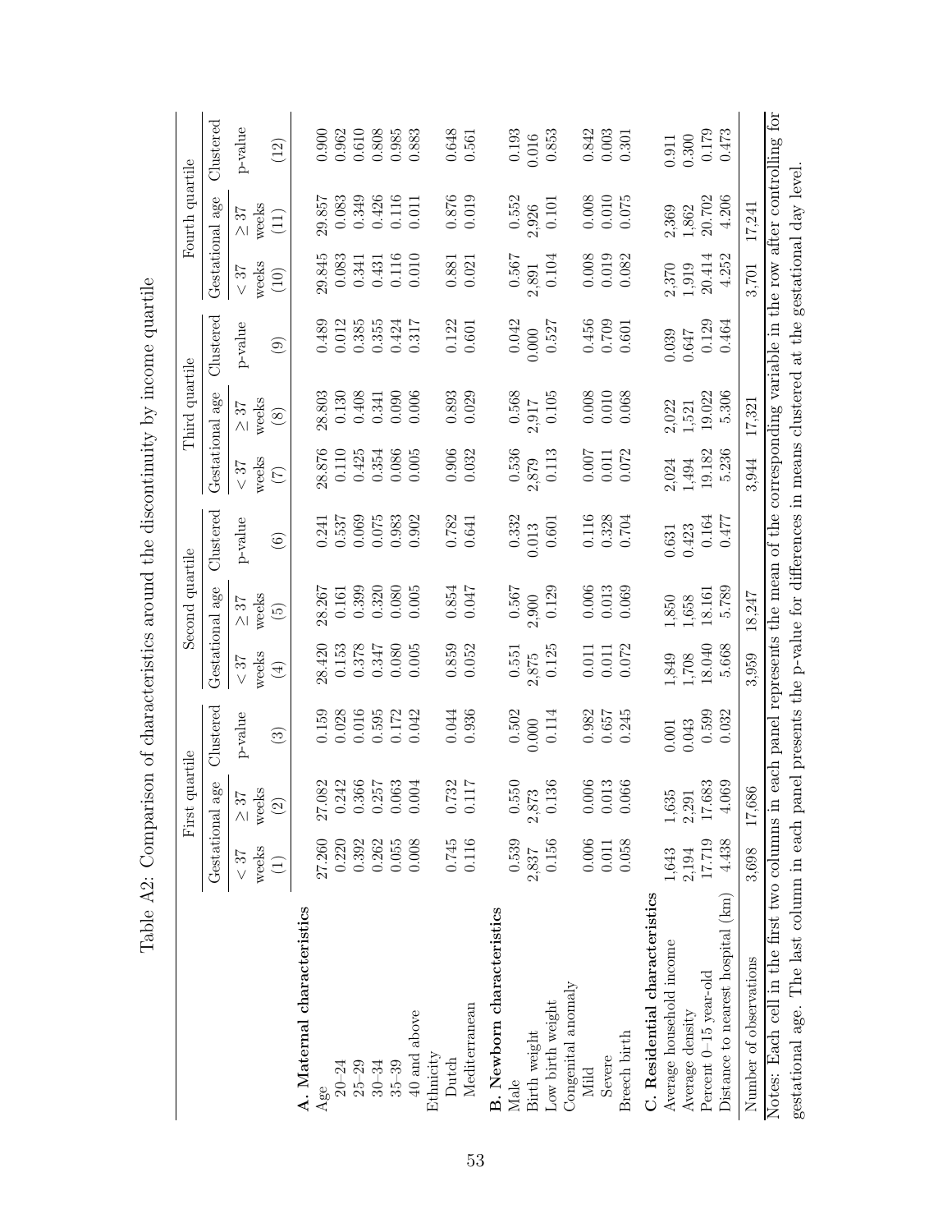Table A2: Comparison of characteristics around the discontinuity by income quartile

| | First quartile | | | Second quartile | | | Third quartile | | | Fourth quartile | | |
|---|---|---|---|---|---|---|---|---|---|---|---|---|
| | Gestational age | | Clustered | Gestational age | | Clustered | Gestational age | | Clustered | Gestational age | | Clustered |
| | $< 37$ weeks | $\geq 37$ weeks | p-value | $< 37$ weeks | $\geq 37$ weeks | p-value | $< 37$ weeks | $\geq 37$ weeks | p-value | $< 37$ weeks | $\geq 37$ weeks | p-value |
| | (1) | (2) | (3) | (4) | (5) | (6) | (7) | (8) | (9) | (10) | (11) | (12) |
| **A. Maternal characteristics** | | | | | | | | | | | | |
| Age | 27.260 | 27.082 | 0.159 | 28.420 | 28.267 | 0.241 | 28.876 | 28.803 | 0.489 | 29.845 | 29.857 | 0.900 |
| 20–24 | 0.220 | 0.242 | 0.028 | 0.153 | 0.161 | 0.537 | 0.110 | 0.130 | 0.012 | 0.083 | 0.083 | 0.962 |
| 25–29 | 0.392 | 0.366 | 0.016 | 0.378 | 0.399 | 0.069 | 0.425 | 0.408 | 0.385 | 0.341 | 0.349 | 0.610 |
| 30–34 | 0.262 | 0.257 | 0.595 | 0.347 | 0.320 | 0.075 | 0.354 | 0.341 | 0.355 | 0.431 | 0.426 | 0.808 |
| 35–39 | 0.055 | 0.063 | 0.172 | 0.080 | 0.080 | 0.983 | 0.086 | 0.090 | 0.424 | 0.116 | 0.116 | 0.985 |
| 40 and above | 0.008 | 0.004 | 0.042 | 0.005 | 0.005 | 0.902 | 0.005 | 0.006 | 0.317 | 0.010 | 0.011 | 0.883 |
| Ethnicity | | | | | | | | | | | | |
| Dutch | 0.745 | 0.732 | 0.044 | 0.859 | 0.854 | 0.782 | 0.906 | 0.893 | 0.122 | 0.881 | 0.876 | 0.648 |
| Mediterranean | 0.116 | 0.117 | 0.936 | 0.052 | 0.047 | 0.641 | 0.032 | 0.029 | 0.601 | 0.021 | 0.019 | 0.561 |
| **B. Newborn characteristics** | | | | | | | | | | | | |
| Male | 0.539 | 0.550 | 0.502 | 0.551 | 0.567 | 0.332 | 0.536 | 0.568 | 0.042 | 0.567 | 0.552 | 0.193 |
| Birth weight | 2,837 | 2,873 | 0.000 | 2,875 | 2,900 | 0.013 | 2,879 | 2,917 | 0.000 | 2,891 | 2,926 | 0.016 |
| Low birth weight | 0.156 | 0.136 | 0.114 | 0.125 | 0.129 | 0.601 | 0.113 | 0.105 | 0.527 | 0.104 | 0.101 | 0.853 |
| Congenital anomaly | | | | | | | | | | | | |
| Mild | 0.006 | 0.006 | 0.982 | 0.011 | 0.006 | 0.116 | 0.007 | 0.008 | 0.456 | 0.008 | 0.008 | 0.842 |
| Severe | 0.011 | 0.013 | 0.657 | 0.011 | 0.013 | 0.328 | 0.011 | 0.010 | 0.709 | 0.019 | 0.010 | 0.003 |
| Breech birth | 0.058 | 0.066 | 0.245 | 0.072 | 0.069 | 0.704 | 0.072 | 0.068 | 0.601 | 0.082 | 0.075 | 0.301 |
| **C. Residential characteristics** | | | | | | | | | | | | |
| Average household income | 1.643 | 1.635 | 0.001 | 1.849 | 1.850 | 0.631 | 2.024 | 2.022 | 0.039 | 2.370 | 2.369 | 0.911 |
| Average density | 2,194 | 2,291 | 0.043 | 1,708 | 1,658 | 0.423 | 1,494 | 1,521 | 0.647 | 1,919 | 1,862 | 0.300 |
| Percent 0–15 year-old | 17.719 | 17.683 | 0.599 | 18.040 | 18.161 | 0.164 | 19.182 | 19.022 | 0.129 | 20.414 | 20.702 | 0.179 |
| Distance to nearest hospital (km) | 4.438 | 4.069 | 0.032 | 5.668 | 5.789 | 0.477 | 5.236 | 5.306 | 0.464 | 4.252 | 4.206 | 0.473 |
| Number of observations | 3,698 | 17,686 | | 3,959 | 18,247 | | 3,944 | 17,321 | | 3,701 | 17,241 | |

Notes: Each cell in the first two columns in each panel represents the mean of the corresponding variable in the row after controlling for gestational age. The last column in each panel presents the p-value for differences in means clustered at the gestational day level.